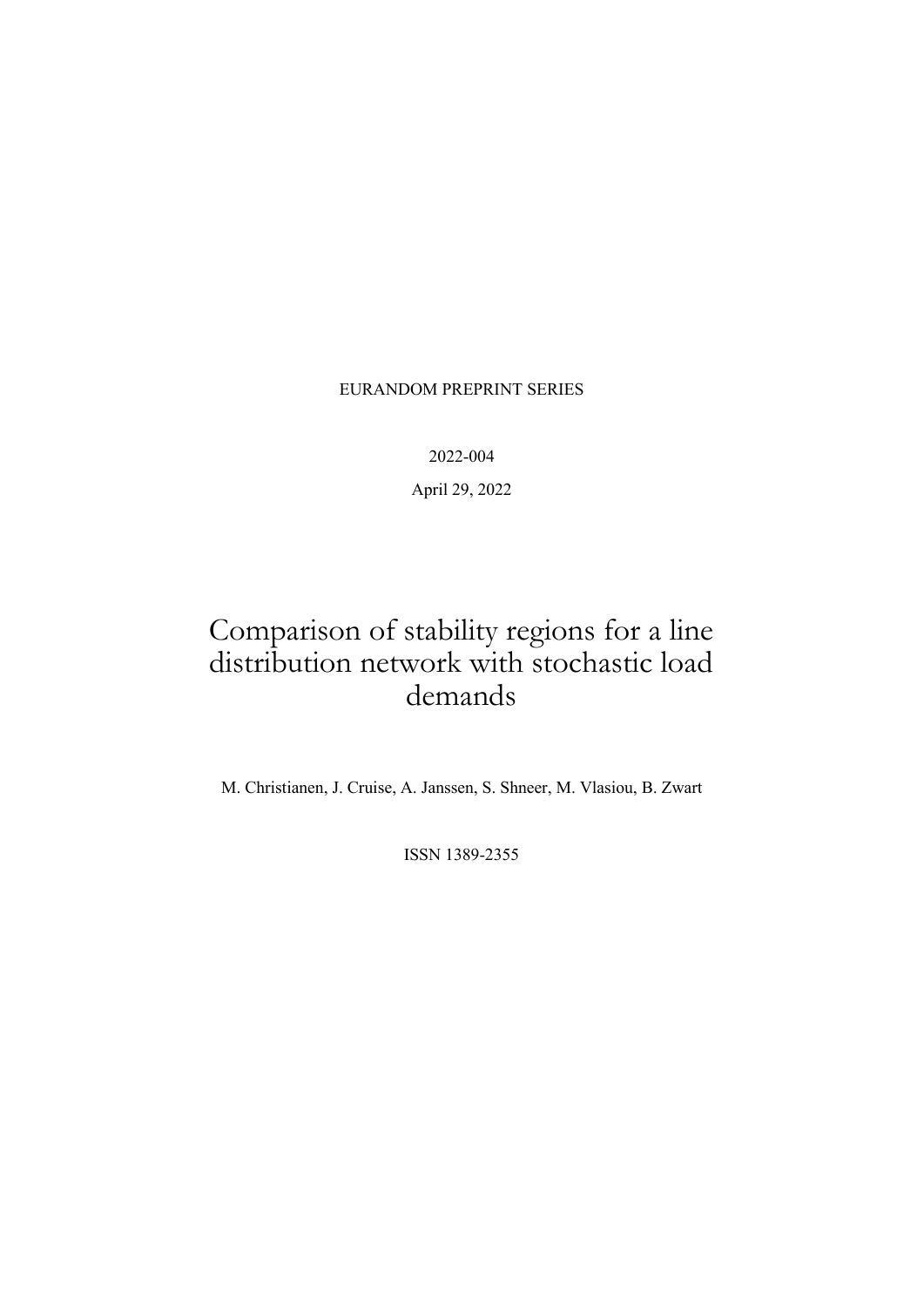EURANDOM PREPRINT SERIES

2022-004

April 29, 2022

# Comparison of stability regions for a line distribution network with stochastic load demands

M. Christianen, J. Cruise, A. Janssen, S. Shneer, M. Vlasiou, B. Zwart

ISSN 1389-2355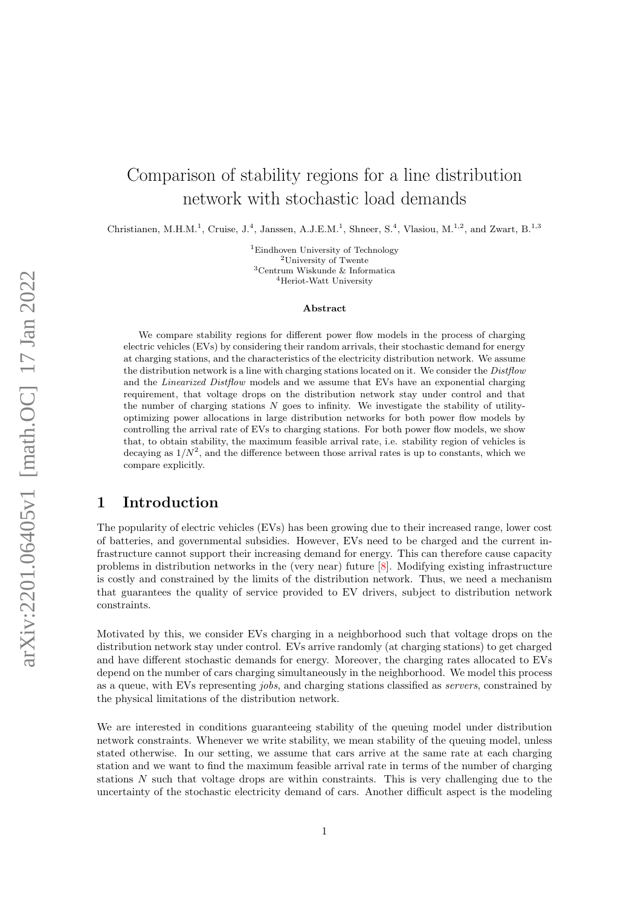# Comparison of stability regions for a line distribution network with stochastic load demands

Christianen, M.H.M.[1], Cruise, J.[4], Janssen, A.J.E.M.[1], Shneer, S.[4], Vlasiou, M.[1,2], and Zwart, B.[1,3]

[1]Eindhoven University of Technology
[2]University of Twente
[3]Centrum Wiskunde & Informatica
[4]Heriot-Watt University

### Abstract

We compare stability regions for different power flow models in the process of charging electric vehicles (EVs) by considering their random arrivals, their stochastic demand for energy at charging stations, and the characteristics of the electricity distribution network. We assume the distribution network is a line with charging stations located on it. We consider the *Distflow* and the *Linearized Distflow* models and we assume that EVs have an exponential charging requirement, that voltage drops on the distribution network stay under control and that the number of charging stations $N$ goes to infinity. We investigate the stability of utility-optimizing power allocations in large distribution networks for both power flow models by controlling the arrival rate of EVs to charging stations. For both power flow models, we show that, to obtain stability, the maximum feasible arrival rate, i.e. stability region of vehicles is decaying as $1/N^2$, and the difference between those arrival rates is up to constants, which we compare explicitly.

## 1 Introduction

The popularity of electric vehicles (EVs) has been growing due to their increased range, lower cost of batteries, and governmental subsidies. However, EVs need to be charged and the current infrastructure cannot support their increasing demand for energy. This can therefore cause capacity problems in distribution networks in the (very near) future [8]. Modifying existing infrastructure is costly and constrained by the limits of the distribution network. Thus, we need a mechanism that guarantees the quality of service provided to EV drivers, subject to distribution network constraints.

Motivated by this, we consider EVs charging in a neighborhood such that voltage drops on the distribution network stay under control. EVs arrive randomly (at charging stations) to get charged and have different stochastic demands for energy. Moreover, the charging rates allocated to EVs depend on the number of cars charging simultaneously in the neighborhood. We model this process as a queue, with EVs representing *jobs*, and charging stations classified as *servers*, constrained by the physical limitations of the distribution network.

We are interested in conditions guaranteeing stability of the queuing model under distribution network constraints. Whenever we write stability, we mean stability of the queuing model, unless stated otherwise. In our setting, we assume that cars arrive at the same rate at each charging station and we want to find the maximum feasible arrival rate in terms of the number of charging stations $N$ such that voltage drops are within constraints. This is very challenging due to the uncertainty of the stochastic electricity demand of cars. Another difficult aspect is the modeling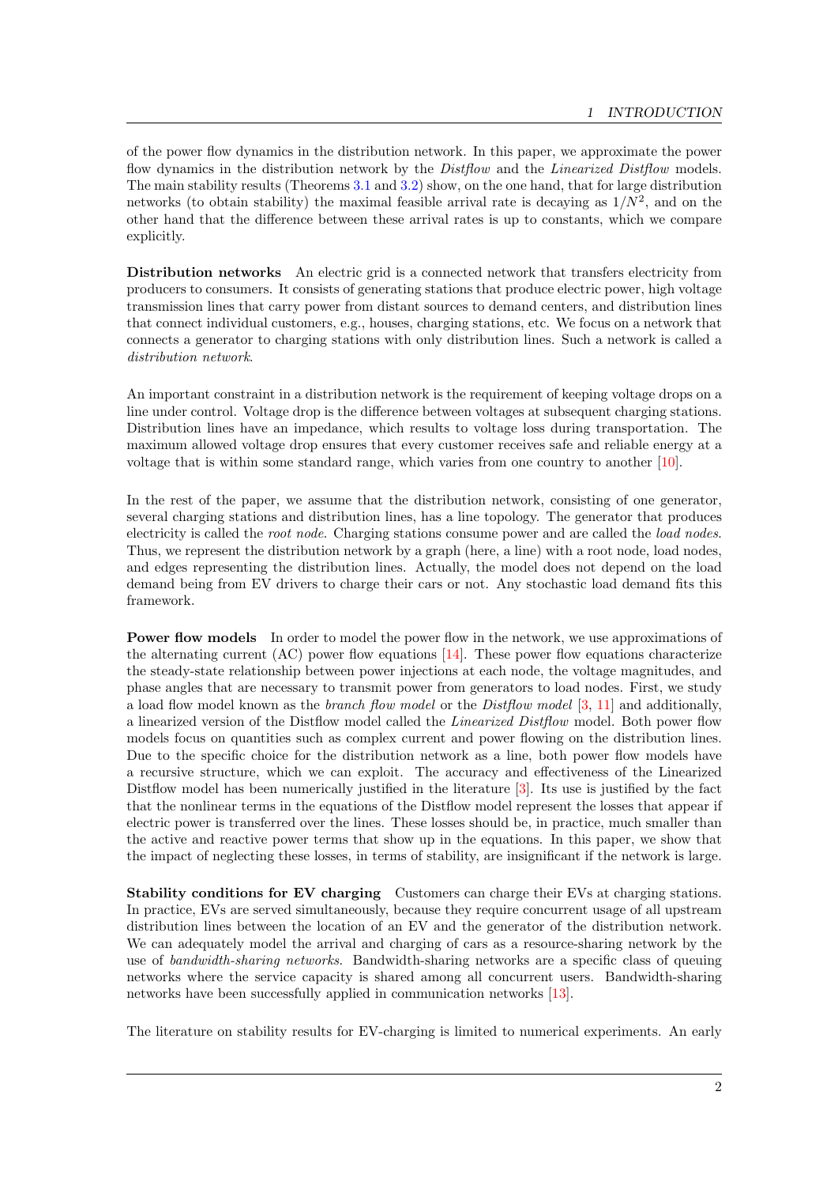of the power flow dynamics in the distribution network. In this paper, we approximate the power flow dynamics in the distribution network by the *Distflow* and the *Linearized Distflow* models. The main stability results (Theorems 3.1 and 3.2) show, on the one hand, that for large distribution networks (to obtain stability) the maximal feasible arrival rate is decaying as $1/N^2$, and on the other hand that the difference between these arrival rates is up to constants, which we compare explicitly.

**Distribution networks** An electric grid is a connected network that transfers electricity from producers to consumers. It consists of generating stations that produce electric power, high voltage transmission lines that carry power from distant sources to demand centers, and distribution lines that connect individual customers, e.g., houses, charging stations, etc. We focus on a network that connects a generator to charging stations with only distribution lines. Such a network is called a *distribution network*.

An important constraint in a distribution network is the requirement of keeping voltage drops on a line under control. Voltage drop is the difference between voltages at subsequent charging stations. Distribution lines have an impedance, which results to voltage loss during transportation. The maximum allowed voltage drop ensures that every customer receives safe and reliable energy at a voltage that is within some standard range, which varies from one country to another [10].

In the rest of the paper, we assume that the distribution network, consisting of one generator, several charging stations and distribution lines, has a line topology. The generator that produces electricity is called the *root node*. Charging stations consume power and are called the *load nodes*. Thus, we represent the distribution network by a graph (here, a line) with a root node, load nodes, and edges representing the distribution lines. Actually, the model does not depend on the load demand being from EV drivers to charge their cars or not. Any stochastic load demand fits this framework.

**Power flow models** In order to model the power flow in the network, we use approximations of the alternating current (AC) power flow equations [14]. These power flow equations characterize the steady-state relationship between power injections at each node, the voltage magnitudes, and phase angles that are necessary to transmit power from generators to load nodes. First, we study a load flow model known as the *branch flow model* or the *Distflow model* [3, 11] and additionally, a linearized version of the Distflow model called the *Linearized Distflow* model. Both power flow models focus on quantities such as complex current and power flowing on the distribution lines. Due to the specific choice for the distribution network as a line, both power flow models have a recursive structure, which we can exploit. The accuracy and effectiveness of the Linearized Distflow model has been numerically justified in the literature [3]. Its use is justified by the fact that the nonlinear terms in the equations of the Distflow model represent the losses that appear if electric power is transferred over the lines. These losses should be, in practice, much smaller than the active and reactive power terms that show up in the equations. In this paper, we show that the impact of neglecting these losses, in terms of stability, are insignificant if the network is large.

**Stability conditions for EV charging** Customers can charge their EVs at charging stations. In practice, EVs are served simultaneously, because they require concurrent usage of all upstream distribution lines between the location of an EV and the generator of the distribution network. We can adequately model the arrival and charging of cars as a resource-sharing network by the use of *bandwidth-sharing networks*. Bandwidth-sharing networks are a specific class of queuing networks where the service capacity is shared among all concurrent users. Bandwidth-sharing networks have been successfully applied in communication networks [13].

The literature on stability results for EV-charging is limited to numerical experiments. An early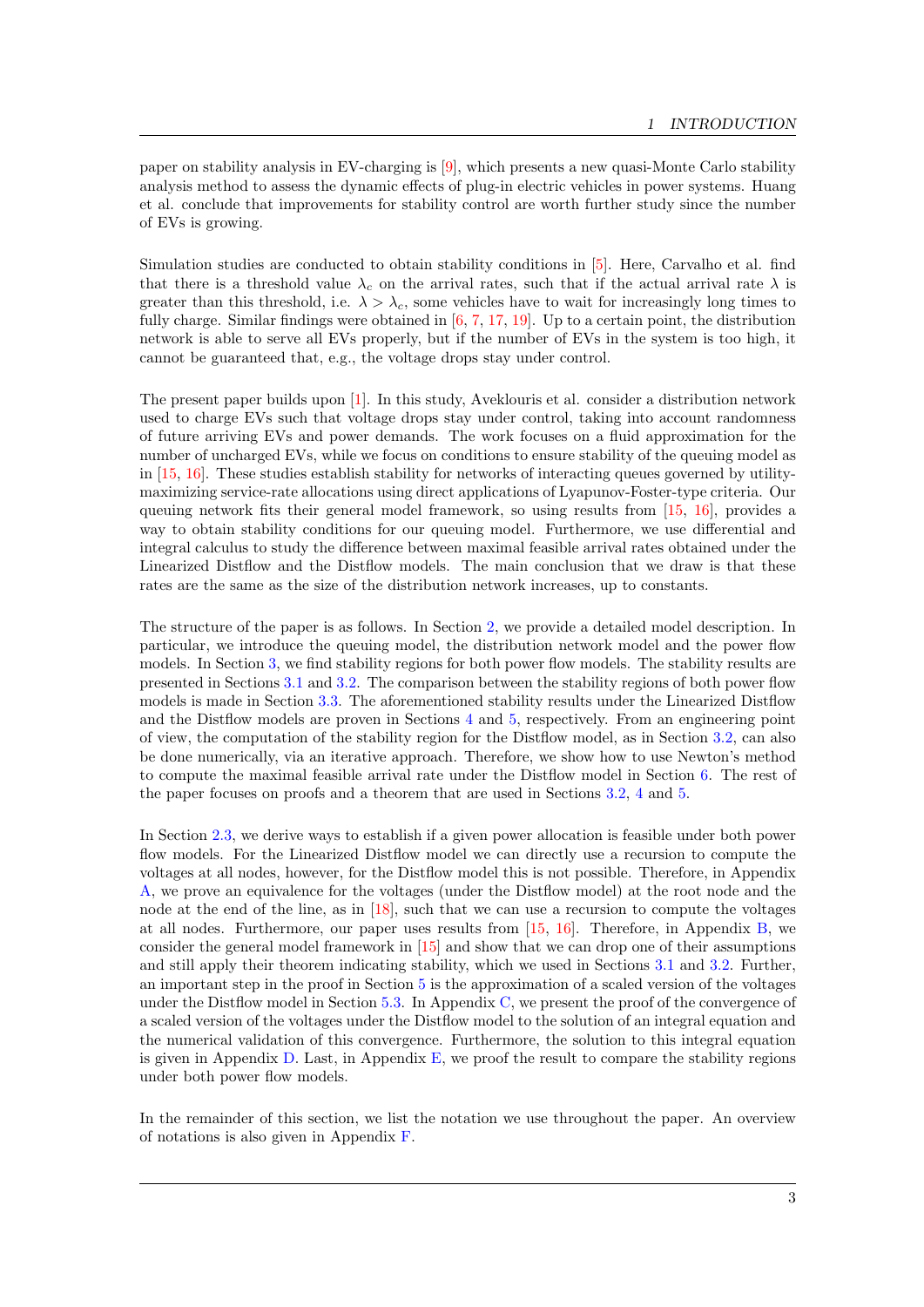paper on stability analysis in EV-charging is [9], which presents a new quasi-Monte Carlo stability analysis method to assess the dynamic effects of plug-in electric vehicles in power systems. Huang et al. conclude that improvements for stability control are worth further study since the number of EVs is growing.

Simulation studies are conducted to obtain stability conditions in [5]. Here, Carvalho et al. find that there is a threshold value $\lambda_c$ on the arrival rates, such that if the actual arrival rate $\lambda$ is greater than this threshold, i.e. $\lambda > \lambda_c$, some vehicles have to wait for increasingly long times to fully charge. Similar findings were obtained in [6, 7, 17, 19]. Up to a certain point, the distribution network is able to serve all EVs properly, but if the number of EVs in the system is too high, it cannot be guaranteed that, e.g., the voltage drops stay under control.

The present paper builds upon [1]. In this study, Aveklouris et al. consider a distribution network used to charge EVs such that voltage drops stay under control, taking into account randomness of future arriving EVs and power demands. The work focuses on a fluid approximation for the number of uncharged EVs, while we focus on conditions to ensure stability of the queuing model as in [15, 16]. These studies establish stability for networks of interacting queues governed by utility-maximizing service-rate allocations using direct applications of Lyapunov-Foster-type criteria. Our queuing network fits their general model framework, so using results from [15, 16], provides a way to obtain stability conditions for our queuing model. Furthermore, we use differential and integral calculus to study the difference between maximal feasible arrival rates obtained under the Linearized Distflow and the Distflow models. The main conclusion that we draw is that these rates are the same as the size of the distribution network increases, up to constants.

The structure of the paper is as follows. In Section 2, we provide a detailed model description. In particular, we introduce the queuing model, the distribution network model and the power flow models. In Section 3, we find stability regions for both power flow models. The stability results are presented in Sections 3.1 and 3.2. The comparison between the stability regions of both power flow models is made in Section 3.3. The aforementioned stability results under the Linearized Distflow and the Distflow models are proven in Sections 4 and 5, respectively. From an engineering point of view, the computation of the stability region for the Distflow model, as in Section 3.2, can also be done numerically, via an iterative approach. Therefore, we show how to use Newton's method to compute the maximal feasible arrival rate under the Distflow model in Section 6. The rest of the paper focuses on proofs and a theorem that are used in Sections 3.2, 4 and 5.

In Section 2.3, we derive ways to establish if a given power allocation is feasible under both power flow models. For the Linearized Distflow model we can directly use a recursion to compute the voltages at all nodes, however, for the Distflow model this is not possible. Therefore, in Appendix A, we prove an equivalence for the voltages (under the Distflow model) at the root node and the node at the end of the line, as in [18], such that we can use a recursion to compute the voltages at all nodes. Furthermore, our paper uses results from [15, 16]. Therefore, in Appendix B, we consider the general model framework in [15] and show that we can drop one of their assumptions and still apply their theorem indicating stability, which we used in Sections 3.1 and 3.2. Further, an important step in the proof in Section 5 is the approximation of a scaled version of the voltages under the Distflow model in Section 5.3. In Appendix C, we present the proof of the convergence of a scaled version of the voltages under the Distflow model to the solution of an integral equation and the numerical validation of this convergence. Furthermore, the solution to this integral equation is given in Appendix D. Last, in Appendix E, we proof the result to compare the stability regions under both power flow models.

In the remainder of this section, we list the notation we use throughout the paper. An overview of notations is also given in Appendix F.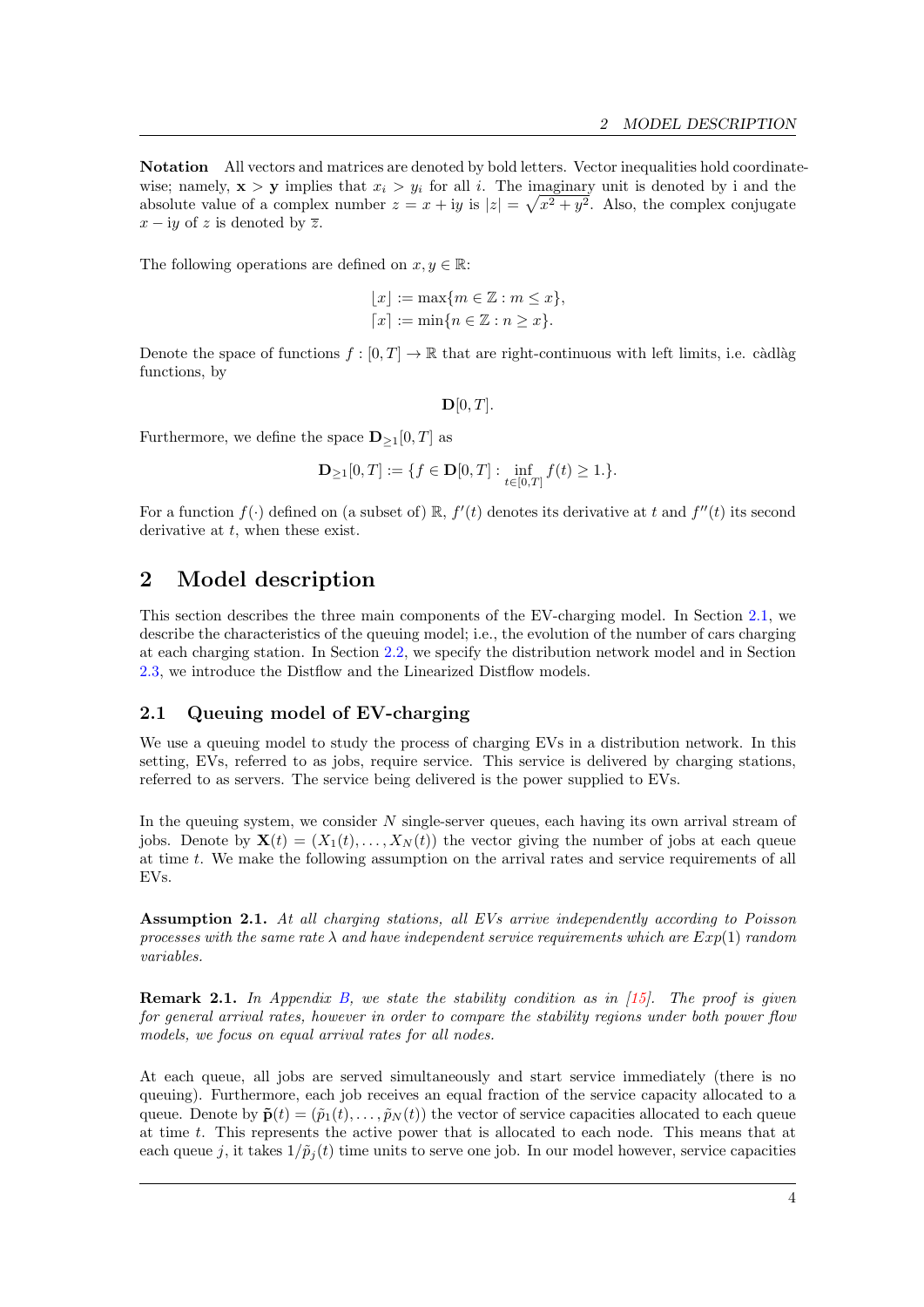**Notation** All vectors and matrices are denoted by bold letters. Vector inequalities hold coordinate-wise; namely, $\mathbf{x} > \mathbf{y}$ implies that $x_i > y_i$ for all $i$. The imaginary unit is denoted by i and the absolute value of a complex number $z = x + \mathrm{i}y$ is $|z| = \sqrt{x^2 + y^2}$. Also, the complex conjugate $x - \mathrm{i}y$ of $z$ is denoted by $\overline{z}$.

The following operations are defined on $x, y \in \mathbb{R}$:

$$\lfloor x \rfloor := \max\{m \in \mathbb{Z} : m \leq x\},$$
$$\lceil x \rceil := \min\{n \in \mathbb{Z} : n \geq x\}.$$

Denote the space of functions $f : [0, T] \to \mathbb{R}$ that are right-continuous with left limits, i.e. càdlàg functions, by

$$\mathbf{D}[0, T].$$

Furthermore, we define the space $\mathbf{D}_{\geq 1}[0, T]$ as

$$\mathbf{D}_{\geq 1}[0, T] := \{f \in \mathbf{D}[0, T] : \inf_{t \in [0,T]} f(t) \geq 1.\}.$$

For a function $f(\cdot)$ defined on (a subset of) $\mathbb{R}$, $f'(t)$ denotes its derivative at $t$ and $f''(t)$ its second derivative at $t$, when these exist.

# 2 Model description

This section describes the three main components of the EV-charging model. In Section 2.1, we describe the characteristics of the queuing model; i.e., the evolution of the number of cars charging at each charging station. In Section 2.2, we specify the distribution network model and in Section 2.3, we introduce the Distflow and the Linearized Distflow models.

## 2.1 Queuing model of EV-charging

We use a queuing model to study the process of charging EVs in a distribution network. In this setting, EVs, referred to as jobs, require service. This service is delivered by charging stations, referred to as servers. The service being delivered is the power supplied to EVs.

In the queuing system, we consider $N$ single-server queues, each having its own arrival stream of jobs. Denote by $\mathbf{X}(t) = (X_1(t), \dots, X_N(t))$ the vector giving the number of jobs at each queue at time $t$. We make the following assumption on the arrival rates and service requirements of all EVs.

**Assumption 2.1.** *At all charging stations, all EVs arrive independently according to Poisson processes with the same rate $\lambda$ and have independent service requirements which are $Exp(1)$ random variables.*

**Remark 2.1.** *In Appendix B, we state the stability condition as in [15]. The proof is given for general arrival rates, however in order to compare the stability regions under both power flow models, we focus on equal arrival rates for all nodes.*

At each queue, all jobs are served simultaneously and start service immediately (there is no queuing). Furthermore, each job receives an equal fraction of the service capacity allocated to a queue. Denote by $\tilde{\mathbf{p}}(t) = (\tilde{p}_1(t), \dots, \tilde{p}_N(t))$ the vector of service capacities allocated to each queue at time $t$. This represents the active power that is allocated to each node. This means that at each queue $j$, it takes $1/\tilde{p}_j(t)$ time units to serve one job. In our model however, service capacities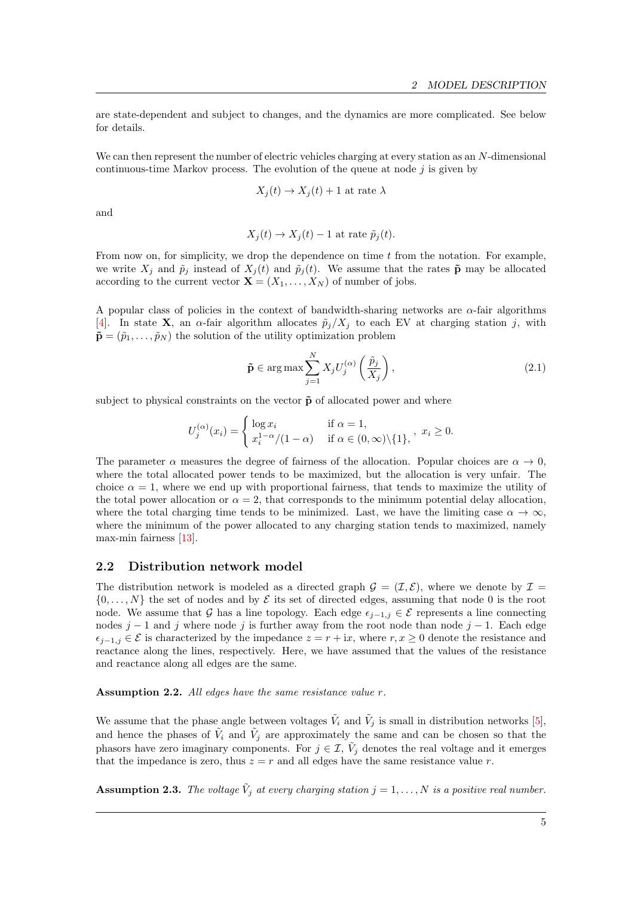are state-dependent and subject to changes, and the dynamics are more complicated. See below for details.

We can then represent the number of electric vehicles charging at every station as an $N$-dimensional continuous-time Markov process. The evolution of the queue at node $j$ is given by

$$X_j(t) \to X_j(t) + 1 \text{ at rate } \lambda$$

and

$$X_j(t) \to X_j(t) - 1 \text{ at rate } \tilde{p}_j(t).$$

From now on, for simplicity, we drop the dependence on time $t$ from the notation. For example, we write $X_j$ and $\tilde{p}_j$ instead of $X_j(t)$ and $\tilde{p}_j(t)$. We assume that the rates $\tilde{\mathbf{p}}$ may be allocated according to the current vector $\mathbf{X} = (X_1, \ldots, X_N)$ of number of jobs.

A popular class of policies in the context of bandwidth-sharing networks are $\alpha$-fair algorithms [4]. In state $\mathbf{X}$, an $\alpha$-fair algorithm allocates $\tilde{p}_j/X_j$ to each EV at charging station $j$, with $\tilde{\mathbf{p}} = (\tilde{p}_1, \ldots, \tilde{p}_N)$ the solution of the utility optimization problem

$$\tilde{\mathbf{p}} \in \arg\max \sum_{j=1}^{N} X_j U_j^{(\alpha)}\left(\frac{\tilde{p}_j}{X_j}\right), \tag{2.1}$$

subject to physical constraints on the vector $\tilde{\mathbf{p}}$ of allocated power and where

$$U_j^{(\alpha)}(x_i) = \begin{cases} \log x_i & \text{if } \alpha = 1, \\ x_i^{1-\alpha}/(1-\alpha) & \text{if } \alpha \in (0,\infty)\backslash\{1\}, \end{cases}, \; x_i \geq 0.$$

The parameter $\alpha$ measures the degree of fairness of the allocation. Popular choices are $\alpha \to 0$, where the total allocated power tends to be maximized, but the allocation is very unfair. The choice $\alpha = 1$, where we end up with proportional fairness, that tends to maximize the utility of the total power allocation or $\alpha = 2$, that corresponds to the minimum potential delay allocation, where the total charging time tends to be minimized. Last, we have the limiting case $\alpha \to \infty$, where the minimum of the power allocated to any charging station tends to maximized, namely max-min fairness [13].

## 2.2 Distribution network model

The distribution network is modeled as a directed graph $\mathcal{G} = (\mathcal{I}, \mathcal{E})$, where we denote by $\mathcal{I} = \{0, \ldots, N\}$ the set of nodes and by $\mathcal{E}$ its set of directed edges, assuming that node 0 is the root node. We assume that $\mathcal{G}$ has a line topology. Each edge $\epsilon_{j-1,j} \in \mathcal{E}$ represents a line connecting nodes $j-1$ and $j$ where node $j$ is further away from the root node than node $j-1$. Each edge $\epsilon_{j-1,j} \in \mathcal{E}$ is characterized by the impedance $z = r + \mathrm{i}x$, where $r, x \geq 0$ denote the resistance and reactance along the lines, respectively. Here, we have assumed that the values of the resistance and reactance along all edges are the same.

**Assumption 2.2.** *All edges have the same resistance value $r$.*

We assume that the phase angle between voltages $\tilde{V}_i$ and $\tilde{V}_j$ is small in distribution networks [5], and hence the phases of $\tilde{V}_i$ and $\tilde{V}_j$ are approximately the same and can be chosen so that the phasors have zero imaginary components. For $j \in \mathcal{I}$, $\tilde{V}_j$ denotes the real voltage and it emerges that the impedance is zero, thus $z = r$ and all edges have the same resistance value $r$.

**Assumption 2.3.** *The voltage $\tilde{V}_j$ at every charging station $j = 1, \ldots, N$ is a positive real number.*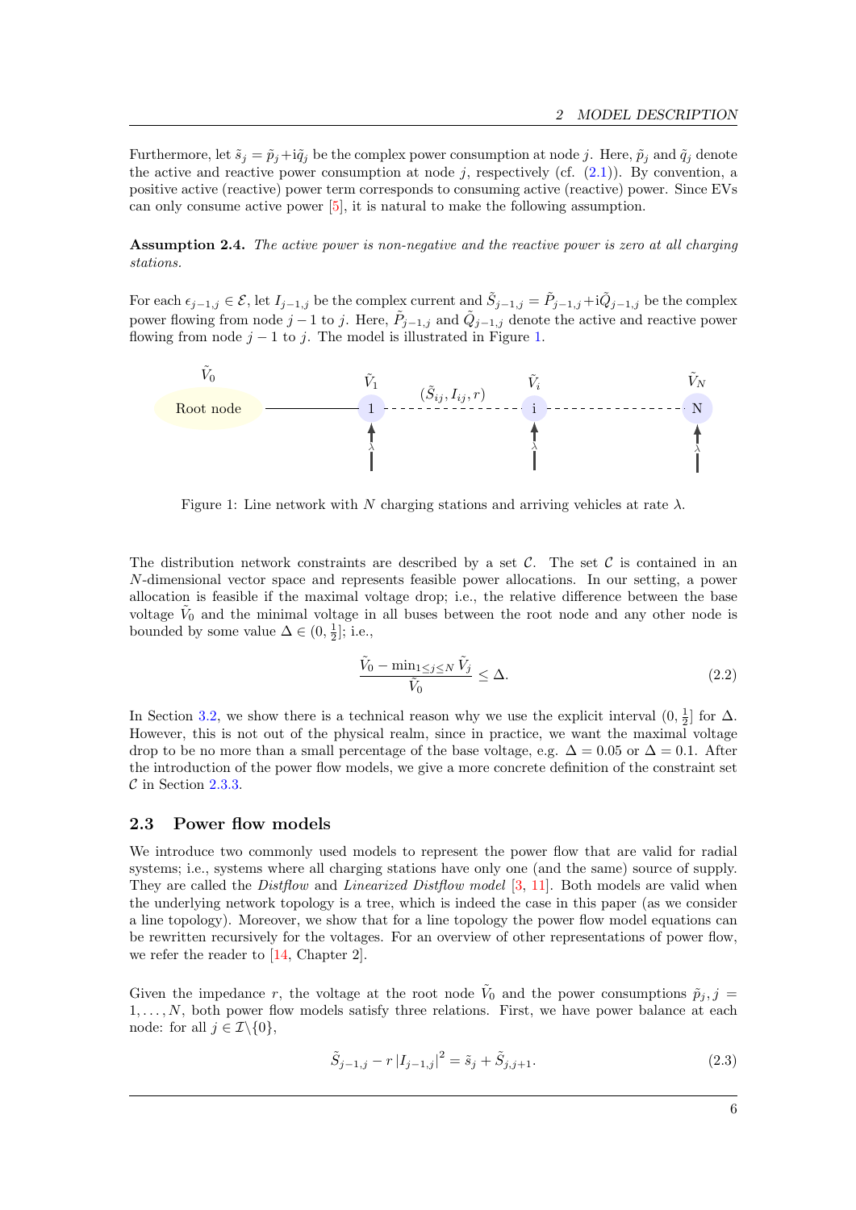Furthermore, let $\tilde{s}_j = \tilde{p}_j + \mathrm{i}\tilde{q}_j$ be the complex power consumption at node $j$. Here, $\tilde{p}_j$ and $\tilde{q}_j$ denote the active and reactive power consumption at node $j$, respectively (cf. (2.1)). By convention, a positive active (reactive) power term corresponds to consuming active (reactive) power. Since EVs can only consume active power [5], it is natural to make the following assumption.

**Assumption 2.4.** *The active power is non-negative and the reactive power is zero at all charging stations.*

For each $\epsilon_{j-1,j} \in \mathcal{E}$, let $I_{j-1,j}$ be the complex current and $\tilde{S}_{j-1,j} = \tilde{P}_{j-1,j} + \mathrm{i}\tilde{Q}_{j-1,j}$ be the complex power flowing from node $j-1$ to $j$. Here, $\tilde{P}_{j-1,j}$ and $\tilde{Q}_{j-1,j}$ denote the active and reactive power flowing from node $j-1$ to $j$. The model is illustrated in Figure 1.

Figure 1: Line network with $N$ charging stations and arriving vehicles at rate $\lambda$.

The distribution network constraints are described by a set $\mathcal{C}$. The set $\mathcal{C}$ is contained in an $N$-dimensional vector space and represents feasible power allocations. In our setting, a power allocation is feasible if the maximal voltage drop; i.e., the relative difference between the base voltage $\tilde{V}_0$ and the minimal voltage in all buses between the root node and any other node is bounded by some value $\Delta \in (0, \frac{1}{2}]$; i.e.,

$$\frac{\tilde{V}_0 - \min_{1 \leq j \leq N} \tilde{V}_j}{\tilde{V}_0} \leq \Delta. \tag{2.2}$$

In Section 3.2, we show there is a technical reason why we use the explicit interval $(0, \frac{1}{2}]$ for $\Delta$. However, this is not out of the physical realm, since in practice, we want the maximal voltage drop to be no more than a small percentage of the base voltage, e.g. $\Delta = 0.05$ or $\Delta = 0.1$. After the introduction of the power flow models, we give a more concrete definition of the constraint set $\mathcal{C}$ in Section 2.3.3.

## 2.3 Power flow models

We introduce two commonly used models to represent the power flow that are valid for radial systems; i.e., systems where all charging stations have only one (and the same) source of supply. They are called the *Distflow* and *Linearized Distflow model* [3, 11]. Both models are valid when the underlying network topology is a tree, which is indeed the case in this paper (as we consider a line topology). Moreover, we show that for a line topology the power flow model equations can be rewritten recursively for the voltages. For an overview of other representations of power flow, we refer the reader to [14, Chapter 2].

Given the impedance $r$, the voltage at the root node $\tilde{V}_0$ and the power consumptions $\tilde{p}_j, j = 1, \ldots, N$, both power flow models satisfy three relations. First, we have power balance at each node: for all $j \in \mathcal{I} \backslash \{0\}$,

$$\tilde{S}_{j-1,j} - r \left| I_{j-1,j} \right|^2 = \tilde{s}_j + \tilde{S}_{j,j+1}. \tag{2.3}$$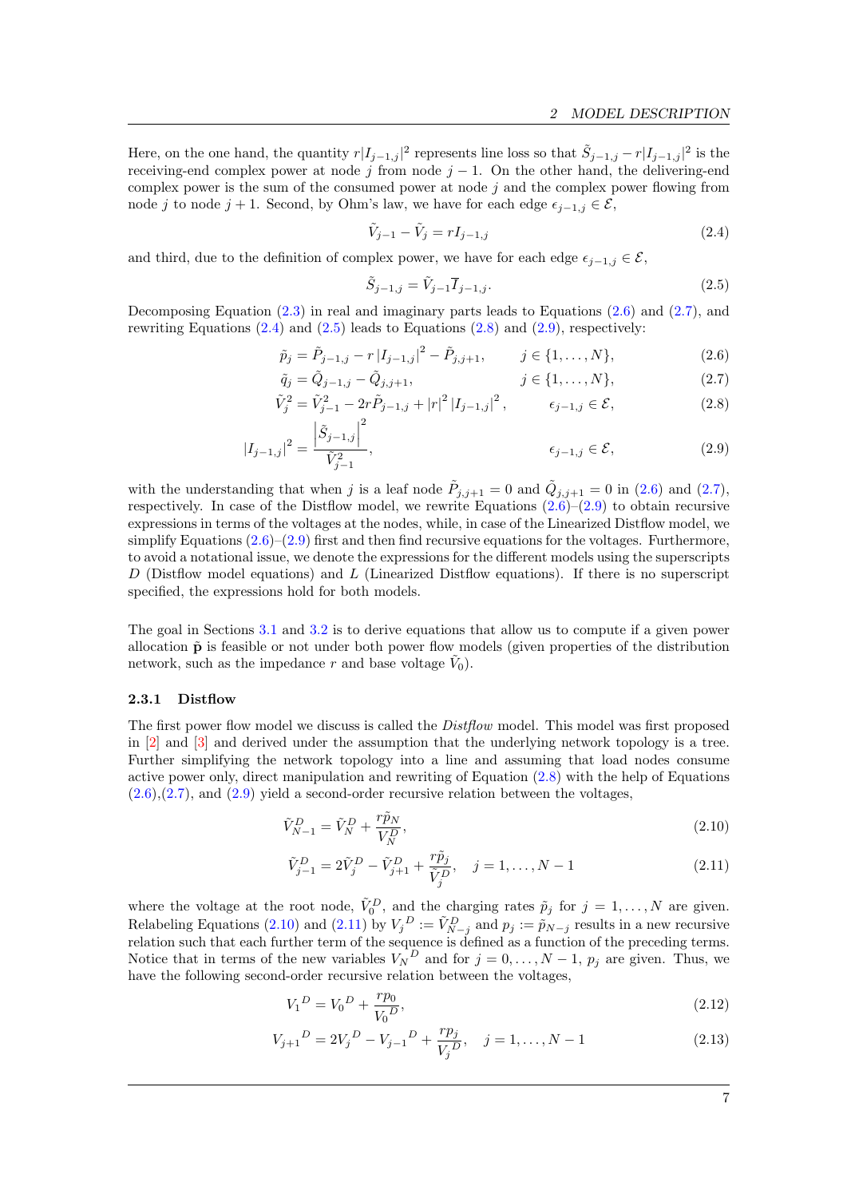Here, on the one hand, the quantity $r|I_{j-1,j}|^2$ represents line loss so that $\tilde{S}_{j-1,j} - r|I_{j-1,j}|^2$ is the receiving-end complex power at node $j$ from node $j-1$. On the other hand, the delivering-end complex power is the sum of the consumed power at node $j$ and the complex power flowing from node $j$ to node $j+1$. Second, by Ohm's law, we have for each edge $\epsilon_{j-1,j} \in \mathcal{E}$,

$$\tilde{V}_{j-1} - \tilde{V}_j = rI_{j-1,j} \tag{2.4}$$

and third, due to the definition of complex power, we have for each edge $\epsilon_{j-1,j} \in \mathcal{E}$,

$$\tilde{S}_{j-1,j} = \tilde{V}_{j-1}\overline{I}_{j-1,j}. \tag{2.5}$$

Decomposing Equation (2.3) in real and imaginary parts leads to Equations (2.6) and (2.7), and rewriting Equations (2.4) and (2.5) leads to Equations (2.8) and (2.9), respectively:

$$\tilde{p}_j = \tilde{P}_{j-1,j} - r\left|I_{j-1,j}\right|^2 - \tilde{P}_{j,j+1}, \qquad j \in \{1, \ldots, N\}, \tag{2.6}$$

$$\tilde{q}_j = \tilde{Q}_{j-1,j} - \tilde{Q}_{j,j+1}, \qquad j \in \{1, \ldots, N\}, \tag{2.7}$$

$$\tilde{V}_j^2 = \tilde{V}_{j-1}^2 - 2r\tilde{P}_{j-1,j} + |r|^2\left|I_{j-1,j}\right|^2, \qquad \epsilon_{j-1,j} \in \mathcal{E}, \tag{2.8}$$

$$\left|I_{j-1,j}\right|^2 = \frac{\left|\tilde{S}_{j-1,j}\right|^2}{\tilde{V}_{j-1}^2}, \qquad \epsilon_{j-1,j} \in \mathcal{E}, \tag{2.9}$$

with the understanding that when $j$ is a leaf node $\tilde{P}_{j,j+1} = 0$ and $\tilde{Q}_{j,j+1} = 0$ in (2.6) and (2.7), respectively. In case of the Distflow model, we rewrite Equations (2.6)–(2.9) to obtain recursive expressions in terms of the voltages at the nodes, while, in case of the Linearized Distflow model, we simplify Equations (2.6)–(2.9) first and then find recursive equations for the voltages. Furthermore, to avoid a notational issue, we denote the expressions for the different models using the superscripts $D$ (Distflow model equations) and $L$ (Linearized Distflow equations). If there is no superscript specified, the expressions hold for both models.

The goal in Sections 3.1 and 3.2 is to derive equations that allow us to compute if a given power allocation $\tilde{\mathbf{p}}$ is feasible or not under both power flow models (given properties of the distribution network, such as the impedance $r$ and base voltage $\tilde{V}_0$).

### 2.3.1 Distflow

The first power flow model we discuss is called the *Distflow* model. This model was first proposed in [2] and [3] and derived under the assumption that the underlying network topology is a tree. Further simplifying the network topology into a line and assuming that load nodes consume active power only, direct manipulation and rewriting of Equation (2.8) with the help of Equations (2.6),(2.7), and (2.9) yield a second-order recursive relation between the voltages,

$$\tilde{V}_{N-1}^D = \tilde{V}_N^D + \frac{r\tilde{p}_N}{\tilde{V}_N^D}, \tag{2.10}$$

$$\tilde{V}_{j-1}^D = 2\tilde{V}_j^D - \tilde{V}_{j+1}^D + \frac{r\tilde{p}_j}{\tilde{V}_j^D}, \quad j = 1, \ldots, N-1 \tag{2.11}$$

where the voltage at the root node, $\tilde{V}_0^D$, and the charging rates $\tilde{p}_j$ for $j = 1, \ldots, N$ are given. Relabeling Equations (2.10) and (2.11) by ${V_j}^D := \tilde{V}_{N-j}^D$ and $p_j := \tilde{p}_{N-j}$ results in a new recursive relation such that each further term of the sequence is defined as a function of the preceding terms. Notice that in terms of the new variables ${V_N}^D$ and for $j = 0, \ldots, N-1$, $p_j$ are given. Thus, we have the following second-order recursive relation between the voltages,

$${V_1}^D = {V_0}^D + \frac{rp_0}{{V_0}^D}, \tag{2.12}$$

$${V_{j+1}}^D = 2{V_j}^D - {V_{j-1}}^D + \frac{rp_j}{{V_j}^D}, \quad j = 1, \ldots, N-1 \tag{2.13}$$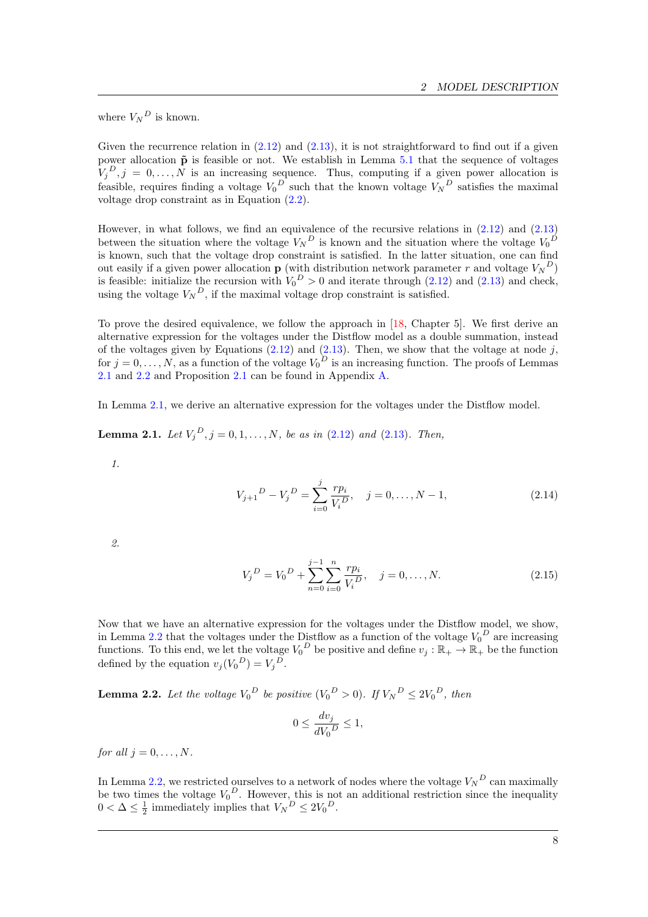where ${V_N}^D$ is known.

Given the recurrence relation in (2.12) and (2.13), it is not straightforward to find out if a given power allocation $\tilde{\mathbf{p}}$ is feasible or not. We establish in Lemma 5.1 that the sequence of voltages ${V_j}^D, j = 0, \ldots, N$ is an increasing sequence. Thus, computing if a given power allocation is feasible, requires finding a voltage ${V_0}^D$ such that the known voltage ${V_N}^D$ satisfies the maximal voltage drop constraint as in Equation (2.2).

However, in what follows, we find an equivalence of the recursive relations in (2.12) and (2.13) between the situation where the voltage ${V_N}^D$ is known and the situation where the voltage ${V_0}^D$ is known, such that the voltage drop constraint is satisfied. In the latter situation, one can find out easily if a given power allocation $\mathbf{p}$ (with distribution network parameter $r$ and voltage ${V_N}^D$) is feasible: initialize the recursion with ${V_0}^D > 0$ and iterate through (2.12) and (2.13) and check, using the voltage ${V_N}^D$, if the maximal voltage drop constraint is satisfied.

To prove the desired equivalence, we follow the approach in [18, Chapter 5]. We first derive an alternative expression for the voltages under the Distflow model as a double summation, instead of the voltages given by Equations (2.12) and (2.13). Then, we show that the voltage at node $j$, for $j = 0, \ldots, N$, as a function of the voltage ${V_0}^D$ is an increasing function. The proofs of Lemmas 2.1 and 2.2 and Proposition 2.1 can be found in Appendix A.

In Lemma 2.1, we derive an alternative expression for the voltages under the Distflow model.

**Lemma 2.1.** *Let ${V_j}^D, j = 0, 1, \ldots, N$, be as in (2.12) and (2.13). Then,*

1.

$$
{V_{j+1}}^D - {V_j}^D = \sum_{i=0}^{j} \frac{rp_i}{{V_i}^D}, \quad j = 0, \ldots, N-1, \tag{2.14}
$$

2.

$$
{V_j}^D = {V_0}^D + \sum_{n=0}^{j-1} \sum_{i=0}^{n} \frac{rp_i}{{V_i}^D}, \quad j = 0, \ldots, N. \tag{2.15}
$$

Now that we have an alternative expression for the voltages under the Distflow model, we show, in Lemma 2.2 that the voltages under the Distflow as a function of the voltage ${V_0}^D$ are increasing functions. To this end, we let the voltage ${V_0}^D$ be positive and define $v_j : \mathbb{R}_+ \to \mathbb{R}_+$ be the function defined by the equation $v_j({V_0}^D) = {V_j}^D$.

**Lemma 2.2.** *Let the voltage ${V_0}^D$ be positive (${V_0}^D > 0$). If ${V_N}^D \leq 2{V_0}^D$, then*

$$
0 \leq \frac{dv_j}{d{V_0}^D} \leq 1,
$$

*for all $j = 0, \ldots, N$.*

In Lemma 2.2, we restricted ourselves to a network of nodes where the voltage ${V_N}^D$ can maximally be two times the voltage ${V_0}^D$. However, this is not an additional restriction since the inequality $0 < \Delta \leq \frac{1}{2}$ immediately implies that ${V_N}^D \leq 2{V_0}^D$.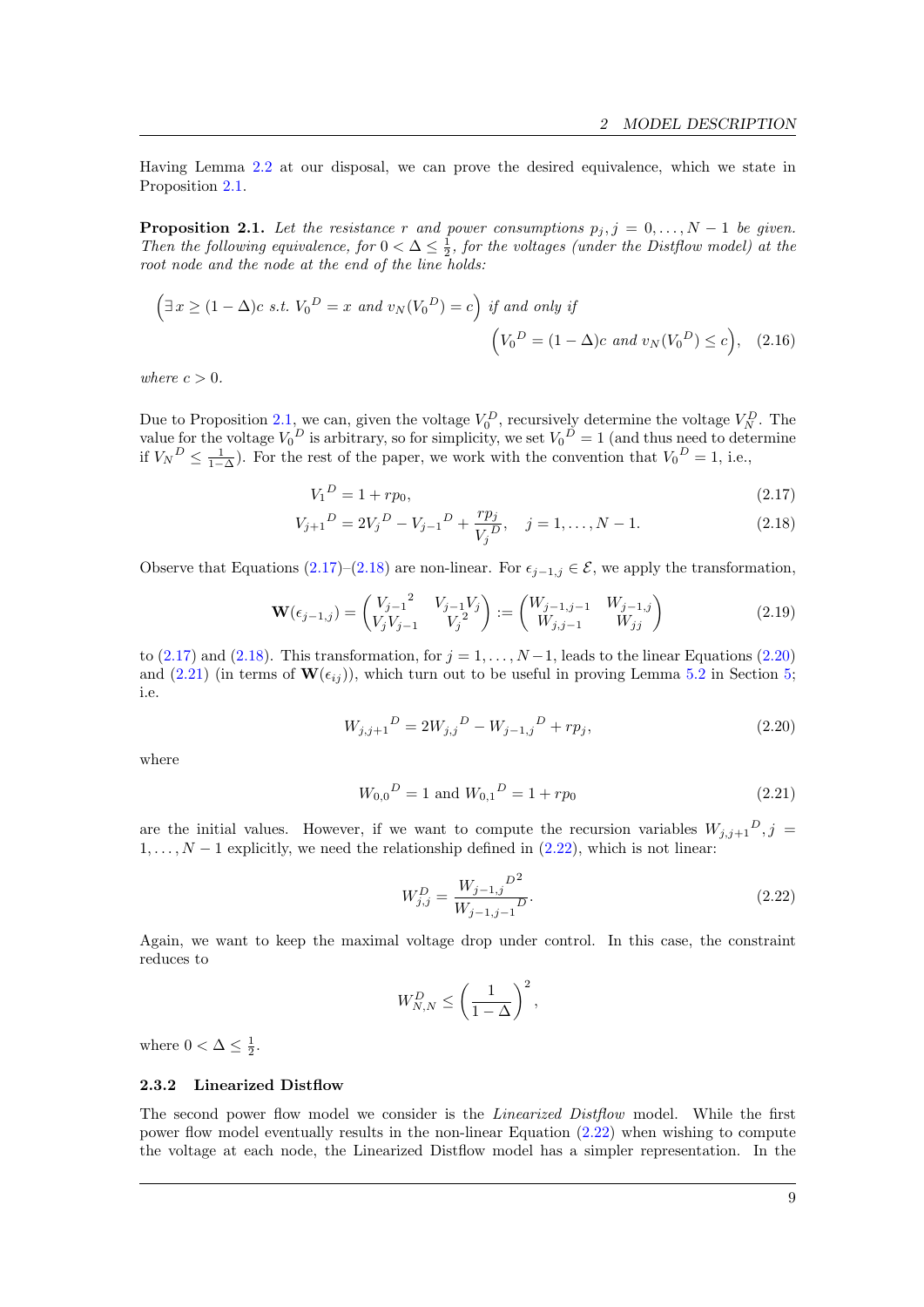Having Lemma 2.2 at our disposal, we can prove the desired equivalence, which we state in Proposition 2.1.

**Proposition 2.1.** *Let the resistance $r$ and power consumptions $p_j, j = 0, \dots, N-1$ be given. Then the following equivalence, for $0 < \Delta \leq \frac{1}{2}$, for the voltages (under the Distflow model) at the root node and the node at the end of the line holds:*

$$\Big(\exists\, x \geq (1-\Delta)c \text{ s.t. } {V_0}^D = x \text{ and } v_N({V_0}^D) = c\Big) \text{ if and only if } \Big({V_0}^D = (1-\Delta)c \text{ and } v_N({V_0}^D) \leq c\Big), \quad (2.16)$$

*where $c > 0$.*

Due to Proposition 2.1, we can, given the voltage $V_0^D$, recursively determine the voltage $V_N^D$. The value for the voltage ${V_0}^D$ is arbitrary, so for simplicity, we set ${V_0}^D = 1$ (and thus need to determine if ${V_N}^D \leq \frac{1}{1-\Delta}$). For the rest of the paper, we work with the convention that ${V_0}^D = 1$, i.e.,

$${V_1}^D = 1 + rp_0, \tag{2.17}$$

$${V_{j+1}}^D = 2{V_j}^D - {V_{j-1}}^D + \frac{rp_j}{{V_j}^D}, \quad j = 1, \dots, N-1. \tag{2.18}$$

Observe that Equations (2.17)–(2.18) are non-linear. For $\epsilon_{j-1,j} \in \mathcal{E}$, we apply the transformation,

$$\mathbf{W}(\epsilon_{j-1,j}) = \begin{pmatrix} {V_{j-1}}^2 & V_{j-1}V_j \\ V_jV_{j-1} & {V_j}^2 \end{pmatrix} := \begin{pmatrix} W_{j-1,j-1} & W_{j-1,j} \\ W_{j,j-1} & W_{jj} \end{pmatrix} \tag{2.19}$$

to (2.17) and (2.18). This transformation, for $j = 1, \dots, N-1$, leads to the linear Equations (2.20) and (2.21) (in terms of $\mathbf{W}(\epsilon_{ij})$), which turn out to be useful in proving Lemma 5.2 in Section 5; i.e.

$${W_{j,j+1}}^D = 2{W_{j,j}}^D - {W_{j-1,j}}^D + rp_j, \tag{2.20}$$

where

$${W_{0,0}}^D = 1 \text{ and } {W_{0,1}}^D = 1 + rp_0 \tag{2.21}$$

are the initial values. However, if we want to compute the recursion variables ${W_{j,j+1}}^D, j = 1, \dots, N-1$ explicitly, we need the relationship defined in (2.22), which is not linear:

$$W_{j,j}^D = \frac{{W_{j-1,j}}^{D^2}}{{W_{j-1,j-1}}^D}. \tag{2.22}$$

Again, we want to keep the maximal voltage drop under control. In this case, the constraint reduces to

$$W_{N,N}^D \leq \left(\frac{1}{1-\Delta}\right)^2,$$

where $0 < \Delta \leq \frac{1}{2}$.

### 2.3.2 Linearized Distflow

The second power flow model we consider is the *Linearized Distflow* model. While the first power flow model eventually results in the non-linear Equation (2.22) when wishing to compute the voltage at each node, the Linearized Distflow model has a simpler representation. In the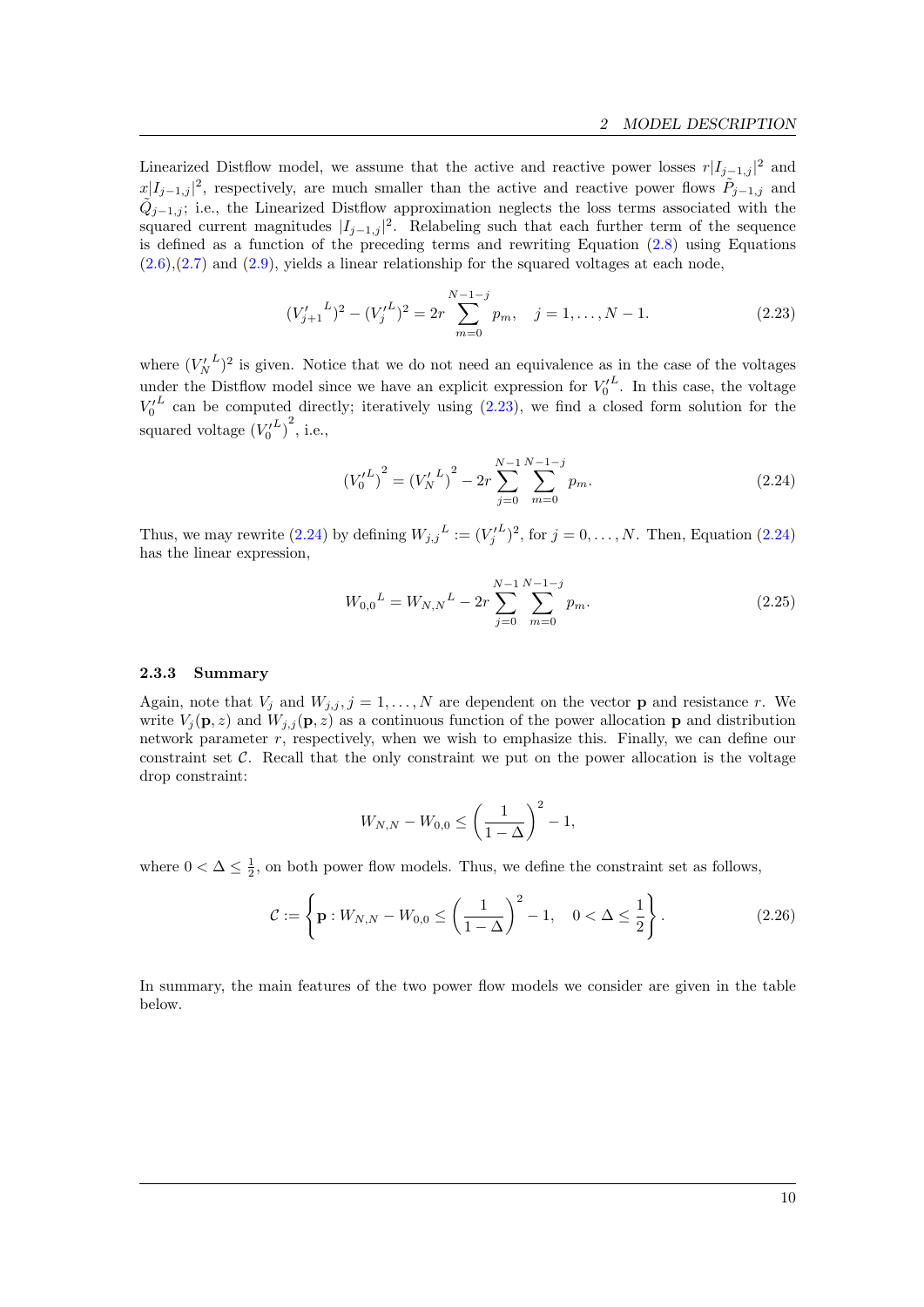Linearized Distflow model, we assume that the active and reactive power losses $r|I_{j-1,j}|^2$ and $x|I_{j-1,j}|^2$, respectively, are much smaller than the active and reactive power flows $\tilde{P}_{j-1,j}$ and $\tilde{Q}_{j-1,j}$; i.e., the Linearized Distflow approximation neglects the loss terms associated with the squared current magnitudes $|I_{j-1,j}|^2$. Relabeling such that each further term of the sequence is defined as a function of the preceding terms and rewriting Equation (2.8) using Equations (2.6),(2.7) and (2.9), yields a linear relationship for the squared voltages at each node,

$$({V'_{j+1}}^L)^2 - ({V'_j}^L)^2 = 2r \sum_{m=0}^{N-1-j} p_m, \quad j = 1, \ldots, N-1. \tag{2.23}$$

where $({V'_N}^L)^2$ is given. Notice that we do not need an equivalence as in the case of the voltages under the Distflow model since we have an explicit expression for ${V'_0}^L$. In this case, the voltage ${V'_0}^L$ can be computed directly; iteratively using (2.23), we find a closed form solution for the squared voltage $\left({V'_0}^L\right)^2$, i.e.,

$$\left({V'_0}^L\right)^2 = \left({V'_N}^L\right)^2 - 2r \sum_{j=0}^{N-1} \sum_{m=0}^{N-1-j} p_m. \tag{2.24}$$

Thus, we may rewrite (2.24) by defining ${W_{j,j}}^L := ({V'_j}^L)^2$, for $j = 0, \ldots, N$. Then, Equation (2.24) has the linear expression,

$${W_{0,0}}^L = {W_{N,N}}^L - 2r \sum_{j=0}^{N-1} \sum_{m=0}^{N-1-j} p_m. \tag{2.25}$$

### 2.3.3 Summary

Again, note that $V_j$ and $W_{j,j}, j = 1, \ldots, N$ are dependent on the vector $\mathbf{p}$ and resistance $r$. We write $V_j(\mathbf{p}, z)$ and $W_{j,j}(\mathbf{p}, z)$ as a continuous function of the power allocation $\mathbf{p}$ and distribution network parameter $r$, respectively, when we wish to emphasize this. Finally, we can define our constraint set $\mathcal{C}$. Recall that the only constraint we put on the power allocation is the voltage drop constraint:

$$W_{N,N} - W_{0,0} \leq \left(\frac{1}{1-\Delta}\right)^2 - 1,$$

where $0 < \Delta \leq \frac{1}{2}$, on both power flow models. Thus, we define the constraint set as follows,

$$\mathcal{C} := \left\{ \mathbf{p} : W_{N,N} - W_{0,0} \leq \left(\frac{1}{1-\Delta}\right)^2 - 1, \quad 0 < \Delta \leq \frac{1}{2} \right\}. \tag{2.26}$$

In summary, the main features of the two power flow models we consider are given in the table below.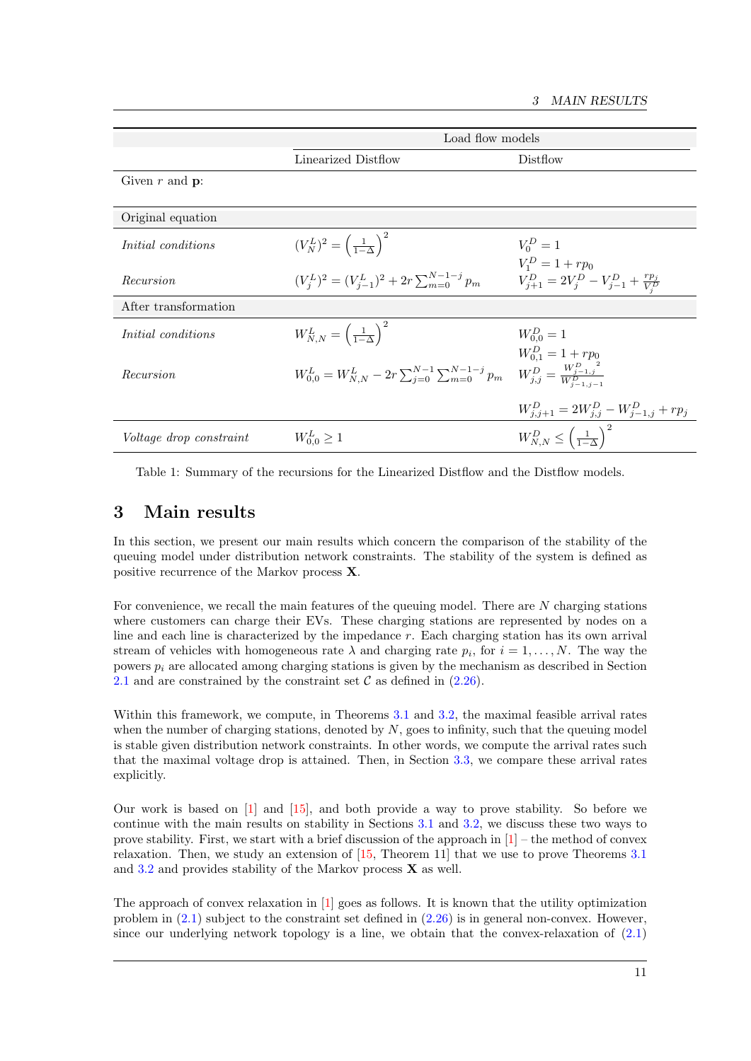| | Load flow models | |
|---|---|---|
| | Linearized Distflow | Distflow |
| Given $r$ and $\mathbf{p}$: | | |
| Original equation | | |
| *Initial conditions* | $(V_N^L)^2 = \left(\frac{1}{1-\Delta}\right)^2$ | $V_0^D = 1$ <br> $V_1^D = 1 + rp_0$ |
| *Recursion* | $(V_j^L)^2 = (V_{j-1}^L)^2 + 2r\sum_{m=0}^{N-1-j} p_m$ | $V_{j+1}^D = 2V_j^D - V_{j-1}^D + \frac{rp_j}{V_j^D}$ |
| After transformation | | |
| *Initial conditions* | $W_{N,N}^L = \left(\frac{1}{1-\Delta}\right)^2$ | $W_{0,0}^D = 1$ <br> $W_{0,1}^D = 1 + rp_0$ |
| *Recursion* | $W_{0,0}^L = W_{N,N}^L - 2r\sum_{j=0}^{N-1}\sum_{m=0}^{N-1-j} p_m$ | $W_{j,j}^D = \frac{{W_{j-1,j}^D}^2}{W_{j-1,j-1}^D}$ <br> $W_{j,j+1}^D = 2W_{j,j}^D - W_{j-1,j}^D + rp_j$ |
| *Voltage drop constraint* | $W_{0,0}^L \geq 1$ | $W_{N,N}^D \leq \left(\frac{1}{1-\Delta}\right)^2$ |

Table 1: Summary of the recursions for the Linearized Distflow and the Distflow models.

# 3 Main results

In this section, we present our main results which concern the comparison of the stability of the queuing model under distribution network constraints. The stability of the system is defined as positive recurrence of the Markov process $\mathbf{X}$.

For convenience, we recall the main features of the queuing model. There are $N$ charging stations where customers can charge their EVs. These charging stations are represented by nodes on a line and each line is characterized by the impedance $r$. Each charging station has its own arrival stream of vehicles with homogeneous rate $\lambda$ and charging rate $p_i$, for $i = 1, \dots, N$. The way the powers $p_i$ are allocated among charging stations is given by the mechanism as described in Section 2.1 and are constrained by the constraint set $\mathcal{C}$ as defined in (2.26).

Within this framework, we compute, in Theorems 3.1 and 3.2, the maximal feasible arrival rates when the number of charging stations, denoted by $N$, goes to infinity, such that the queuing model is stable given distribution network constraints. In other words, we compute the arrival rates such that the maximal voltage drop is attained. Then, in Section 3.3, we compare these arrival rates explicitly.

Our work is based on [1] and [15], and both provide a way to prove stability. So before we continue with the main results on stability in Sections 3.1 and 3.2, we discuss these two ways to prove stability. First, we start with a brief discussion of the approach in [1] – the method of convex relaxation. Then, we study an extension of [15, Theorem 11] that we use to prove Theorems 3.1 and 3.2 and provides stability of the Markov process $\mathbf{X}$ as well.

The approach of convex relaxation in [1] goes as follows. It is known that the utility optimization problem in (2.1) subject to the constraint set defined in (2.26) is in general non-convex. However, since our underlying network topology is a line, we obtain that the convex-relaxation of (2.1)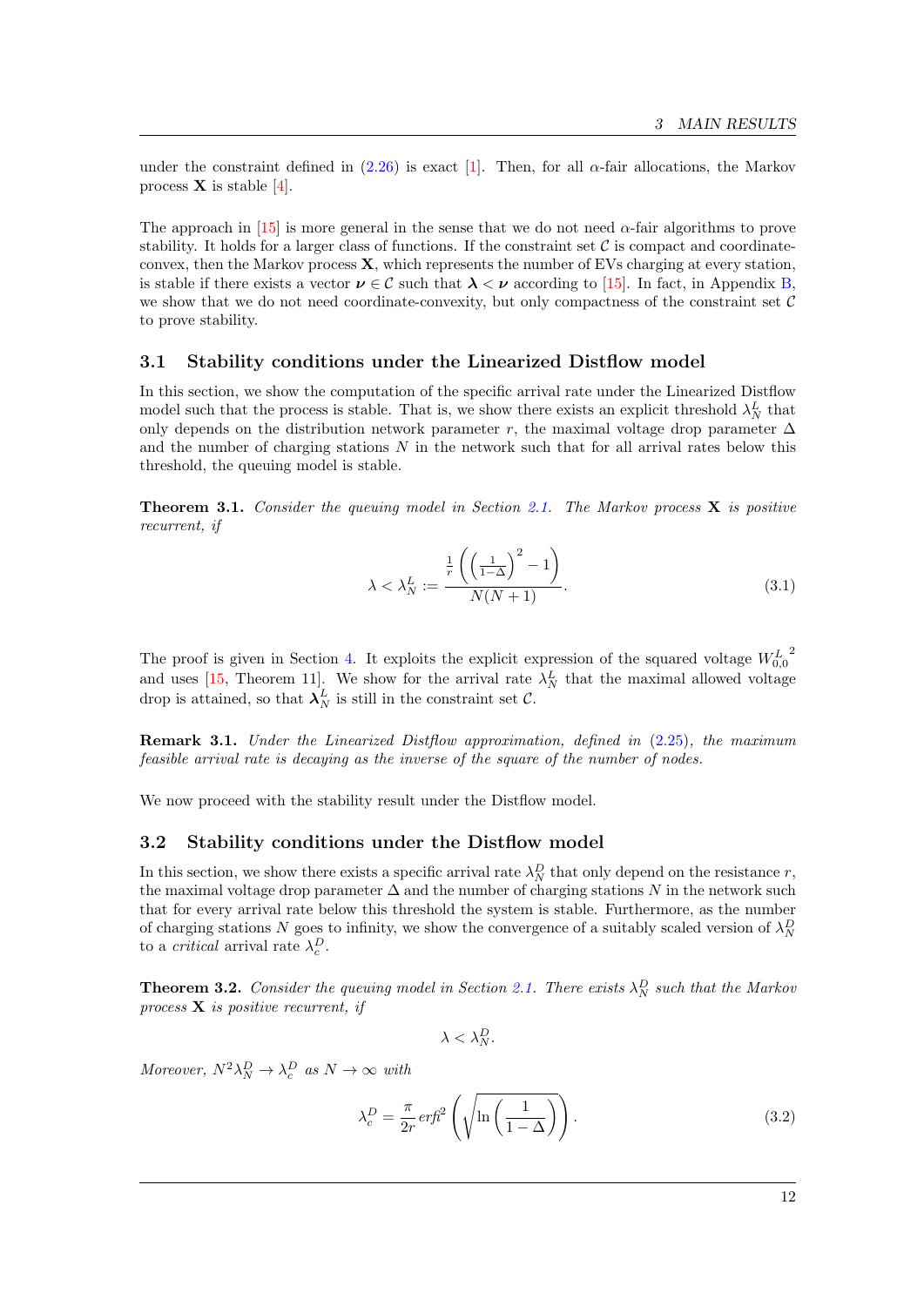under the constraint defined in (2.26) is exact [1]. Then, for all $\alpha$-fair allocations, the Markov process $\mathbf{X}$ is stable [4].

The approach in [15] is more general in the sense that we do not need $\alpha$-fair algorithms to prove stability. It holds for a larger class of functions. If the constraint set $\mathcal{C}$ is compact and coordinate-convex, then the Markov process $\mathbf{X}$, which represents the number of EVs charging at every station, is stable if there exists a vector $\boldsymbol{\nu} \in \mathcal{C}$ such that $\boldsymbol{\lambda} < \boldsymbol{\nu}$ according to [15]. In fact, in Appendix B, we show that we do not need coordinate-convexity, but only compactness of the constraint set $\mathcal{C}$ to prove stability.

## 3.1 Stability conditions under the Linearized Distflow model

In this section, we show the computation of the specific arrival rate under the Linearized Distflow model such that the process is stable. That is, we show there exists an explicit threshold $\lambda_N^L$ that only depends on the distribution network parameter $r$, the maximal voltage drop parameter $\Delta$ and the number of charging stations $N$ in the network such that for all arrival rates below this threshold, the queuing model is stable.

**Theorem 3.1.** *Consider the queuing model in Section 2.1. The Markov process $\mathbf{X}$ is positive recurrent, if*

$$\lambda < \lambda_N^L := \frac{\frac{1}{r}\left(\left(\frac{1}{1-\Delta}\right)^2 - 1\right)}{N(N+1)}. \tag{3.1}$$

The proof is given in Section 4. It exploits the explicit expression of the squared voltage ${W_{0,0}^L}^2$ and uses [15, Theorem 11]. We show for the arrival rate $\lambda_N^L$ that the maximal allowed voltage drop is attained, so that $\boldsymbol{\lambda}_N^L$ is still in the constraint set $\mathcal{C}$.

**Remark 3.1.** *Under the Linearized Distflow approximation, defined in (2.25), the maximum feasible arrival rate is decaying as the inverse of the square of the number of nodes.*

We now proceed with the stability result under the Distflow model.

## 3.2 Stability conditions under the Distflow model

In this section, we show there exists a specific arrival rate $\lambda_N^D$ that only depend on the resistance $r$, the maximal voltage drop parameter $\Delta$ and the number of charging stations $N$ in the network such that for every arrival rate below this threshold the system is stable. Furthermore, as the number of charging stations $N$ goes to infinity, we show the convergence of a suitably scaled version of $\lambda_N^D$ to a *critical* arrival rate $\lambda_c^D$.

**Theorem 3.2.** *Consider the queuing model in Section 2.1. There exists $\lambda_N^D$ such that the Markov process $\mathbf{X}$ is positive recurrent, if*

$$\lambda < \lambda_N^D.$$

*Moreover, $N^2\lambda_N^D \to \lambda_c^D$ as $N \to \infty$ with*

$$\lambda_c^D = \frac{\pi}{2r}\,\mathit{erfi}^2\left(\sqrt{\ln\left(\frac{1}{1-\Delta}\right)}\right). \tag{3.2}$$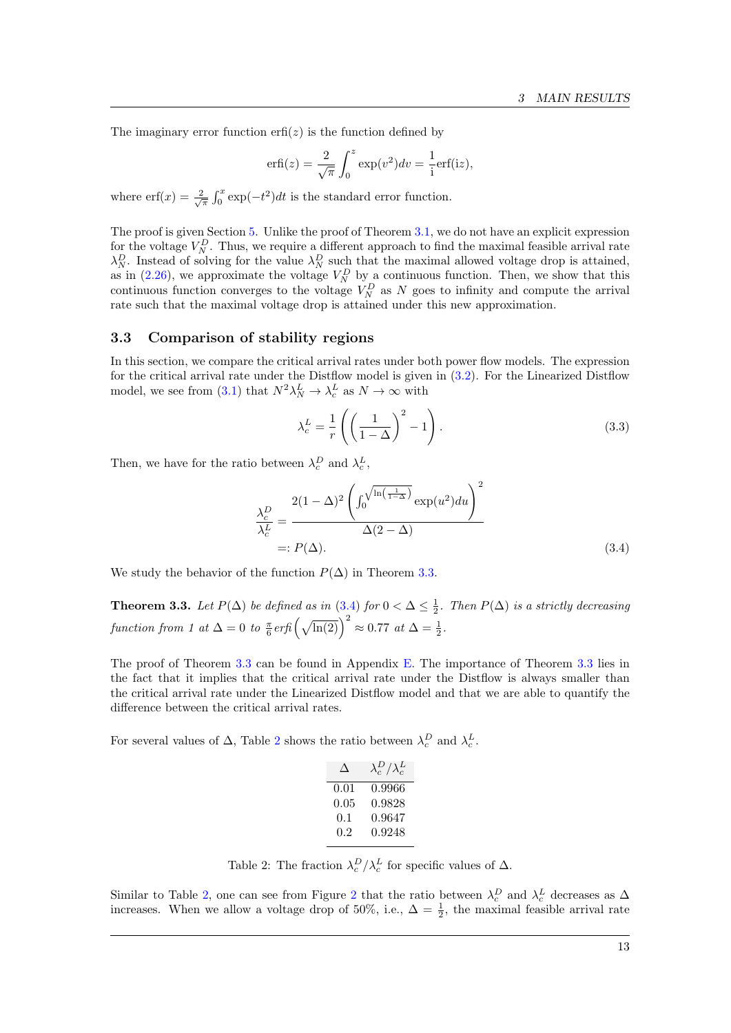The imaginary error function $\text{erfi}(z)$ is the function defined by

$$\text{erfi}(z) = \frac{2}{\sqrt{\pi}} \int_0^z \exp(v^2)dv = \frac{1}{\text{i}}\text{erf}(\text{i}z),$$

where $\text{erf}(x) = \frac{2}{\sqrt{\pi}} \int_0^x \exp(-t^2)dt$ is the standard error function.

The proof is given Section 5. Unlike the proof of Theorem 3.1, we do not have an explicit expression for the voltage $V_N^D$. Thus, we require a different approach to find the maximal feasible arrival rate $\lambda_N^D$. Instead of solving for the value $\lambda_N^D$ such that the maximal allowed voltage drop is attained, as in (2.26), we approximate the voltage $V_N^D$ by a continuous function. Then, we show that this continuous function converges to the voltage $V_N^D$ as $N$ goes to infinity and compute the arrival rate such that the maximal voltage drop is attained under this new approximation.

## 3.3 Comparison of stability regions

In this section, we compare the critical arrival rates under both power flow models. The expression for the critical arrival rate under the Distflow model is given in (3.2). For the Linearized Distflow model, we see from (3.1) that $N^2\lambda_N^L \to \lambda_c^L$ as $N \to \infty$ with

$$\lambda_c^L = \frac{1}{r}\left(\left(\frac{1}{1-\Delta}\right)^2 - 1\right). \tag{3.3}$$

Then, we have for the ratio between $\lambda_c^D$ and $\lambda_c^L$,

$$\begin{aligned}\frac{\lambda_c^D}{\lambda_c^L} &= \frac{2(1-\Delta)^2\left(\int_0^{\sqrt{\ln\left(\frac{1}{1-\Delta}\right)}}\exp(u^2)du\right)^2}{\Delta(2-\Delta)} \\ &=: P(\Delta).\end{aligned} \tag{3.4}$$

We study the behavior of the function $P(\Delta)$ in Theorem 3.3.

**Theorem 3.3.** *Let $P(\Delta)$ be defined as in (3.4) for $0 < \Delta \leq \frac{1}{2}$. Then $P(\Delta)$ is a strictly decreasing function from 1 at $\Delta = 0$ to $\frac{\pi}{6}\text{erfi}\left(\sqrt{\ln(2)}\right)^2 \approx 0.77$ at $\Delta = \frac{1}{2}$.*

The proof of Theorem 3.3 can be found in Appendix E. The importance of Theorem 3.3 lies in the fact that it implies that the critical arrival rate under the Distflow is always smaller than the critical arrival rate under the Linearized Distflow model and that we are able to quantify the difference between the critical arrival rates.

For several values of $\Delta$, Table 2 shows the ratio between $\lambda_c^D$ and $\lambda_c^L$.

| $\Delta$ | $\lambda_c^D/\lambda_c^L$ |
|---|---|
| 0.01 | 0.9966 |
| 0.05 | 0.9828 |
| 0.1 | 0.9647 |
| 0.2 | 0.9248 |

Table 2: The fraction $\lambda_c^D/\lambda_c^L$ for specific values of $\Delta$.

Similar to Table 2, one can see from Figure 2 that the ratio between $\lambda_c^D$ and $\lambda_c^L$ decreases as $\Delta$ increases. When we allow a voltage drop of 50%, i.e., $\Delta = \frac{1}{2}$, the maximal feasible arrival rate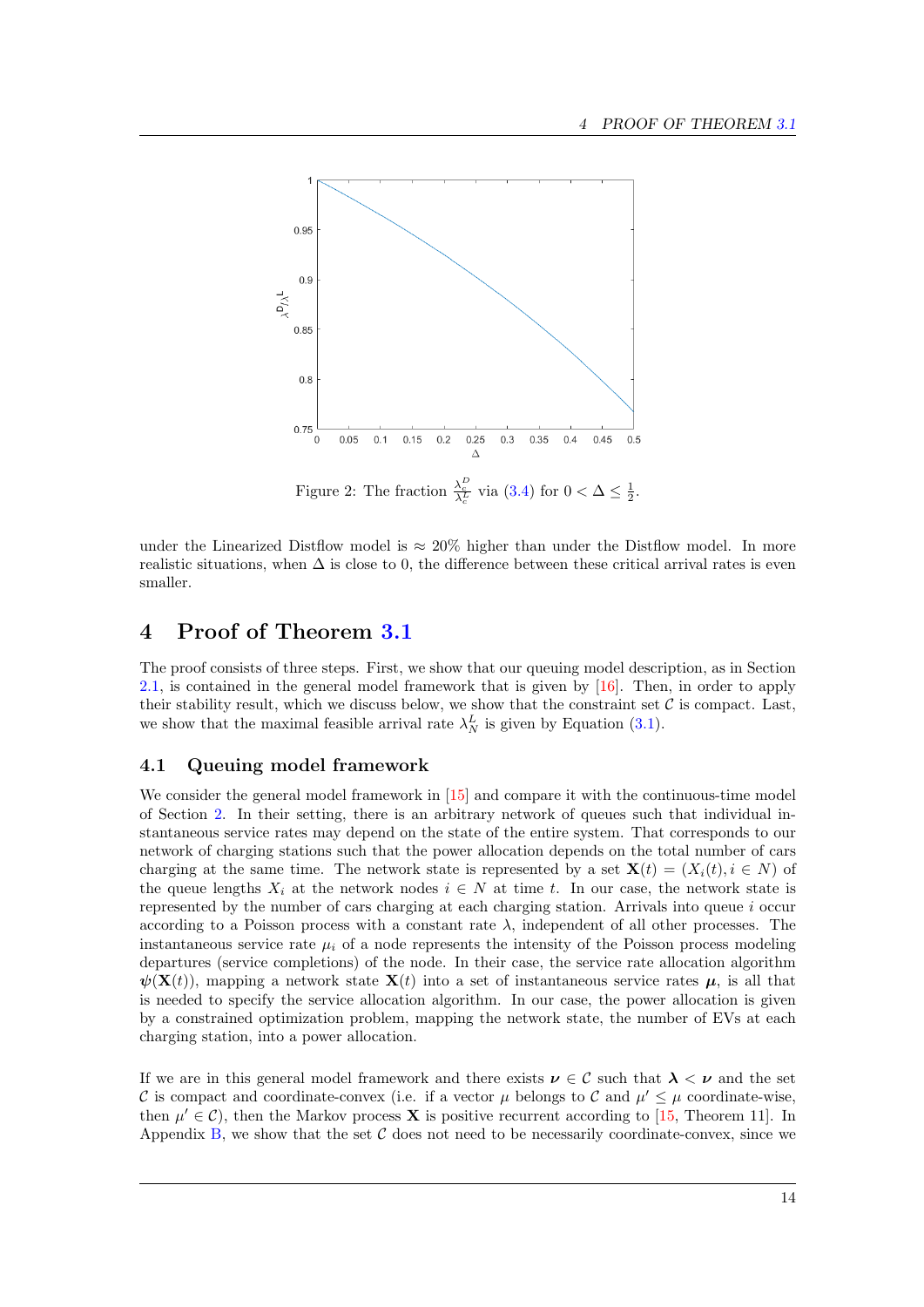Figure 2: The fraction $\frac{\lambda_c^D}{\lambda_c^L}$ via (3.4) for $0 < \Delta \leq \frac{1}{2}$.

under the Linearized Distflow model is $\approx 20\%$ higher than under the Distflow model. In more realistic situations, when $\Delta$ is close to 0, the difference between these critical arrival rates is even smaller.

# 4 Proof of Theorem 3.1

The proof consists of three steps. First, we show that our queuing model description, as in Section 2.1, is contained in the general model framework that is given by [16]. Then, in order to apply their stability result, which we discuss below, we show that the constraint set $\mathcal{C}$ is compact. Last, we show that the maximal feasible arrival rate $\lambda_N^L$ is given by Equation (3.1).

## 4.1 Queuing model framework

We consider the general model framework in [15] and compare it with the continuous-time model of Section 2. In their setting, there is an arbitrary network of queues such that individual instantaneous service rates may depend on the state of the entire system. That corresponds to our network of charging stations such that the power allocation depends on the total number of cars charging at the same time. The network state is represented by a set $\mathbf{X}(t) = (X_i(t), i \in N)$ of the queue lengths $X_i$ at the network nodes $i \in N$ at time $t$. In our case, the network state is represented by the number of cars charging at each charging station. Arrivals into queue $i$ occur according to a Poisson process with a constant rate $\lambda$, independent of all other processes. The instantaneous service rate $\mu_i$ of a node represents the intensity of the Poisson process modeling departures (service completions) of the node. In their case, the service rate allocation algorithm $\boldsymbol{\psi}(\mathbf{X}(t))$, mapping a network state $\mathbf{X}(t)$ into a set of instantaneous service rates $\boldsymbol{\mu}$, is all that is needed to specify the service allocation algorithm. In our case, the power allocation is given by a constrained optimization problem, mapping the network state, the number of EVs at each charging station, into a power allocation.

If we are in this general model framework and there exists $\boldsymbol{\nu} \in \mathcal{C}$ such that $\boldsymbol{\lambda} < \boldsymbol{\nu}$ and the set $\mathcal{C}$ is compact and coordinate-convex (i.e. if a vector $\mu$ belongs to $\mathcal{C}$ and $\mu' \leq \mu$ coordinate-wise, then $\mu' \in \mathcal{C}$), then the Markov process $\mathbf{X}$ is positive recurrent according to [15, Theorem 11]. In Appendix B, we show that the set $\mathcal{C}$ does not need to be necessarily coordinate-convex, since we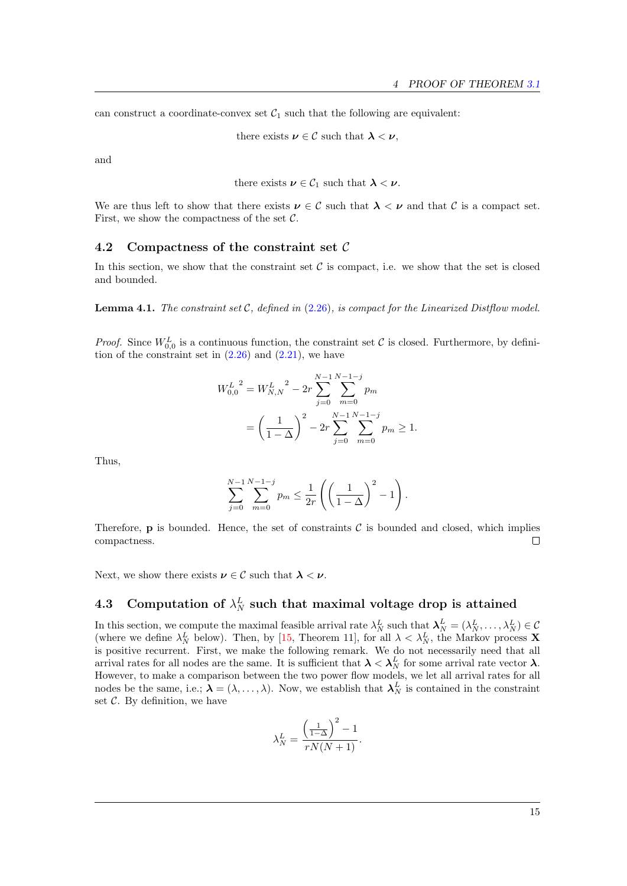can construct a coordinate-convex set $\mathcal{C}_1$ such that the following are equivalent:

$$\text{there exists } \boldsymbol{\nu} \in \mathcal{C} \text{ such that } \boldsymbol{\lambda} < \boldsymbol{\nu},$$

and

$$\text{there exists } \boldsymbol{\nu} \in \mathcal{C}_1 \text{ such that } \boldsymbol{\lambda} < \boldsymbol{\nu}.$$

We are thus left to show that there exists $\boldsymbol{\nu} \in \mathcal{C}$ such that $\boldsymbol{\lambda} < \boldsymbol{\nu}$ and that $\mathcal{C}$ is a compact set. First, we show the compactness of the set $\mathcal{C}$.

## 4.2 Compactness of the constraint set $\mathcal{C}$

In this section, we show that the constraint set $\mathcal{C}$ is compact, i.e. we show that the set is closed and bounded.

**Lemma 4.1.** *The constraint set $\mathcal{C}$, defined in (2.26), is compact for the Linearized Distflow model.*

*Proof.* Since $W_{0,0}^L$ is a continuous function, the constraint set $\mathcal{C}$ is closed. Furthermore, by definition of the constraint set in (2.26) and (2.21), we have

$$\begin{aligned} {W_{0,0}^L}^2 &= {W_{N,N}^L}^2 - 2r \sum_{j=0}^{N-1} \sum_{m=0}^{N-1-j} p_m \\ &= \left( \frac{1}{1-\Delta} \right)^2 - 2r \sum_{j=0}^{N-1} \sum_{m=0}^{N-1-j} p_m \geq 1. \end{aligned}$$

Thus,

$$\sum_{j=0}^{N-1} \sum_{m=0}^{N-1-j} p_m \leq \frac{1}{2r} \left( \left( \frac{1}{1-\Delta} \right)^2 - 1 \right).$$

Therefore, $\mathbf{p}$ is bounded. Hence, the set of constraints $\mathcal{C}$ is bounded and closed, which implies compactness. □

Next, we show there exists $\boldsymbol{\nu} \in \mathcal{C}$ such that $\boldsymbol{\lambda} < \boldsymbol{\nu}$.

## 4.3 Computation of $\lambda_N^L$ such that maximal voltage drop is attained

In this section, we compute the maximal feasible arrival rate $\lambda_N^L$ such that $\boldsymbol{\lambda}_N^L = (\lambda_N^L, \ldots, \lambda_N^L) \in \mathcal{C}$ (where we define $\lambda_N^L$ below). Then, by [15, Theorem 11], for all $\lambda < \lambda_N^L$, the Markov process $\mathbf{X}$ is positive recurrent. First, we make the following remark. We do not necessarily need that all arrival rates for all nodes are the same. It is sufficient that $\boldsymbol{\lambda} < \boldsymbol{\lambda}_N^L$ for some arrival rate vector $\boldsymbol{\lambda}$. However, to make a comparison between the two power flow models, we let all arrival rates for all nodes be the same, i.e.; $\boldsymbol{\lambda} = (\lambda, \ldots, \lambda)$. Now, we establish that $\boldsymbol{\lambda}_N^L$ is contained in the constraint set $\mathcal{C}$. By definition, we have

$$\lambda_N^L = \frac{\left(\frac{1}{1-\Delta}\right)^2 - 1}{rN(N+1)}.$$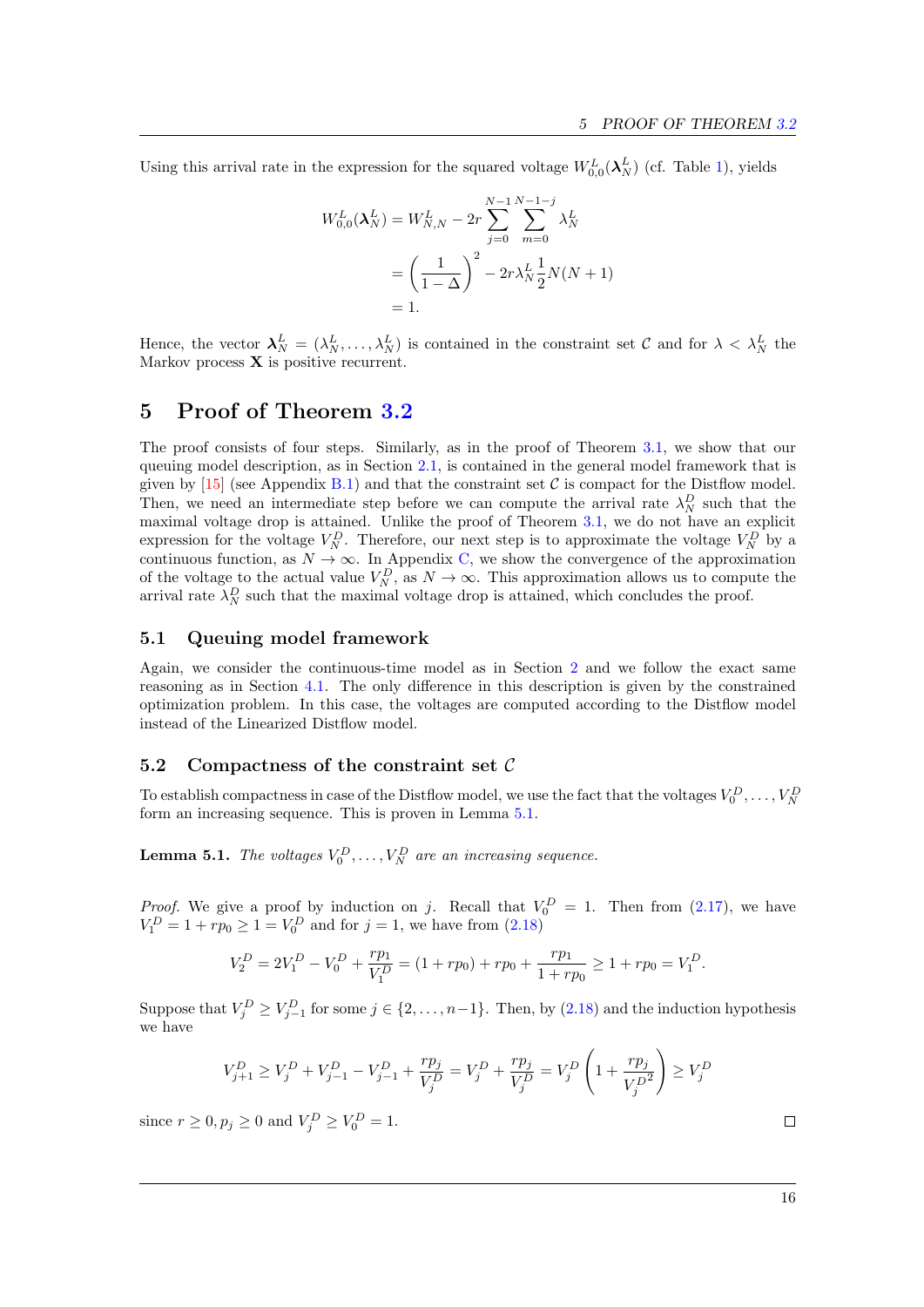Using this arrival rate in the expression for the squared voltage $W^L_{0,0}(\boldsymbol{\lambda}^L_N)$ (cf. Table 1), yields

$$
\begin{aligned}
W^L_{0,0}(\boldsymbol{\lambda}^L_N) &= W^L_{N,N} - 2r \sum_{j=0}^{N-1} \sum_{m=0}^{N-1-j} \lambda^L_N \\
&= \left(\frac{1}{1-\Delta}\right)^2 - 2r\lambda^L_N \frac{1}{2} N(N+1) \\
&= 1.
\end{aligned}
$$

Hence, the vector $\boldsymbol{\lambda}^L_N = (\lambda^L_N, \dots, \lambda^L_N)$ is contained in the constraint set $\mathcal{C}$ and for $\lambda < \lambda^L_N$ the Markov process $\mathbf{X}$ is positive recurrent.

# 5 Proof of Theorem 3.2

The proof consists of four steps. Similarly, as in the proof of Theorem 3.1, we show that our queuing model description, as in Section 2.1, is contained in the general model framework that is given by [15] (see Appendix B.1) and that the constraint set $\mathcal{C}$ is compact for the Distflow model. Then, we need an intermediate step before we can compute the arrival rate $\lambda^D_N$ such that the maximal voltage drop is attained. Unlike the proof of Theorem 3.1, we do not have an explicit expression for the voltage $V^D_N$. Therefore, our next step is to approximate the voltage $V^D_N$ by a continuous function, as $N \to \infty$. In Appendix C, we show the convergence of the approximation of the voltage to the actual value $V^D_N$, as $N \to \infty$. This approximation allows us to compute the arrival rate $\lambda^D_N$ such that the maximal voltage drop is attained, which concludes the proof.

## 5.1 Queuing model framework

Again, we consider the continuous-time model as in Section 2 and we follow the exact same reasoning as in Section 4.1. The only difference in this description is given by the constrained optimization problem. In this case, the voltages are computed according to the Distflow model instead of the Linearized Distflow model.

## 5.2 Compactness of the constraint set $\mathcal{C}$

To establish compactness in case of the Distflow model, we use the fact that the voltages $V^D_0, \dots, V^D_N$ form an increasing sequence. This is proven in Lemma 5.1.

**Lemma 5.1.** *The voltages $V^D_0, \dots, V^D_N$ are an increasing sequence.*

*Proof.* We give a proof by induction on $j$. Recall that $V^D_0 = 1$. Then from (2.17), we have $V^D_1 = 1 + rp_0 \geq 1 = V^D_0$ and for $j = 1$, we have from (2.18)

$$
V^D_2 = 2V^D_1 - V^D_0 + \frac{rp_1}{V^D_1} = (1 + rp_0) + rp_0 + \frac{rp_1}{1 + rp_0} \geq 1 + rp_0 = V^D_1.
$$

Suppose that $V^D_j \geq V^D_{j-1}$ for some $j \in \{2, \dots, n-1\}$. Then, by (2.18) and the induction hypothesis we have

$$
V^D_{j+1} \geq V^D_j + V^D_{j-1} - V^D_{j-1} + \frac{rp_j}{V^D_j} = V^D_j + \frac{rp_j}{V^D_j} = V^D_j \left(1 + \frac{rp_j}{{V^D_j}^2}\right) \geq V^D_j
$$

since $r \geq 0, p_j \geq 0$ and $V^D_j \geq V^D_0 = 1$. $\square$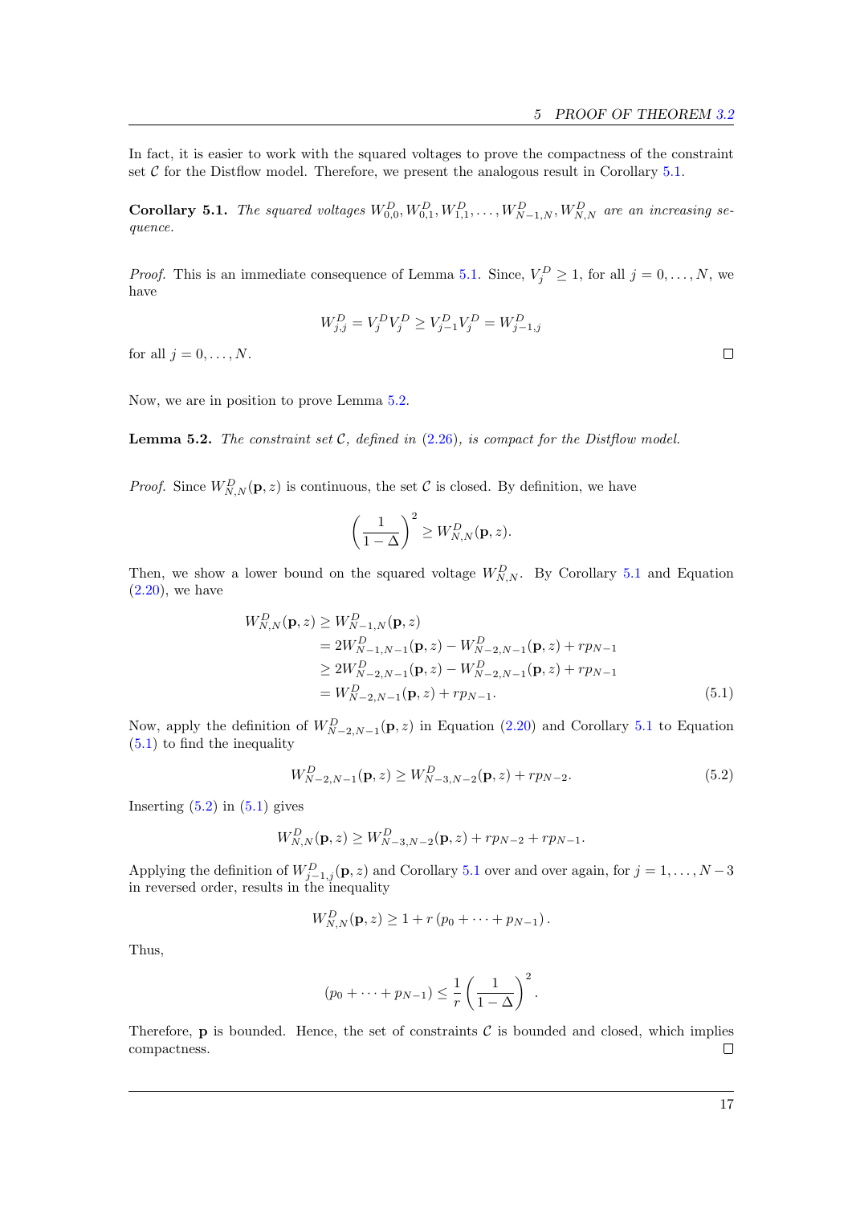In fact, it is easier to work with the squared voltages to prove the compactness of the constraint set $\mathcal{C}$ for the Distflow model. Therefore, we present the analogous result in Corollary 5.1.

**Corollary 5.1.** *The squared voltages $W^D_{0,0}, W^D_{0,1}, W^D_{1,1}, \ldots, W^D_{N-1,N}, W^D_{N,N}$ are an increasing sequence.*

*Proof.* This is an immediate consequence of Lemma 5.1. Since, $V^D_j \geq 1$, for all $j = 0, \ldots, N$, we have

$$W^D_{j,j} = V^D_j V^D_j \geq V^D_{j-1} V^D_j = W^D_{j-1,j}$$

for all $j = 0, \ldots, N$. □

Now, we are in position to prove Lemma 5.2.

**Lemma 5.2.** *The constraint set $\mathcal{C}$, defined in (2.26), is compact for the Distflow model.*

*Proof.* Since $W^D_{N,N}(\mathbf{p}, z)$ is continuous, the set $\mathcal{C}$ is closed. By definition, we have

$$\left(\frac{1}{1-\Delta}\right)^2 \geq W^D_{N,N}(\mathbf{p}, z).$$

Then, we show a lower bound on the squared voltage $W^D_{N,N}$. By Corollary 5.1 and Equation (2.20), we have

$$\begin{aligned}
W^D_{N,N}(\mathbf{p}, z) &\geq W^D_{N-1,N}(\mathbf{p}, z) \\
&= 2W^D_{N-1,N-1}(\mathbf{p}, z) - W^D_{N-2,N-1}(\mathbf{p}, z) + rp_{N-1} \\
&\geq 2W^D_{N-2,N-1}(\mathbf{p}, z) - W^D_{N-2,N-1}(\mathbf{p}, z) + rp_{N-1} \\
&= W^D_{N-2,N-1}(\mathbf{p}, z) + rp_{N-1}.
\end{aligned} \tag{5.1}$$

Now, apply the definition of $W^D_{N-2,N-1}(\mathbf{p}, z)$ in Equation (2.20) and Corollary 5.1 to Equation (5.1) to find the inequality

$$W^D_{N-2,N-1}(\mathbf{p}, z) \geq W^D_{N-3,N-2}(\mathbf{p}, z) + rp_{N-2}. \tag{5.2}$$

Inserting (5.2) in (5.1) gives

$$W^D_{N,N}(\mathbf{p}, z) \geq W^D_{N-3,N-2}(\mathbf{p}, z) + rp_{N-2} + rp_{N-1}.$$

Applying the definition of $W^D_{j-1,j}(\mathbf{p}, z)$ and Corollary 5.1 over and over again, for $j = 1, \ldots, N-3$ in reversed order, results in the inequality

$$W^D_{N,N}(\mathbf{p}, z) \geq 1 + r\left(p_0 + \cdots + p_{N-1}\right).$$

Thus,

$$\left(p_0 + \cdots + p_{N-1}\right) \leq \frac{1}{r}\left(\frac{1}{1-\Delta}\right)^2.$$

Therefore, $\mathbf{p}$ is bounded. Hence, the set of constraints $\mathcal{C}$ is bounded and closed, which implies compactness. □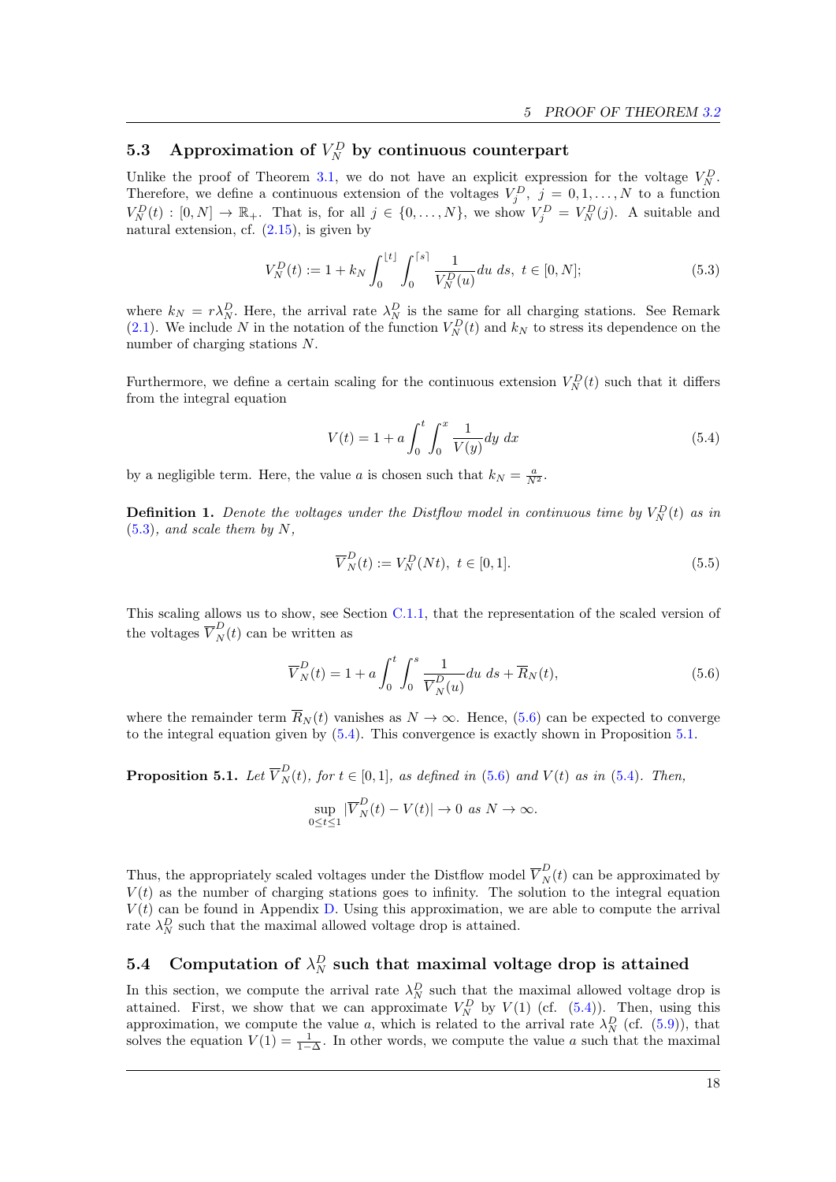### 5.3 Approximation of $V_N^D$ by continuous counterpart

Unlike the proof of Theorem 3.1, we do not have an explicit expression for the voltage $V_N^D$. Therefore, we define a continuous extension of the voltages $V_j^D$, $j = 0, 1, \ldots, N$ to a function $V_N^D(t) : [0, N] \to \mathbb{R}_+$. That is, for all $j \in \{0, \ldots, N\}$, we show $V_j^D = V_N^D(j)$. A suitable and natural extension, cf. (2.15), is given by

$$V_N^D(t) := 1 + k_N \int_0^{\lfloor t \rfloor} \int_0^{\lceil s \rceil} \frac{1}{V_N^D(u)} du \, ds, \ t \in [0, N]; \tag{5.3}$$

where $k_N = r\lambda_N^D$. Here, the arrival rate $\lambda_N^D$ is the same for all charging stations. See Remark (2.1). We include $N$ in the notation of the function $V_N^D(t)$ and $k_N$ to stress its dependence on the number of charging stations $N$.

Furthermore, we define a certain scaling for the continuous extension $V_N^D(t)$ such that it differs from the integral equation

$$V(t) = 1 + a \int_0^t \int_0^x \frac{1}{V(y)} dy \, dx \tag{5.4}$$

by a negligible term. Here, the value $a$ is chosen such that $k_N = \frac{a}{N^2}$.

**Definition 1.** *Denote the voltages under the Distflow model in continuous time by $V_N^D(t)$ as in (5.3), and scale them by $N$,*

$$\overline{V}_N^D(t) := V_N^D(Nt), \ t \in [0, 1]. \tag{5.5}$$

This scaling allows us to show, see Section C.1.1, that the representation of the scaled version of the voltages $\overline{V}_N^D(t)$ can be written as

$$\overline{V}_N^D(t) = 1 + a \int_0^t \int_0^s \frac{1}{\overline{V}_N^D(u)} du \, ds + \overline{R}_N(t), \tag{5.6}$$

where the remainder term $\overline{R}_N(t)$ vanishes as $N \to \infty$. Hence, (5.6) can be expected to converge to the integral equation given by (5.4). This convergence is exactly shown in Proposition 5.1.

**Proposition 5.1.** *Let $\overline{V}_N^D(t)$, for $t \in [0, 1]$, as defined in (5.6) and $V(t)$ as in (5.4). Then,*

$$\sup_{0 \le t \le 1} |\overline{V}_N^D(t) - V(t)| \to 0 \text{ as } N \to \infty.$$

Thus, the appropriately scaled voltages under the Distflow model $\overline{V}_N^D(t)$ can be approximated by $V(t)$ as the number of charging stations goes to infinity. The solution to the integral equation $V(t)$ can be found in Appendix D. Using this approximation, we are able to compute the arrival rate $\lambda_N^D$ such that the maximal allowed voltage drop is attained.

### 5.4 Computation of $\lambda_N^D$ such that maximal voltage drop is attained

In this section, we compute the arrival rate $\lambda_N^D$ such that the maximal allowed voltage drop is attained. First, we show that we can approximate $V_N^D$ by $V(1)$ (cf. (5.4)). Then, using this approximation, we compute the value $a$, which is related to the arrival rate $\lambda_N^D$ (cf. (5.9)), that solves the equation $V(1) = \frac{1}{1-\Delta}$. In other words, we compute the value $a$ such that the maximal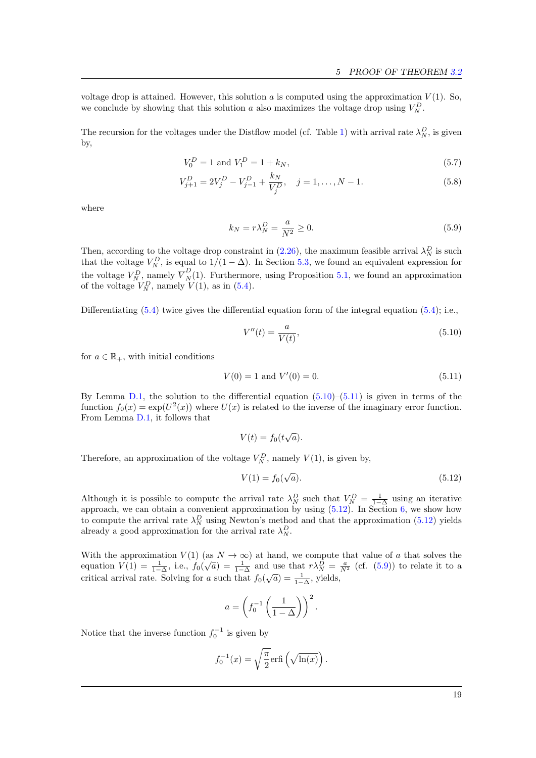voltage drop is attained. However, this solution $a$ is computed using the approximation $V(1)$. So, we conclude by showing that this solution $a$ also maximizes the voltage drop using $V_N^D$.

The recursion for the voltages under the Distflow model (cf. Table 1) with arrival rate $\lambda_N^D$, is given by,

$$V_0^D = 1 \text{ and } V_1^D = 1 + k_N, \tag{5.7}$$

$$V_{j+1}^D = 2V_j^D - V_{j-1}^D + \frac{k_N}{V_j^D}, \quad j = 1, \ldots, N-1. \tag{5.8}$$

where

$$k_N = r\lambda_N^D = \frac{a}{N^2} \geq 0. \tag{5.9}$$

Then, according to the voltage drop constraint in (2.26), the maximum feasible arrival $\lambda_N^D$ is such that the voltage $V_N^D$, is equal to $1/(1-\Delta)$. In Section 5.3, we found an equivalent expression for the voltage $V_N^D$, namely $\overline{V}_N^D(1)$. Furthermore, using Proposition 5.1, we found an approximation of the voltage $V_N^D$, namely $V(1)$, as in (5.4).

Differentiating (5.4) twice gives the differential equation form of the integral equation (5.4); i.e.,

$$V''(t) = \frac{a}{V(t)}, \tag{5.10}$$

for $a \in \mathbb{R}_+$, with initial conditions

$$V(0) = 1 \text{ and } V'(0) = 0. \tag{5.11}$$

By Lemma D.1, the solution to the differential equation (5.10)–(5.11) is given in terms of the function $f_0(x) = \exp(U^2(x))$ where $U(x)$ is related to the inverse of the imaginary error function. From Lemma D.1, it follows that

$$V(t) = f_0(t\sqrt{a}).$$

Therefore, an approximation of the voltage $V_N^D$, namely $V(1)$, is given by,

$$V(1) = f_0(\sqrt{a}). \tag{5.12}$$

Although it is possible to compute the arrival rate $\lambda_N^D$ such that $V_N^D = \frac{1}{1-\Delta}$ using an iterative approach, we can obtain a convenient approximation by using (5.12). In Section 6, we show how to compute the arrival rate $\lambda_N^D$ using Newton's method and that the approximation (5.12) yields already a good approximation for the arrival rate $\lambda_N^D$.

With the approximation $V(1)$ (as $N \to \infty$) at hand, we compute that value of $a$ that solves the equation $V(1) = \frac{1}{1-\Delta}$, i.e., $f_0(\sqrt{a}) = \frac{1}{1-\Delta}$ and use that $r\lambda_N^D = \frac{a}{N^2}$ (cf. (5.9)) to relate it to a critical arrival rate. Solving for $a$ such that $f_0(\sqrt{a}) = \frac{1}{1-\Delta}$, yields,

$$a = \left(f_0^{-1}\left(\frac{1}{1-\Delta}\right)\right)^2.$$

Notice that the inverse function $f_0^{-1}$ is given by

$$f_0^{-1}(x) = \sqrt{\frac{\pi}{2}}\operatorname{erfi}\left(\sqrt{\ln(x)}\right).$$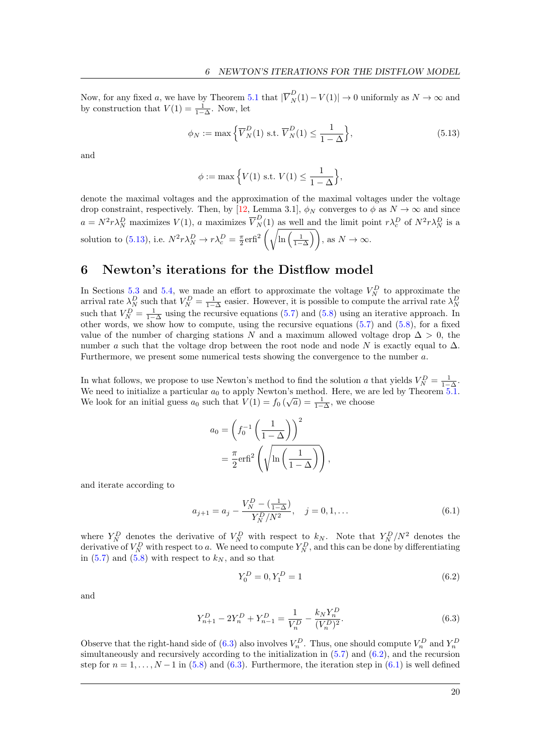Now, for any fixed $a$, we have by Theorem 5.1 that $|\overline{V}_N^D(1) - V(1)| \to 0$ uniformly as $N \to \infty$ and by construction that $V(1) = \frac{1}{1-\Delta}$. Now, let

$$\phi_N := \max\Big\{\overline{V}_N^D(1) \text{ s.t. } \overline{V}_N^D(1) \leq \frac{1}{1-\Delta}\Big\}, \tag{5.13}$$

and

$$\phi := \max\Big\{V(1) \text{ s.t. } V(1) \leq \frac{1}{1-\Delta}\Big\},$$

denote the maximal voltages and the approximation of the maximal voltages under the voltage drop constraint, respectively. Then, by [12, Lemma 3.1], $\phi_N$ converges to $\phi$ as $N \to \infty$ and since $a = N^2 r\lambda_N^D$ maximizes $V(1)$, $a$ maximizes $\overline{V}_N^D(1)$ as well and the limit point $r\lambda_c^D$ of $N^2 r\lambda_N^D$ is a solution to (5.13), i.e. $N^2 r\lambda_N^D \to r\lambda_c^D = \frac{\pi}{2}\mathrm{erfi}^2\left(\sqrt{\ln\left(\frac{1}{1-\Delta}\right)}\right)$, as $N \to \infty$.

# 6 Newton's iterations for the Distflow model

In Sections 5.3 and 5.4, we made an effort to approximate the voltage $V_N^D$ to approximate the arrival rate $\lambda_N^D$ such that $V_N^D = \frac{1}{1-\Delta}$ easier. However, it is possible to compute the arrival rate $\lambda_N^D$ such that $V_N^D = \frac{1}{1-\Delta}$ using the recursive equations (5.7) and (5.8) using an iterative approach. In other words, we show how to compute, using the recursive equations (5.7) and (5.8), for a fixed value of the number of charging stations $N$ and a maximum allowed voltage drop $\Delta > 0$, the number $a$ such that the voltage drop between the root node and node $N$ is exactly equal to $\Delta$. Furthermore, we present some numerical tests showing the convergence to the number $a$.

In what follows, we propose to use Newton's method to find the solution $a$ that yields $V_N^D = \frac{1}{1-\Delta}$. We need to initialize a particular $a_0$ to apply Newton's method. Here, we are led by Theorem 5.1. We look for an initial guess $a_0$ such that $V(1) = f_0\left(\sqrt{a}\right) = \frac{1}{1-\Delta}$, we choose

$$\begin{aligned} a_0 &= \left(f_0^{-1}\left(\frac{1}{1-\Delta}\right)\right)^2 \\ &= \frac{\pi}{2}\mathrm{erfi}^2\left(\sqrt{\ln\left(\frac{1}{1-\Delta}\right)}\right), \end{aligned}$$

and iterate according to

$$a_{j+1} = a_j - \frac{V_N^D - (\frac{1}{1-\Delta})}{Y_N^D/N^2}, \quad j = 0, 1, \ldots \tag{6.1}$$

where $Y_N^D$ denotes the derivative of $V_N^D$ with respect to $k_N$. Note that $Y_N^D/N^2$ denotes the derivative of $V_N^D$ with respect to $a$. We need to compute $Y_N^D$, and this can be done by differentiating in (5.7) and (5.8) with respect to $k_N$, and so that

$$Y_0^D = 0, Y_1^D = 1 \tag{6.2}$$

and

$$Y_{n+1}^D - 2Y_n^D + Y_{n-1}^D = \frac{1}{V_n^D} - \frac{k_N Y_n^D}{(V_n^D)^2}. \tag{6.3}$$

Observe that the right-hand side of (6.3) also involves $V_n^D$. Thus, one should compute $V_n^D$ and $Y_n^D$ simultaneously and recursively according to the initialization in (5.7) and (6.2), and the recursion step for $n = 1, \ldots, N-1$ in (5.8) and (6.3). Furthermore, the iteration step in (6.1) is well defined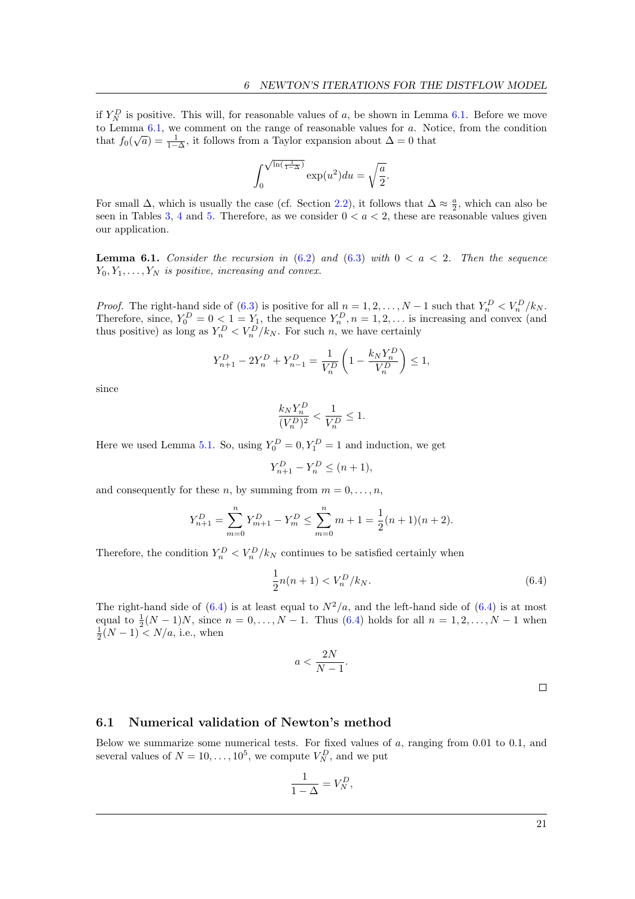if $Y_N^D$ is positive. This will, for reasonable values of $a$, be shown in Lemma 6.1. Before we move to Lemma 6.1, we comment on the range of reasonable values for $a$. Notice, from the condition that $f_0(\sqrt{a}) = \frac{1}{1-\Delta}$, it follows from a Taylor expansion about $\Delta = 0$ that

$$\int_0^{\sqrt{\ln(\frac{1}{1-\Delta})}} \exp(u^2) du = \sqrt{\frac{a}{2}}.$$

For small $\Delta$, which is usually the case (cf. Section 2.2), it follows that $\Delta \approx \frac{a}{2}$, which can also be seen in Tables 3, 4 and 5. Therefore, as we consider $0 < a < 2$, these are reasonable values given our application.

**Lemma 6.1.** *Consider the recursion in (6.2) and (6.3) with $0 < a < 2$. Then the sequence $Y_0, Y_1, \ldots, Y_N$ is positive, increasing and convex.*

*Proof.* The right-hand side of (6.3) is positive for all $n = 1, 2, \ldots, N-1$ such that $Y_n^D < V_n^D / k_N$. Therefore, since, $Y_0^D = 0 < 1 = Y_1$, the sequence $Y_n^D, n = 1, 2, \ldots$ is increasing and convex (and thus positive) as long as $Y_n^D < V_n^D / k_N$. For such $n$, we have certainly

$$Y_{n+1}^D - 2Y_n^D + Y_{n-1}^D = \frac{1}{V_n^D}\left(1 - \frac{k_N Y_n^D}{V_n^D}\right) \leq 1,$$

since

$$\frac{k_N Y_n^D}{(V_n^D)^2} < \frac{1}{V_n^D} \leq 1.$$

Here we used Lemma 5.1. So, using $Y_0^D = 0, Y_1^D = 1$ and induction, we get

$$Y_{n+1}^D - Y_n^D \leq (n+1),$$

and consequently for these $n$, by summing from $m = 0, \ldots, n$,

$$Y_{n+1}^D = \sum_{m=0}^{n} Y_{m+1}^D - Y_m^D \leq \sum_{m=0}^{n} m + 1 = \frac{1}{2}(n+1)(n+2).$$

Therefore, the condition $Y_n^D < V_n^D / k_N$ continues to be satisfied certainly when

$$\frac{1}{2} n(n+1) < V_n^D / k_N. \tag{6.4}$$

The right-hand side of (6.4) is at least equal to $N^2/a$, and the left-hand side of (6.4) is at most equal to $\frac{1}{2}(N-1)N$, since $n = 0, \ldots, N-1$. Thus (6.4) holds for all $n = 1, 2, \ldots, N-1$ when $\frac{1}{2}(N-1) < N/a$, i.e., when

$$a < \frac{2N}{N-1}.$$

□

## 6.1 Numerical validation of Newton's method

Below we summarize some numerical tests. For fixed values of $a$, ranging from 0.01 to 0.1, and several values of $N = 10, \ldots, 10^5$, we compute $V_N^D$, and we put

$$\frac{1}{1-\Delta} = V_N^D,$$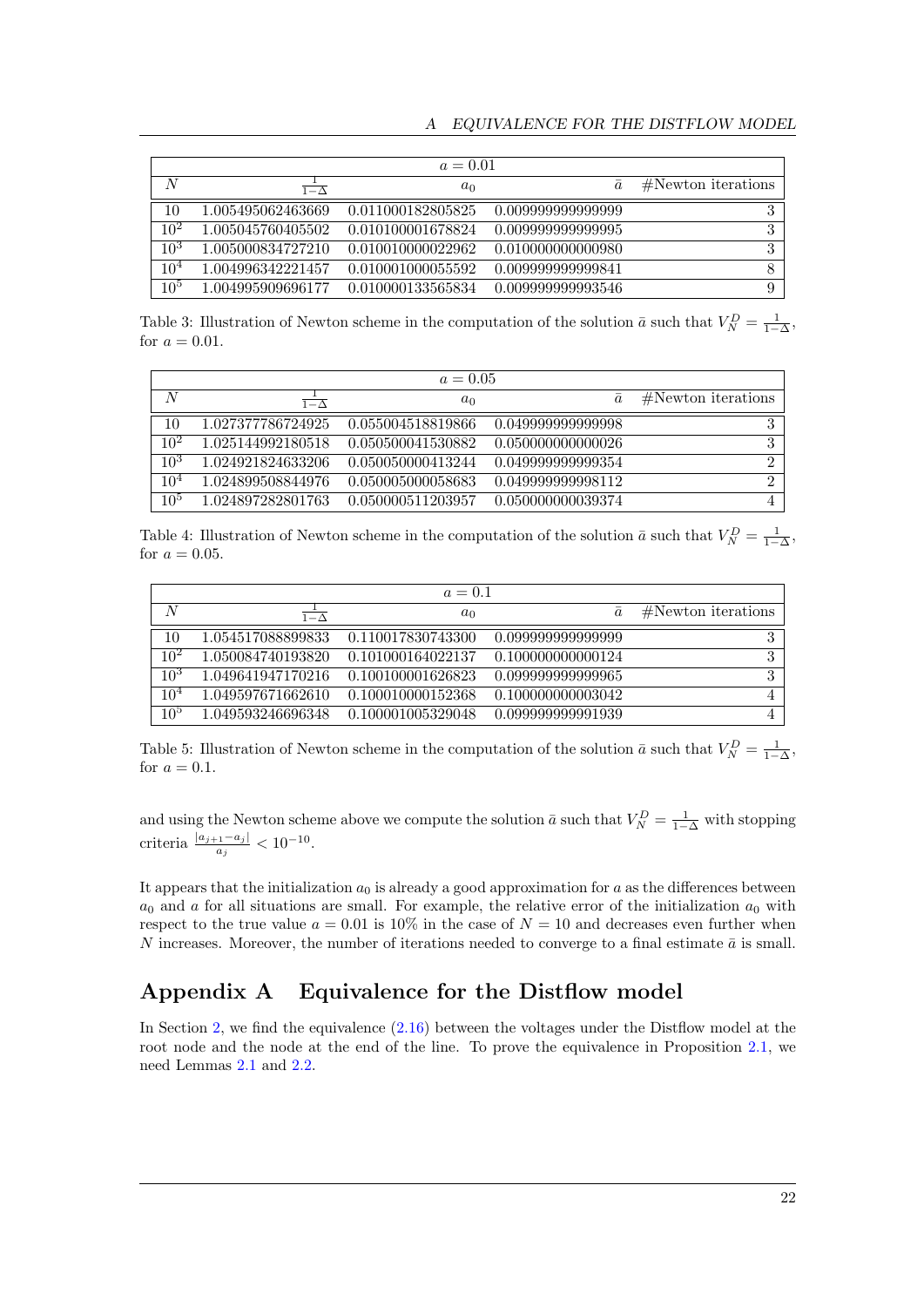| $a = 0.01$ | | | | |
|---|---|---|---|---|
| $N$ | $\frac{1}{1-\Delta}$ | $a_0$ | $\bar{a}$ | #Newton iterations |
| 10 | 1.005495062463669 | 0.011000182805825 | 0.009999999999999 | 3 |
| $10^2$ | 1.005045760405502 | 0.010100001678824 | 0.009999999999995 | 3 |
| $10^3$ | 1.005000834727210 | 0.010010000022962 | 0.010000000000980 | 3 |
| $10^4$ | 1.004996342221457 | 0.010001000055592 | 0.009999999999841 | 8 |
| $10^5$ | 1.004995909696177 | 0.010000133565834 | 0.009999999993546 | 9 |

Table 3: Illustration of Newton scheme in the computation of the solution $\bar{a}$ such that $V_N^D = \frac{1}{1-\Delta}$, for $a = 0.01$.

| $a = 0.05$ | | | | |
|---|---|---|---|---|
| $N$ | $\frac{1}{1-\Delta}$ | $a_0$ | $\bar{a}$ | #Newton iterations |
| 10 | 1.027377786724925 | 0.055004518819866 | 0.049999999999998 | 3 |
| $10^2$ | 1.025144992180518 | 0.050500041530882 | 0.050000000000026 | 3 |
| $10^3$ | 1.024921824633206 | 0.050050000413244 | 0.049999999999354 | 2 |
| $10^4$ | 1.024899508844976 | 0.050005000058683 | 0.049999999998112 | 2 |
| $10^5$ | 1.024897282801763 | 0.050000511203957 | 0.050000000039374 | 4 |

Table 4: Illustration of Newton scheme in the computation of the solution $\bar{a}$ such that $V_N^D = \frac{1}{1-\Delta}$, for $a = 0.05$.

| $a = 0.1$ | | | | |
|---|---|---|---|---|
| $N$ | $\frac{1}{1-\Delta}$ | $a_0$ | $\bar{a}$ | #Newton iterations |
| 10 | 1.054517088899833 | 0.110017830743300 | 0.099999999999999 | 3 |
| $10^2$ | 1.050084740193820 | 0.101000164022137 | 0.100000000000124 | 3 |
| $10^3$ | 1.049641947170216 | 0.100100001626823 | 0.099999999999965 | 3 |
| $10^4$ | 1.049597671662610 | 0.100010000152368 | 0.100000000003042 | 4 |
| $10^5$ | 1.049593246696348 | 0.100001005329048 | 0.099999999991939 | 4 |

Table 5: Illustration of Newton scheme in the computation of the solution $\bar{a}$ such that $V_N^D = \frac{1}{1-\Delta}$, for $a = 0.1$.

and using the Newton scheme above we compute the solution $\bar{a}$ such that $V_N^D = \frac{1}{1-\Delta}$ with stopping criteria $\frac{|a_{j+1}-a_j|}{a_j} < 10^{-10}$.

It appears that the initialization $a_0$ is already a good approximation for $a$ as the differences between $a_0$ and $a$ for all situations are small. For example, the relative error of the initialization $a_0$ with respect to the true value $a = 0.01$ is 10% in the case of $N = 10$ and decreases even further when $N$ increases. Moreover, the number of iterations needed to converge to a final estimate $\bar{a}$ is small.

# Appendix A Equivalence for the Distflow model

In Section 2, we find the equivalence (2.16) between the voltages under the Distflow model at the root node and the node at the end of the line. To prove the equivalence in Proposition 2.1, we need Lemmas 2.1 and 2.2.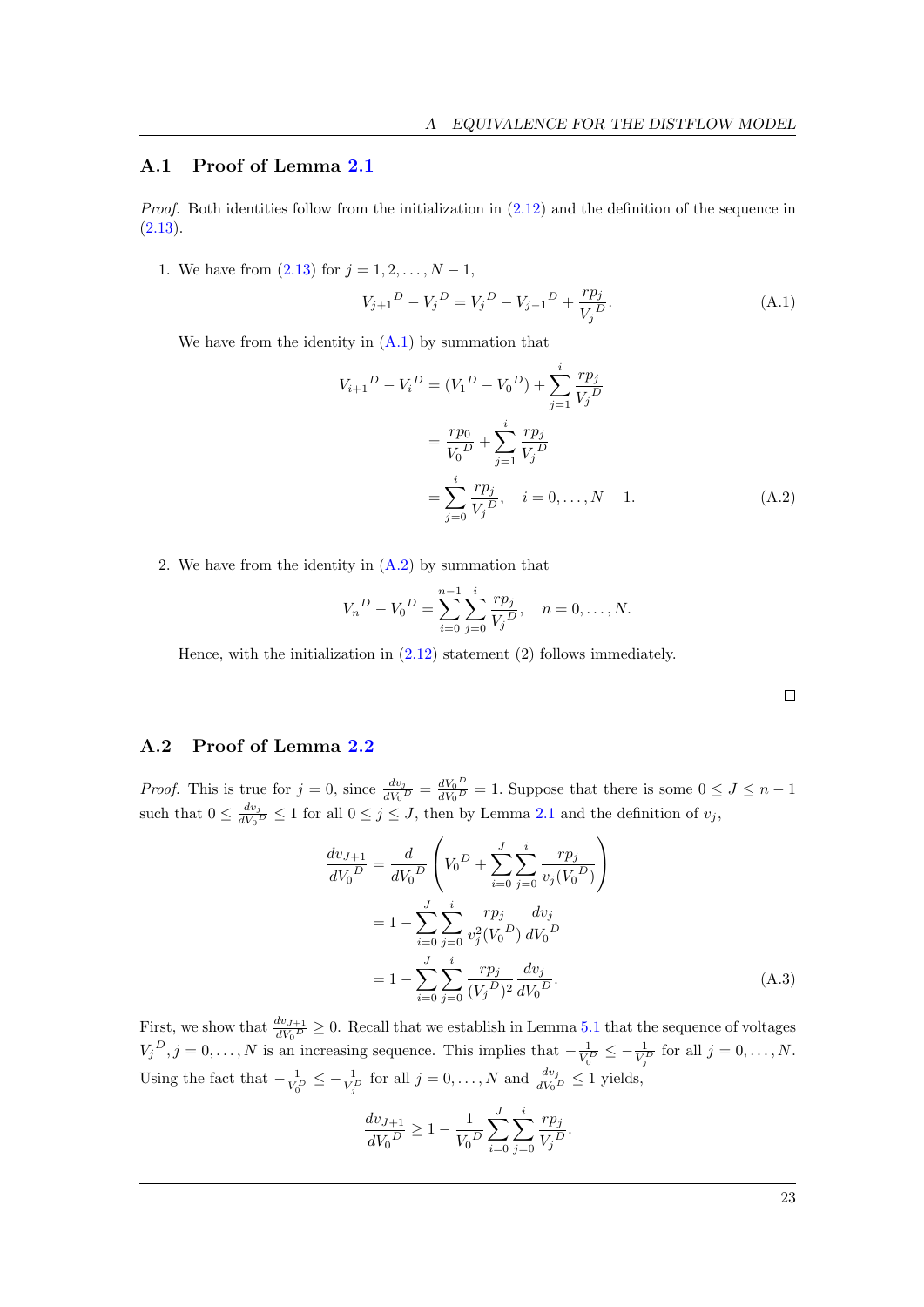## A.1 Proof of Lemma 2.1

*Proof.* Both identities follow from the initialization in (2.12) and the definition of the sequence in (2.13).

1. We have from (2.13) for $j = 1, 2, \ldots, N-1$,

$$
{V_{j+1}}^D - {V_j}^D = {V_j}^D - {V_{j-1}}^D + \frac{rp_j}{{V_j}^D}. \tag{A.1}
$$

   We have from the identity in (A.1) by summation that

$$
\begin{aligned}
{V_{i+1}}^D - {V_i}^D &= ({V_1}^D - {V_0}^D) + \sum_{j=1}^{i} \frac{rp_j}{{V_j}^D} \\
&= \frac{rp_0}{{V_0}^D} + \sum_{j=1}^{i} \frac{rp_j}{{V_j}^D} \\
&= \sum_{j=0}^{i} \frac{rp_j}{{V_j}^D}, \quad i = 0, \ldots, N-1.
\end{aligned} \tag{A.2}
$$

2. We have from the identity in (A.2) by summation that

$$
{V_n}^D - {V_0}^D = \sum_{i=0}^{n-1} \sum_{j=0}^{i} \frac{rp_j}{{V_j}^D}, \quad n = 0, \ldots, N.
$$

   Hence, with the initialization in (2.12) statement (2) follows immediately.

□

## A.2 Proof of Lemma 2.2

*Proof.* This is true for $j = 0$, since $\frac{dv_j}{d{V_0}^D} = \frac{d{V_0}^D}{d{V_0}^D} = 1$. Suppose that there is some $0 \leq J \leq n-1$ such that $0 \leq \frac{dv_j}{d{V_0}^D} \leq 1$ for all $0 \leq j \leq J$, then by Lemma 2.1 and the definition of $v_j$,

$$
\begin{aligned}
\frac{dv_{J+1}}{d{V_0}^D} &= \frac{d}{d{V_0}^D} \left( {V_0}^D + \sum_{i=0}^{J} \sum_{j=0}^{i} \frac{rp_j}{v_j({V_0}^D)} \right) \\
&= 1 - \sum_{i=0}^{J} \sum_{j=0}^{i} \frac{rp_j}{v_j^2({V_0}^D)} \frac{dv_j}{d{V_0}^D} \\
&= 1 - \sum_{i=0}^{J} \sum_{j=0}^{i} \frac{rp_j}{({V_j}^D)^2} \frac{dv_j}{d{V_0}^D}.
\end{aligned} \tag{A.3}
$$

First, we show that $\frac{dv_{J+1}}{d{V_0}^D} \geq 0$. Recall that we establish in Lemma 5.1 that the sequence of voltages ${V_j}^D, j = 0, \ldots, N$ is an increasing sequence. This implies that $-\frac{1}{V_0^D} \leq -\frac{1}{V_j^D}$ for all $j = 0, \ldots, N$. Using the fact that $-\frac{1}{V_0^D} \leq -\frac{1}{V_j^D}$ for all $j = 0, \ldots, N$ and $\frac{dv_j}{dV_0^D} \leq 1$ yields,

$$
\frac{dv_{J+1}}{d{V_0}^D} \geq 1 - \frac{1}{{V_0}^D} \sum_{i=0}^{J} \sum_{j=0}^{i} \frac{rp_j}{{V_j}^D}.
$$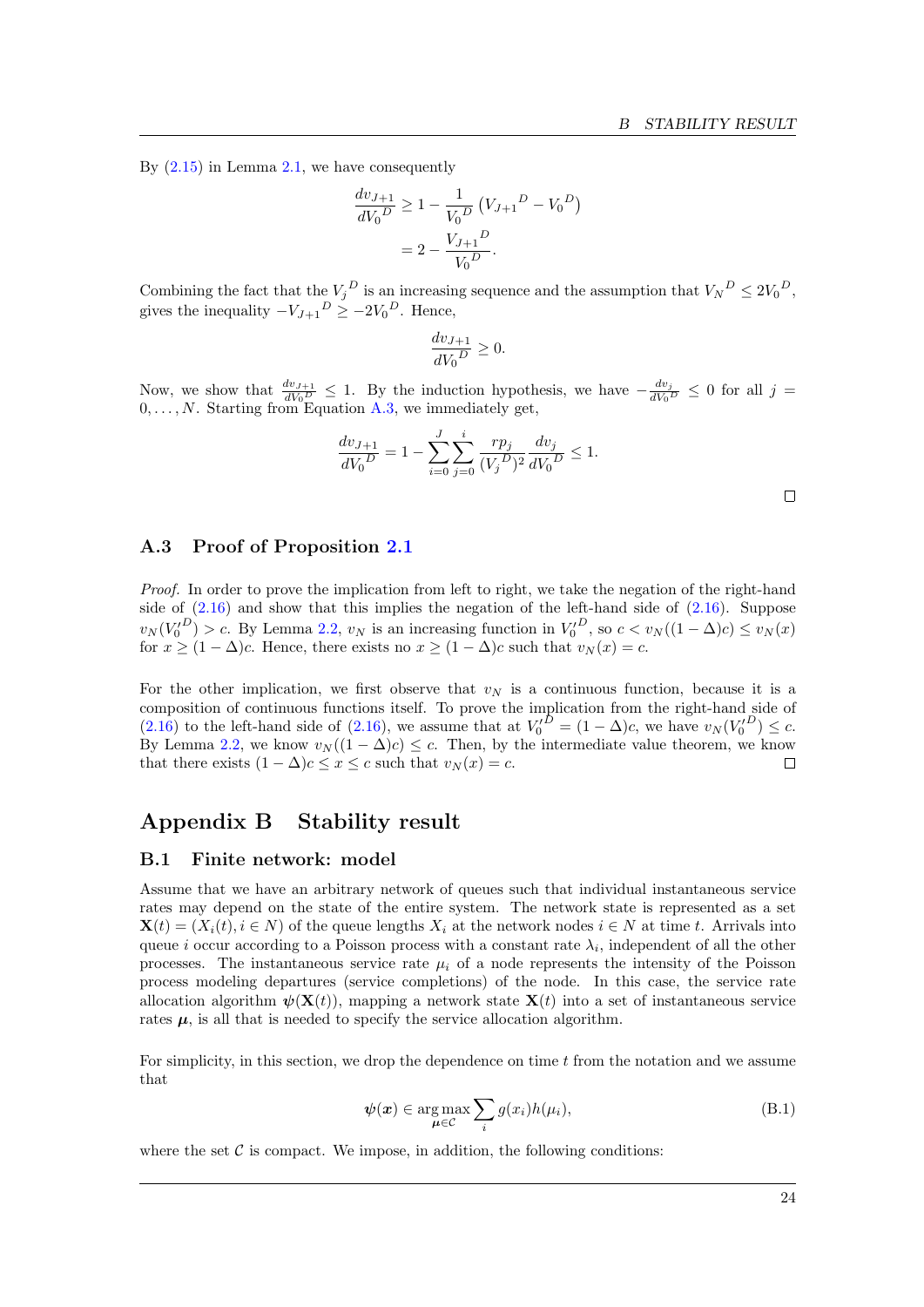By (2.15) in Lemma 2.1, we have consequently

$$\frac{dv_{J+1}}{d{V_0}^D} \geq 1 - \frac{1}{{V_0}^D}\left({V_{J+1}}^D - {V_0}^D\right)$$
$$= 2 - \frac{{V_{J+1}}^D}{{V_0}^D}.$$

Combining the fact that the ${V_j}^D$ is an increasing sequence and the assumption that ${V_N}^D \leq 2{V_0}^D$, gives the inequality $-{V_{J+1}}^D \geq -2{V_0}^D$. Hence,

$$\frac{dv_{J+1}}{d{V_0}^D} \geq 0.$$

Now, we show that $\frac{dv_{J+1}}{d{V_0}^D} \leq 1$. By the induction hypothesis, we have $-\frac{dv_j}{d{V_0}^D} \leq 0$ for all $j = 0, \ldots, N$. Starting from Equation A.3, we immediately get,

$$\frac{dv_{J+1}}{d{V_0}^D} = 1 - \sum_{i=0}^{J}\sum_{j=0}^{i} \frac{rp_j}{({V_j}^D)^2}\frac{dv_j}{d{V_0}^D} \leq 1.$$

□

### A.3 Proof of Proposition 2.1

*Proof.* In order to prove the implication from left to right, we take the negation of the right-hand side of (2.16) and show that this implies the negation of the left-hand side of (2.16). Suppose $v_N({V_0'}^D) > c$. By Lemma 2.2, $v_N$ is an increasing function in ${V_0'}^D$, so $c < v_N((1-\Delta)c) \leq v_N(x)$ for $x \geq (1-\Delta)c$. Hence, there exists no $x \geq (1-\Delta)c$ such that $v_N(x) = c$.

For the other implication, we first observe that $v_N$ is a continuous function, because it is a composition of continuous functions itself. To prove the implication from the right-hand side of (2.16) to the left-hand side of (2.16), we assume that at ${V_0'}^D = (1-\Delta)c$, we have $v_N({V_0'}^D) \leq c$. By Lemma 2.2, we know $v_N((1-\Delta)c) \leq c$. Then, by the intermediate value theorem, we know that there exists $(1-\Delta)c \leq x \leq c$ such that $v_N(x) = c$. □

## Appendix B Stability result

### B.1 Finite network: model

Assume that we have an arbitrary network of queues such that individual instantaneous service rates may depend on the state of the entire system. The network state is represented as a set $\mathbf{X}(t) = (X_i(t), i \in N)$ of the queue lengths $X_i$ at the network nodes $i \in N$ at time $t$. Arrivals into queue $i$ occur according to a Poisson process with a constant rate $\lambda_i$, independent of all the other processes. The instantaneous service rate $\mu_i$ of a node represents the intensity of the Poisson process modeling departures (service completions) of the node. In this case, the service rate allocation algorithm $\boldsymbol{\psi}(\mathbf{X}(t))$, mapping a network state $\mathbf{X}(t)$ into a set of instantaneous service rates $\boldsymbol{\mu}$, is all that is needed to specify the service allocation algorithm.

For simplicity, in this section, we drop the dependence on time $t$ from the notation and we assume that

$$\boldsymbol{\psi}(\boldsymbol{x}) \in \arg\max_{\boldsymbol{\mu} \in \mathcal{C}} \sum_i g(x_i)h(\mu_i), \tag{B.1}$$

where the set $\mathcal{C}$ is compact. We impose, in addition, the following conditions: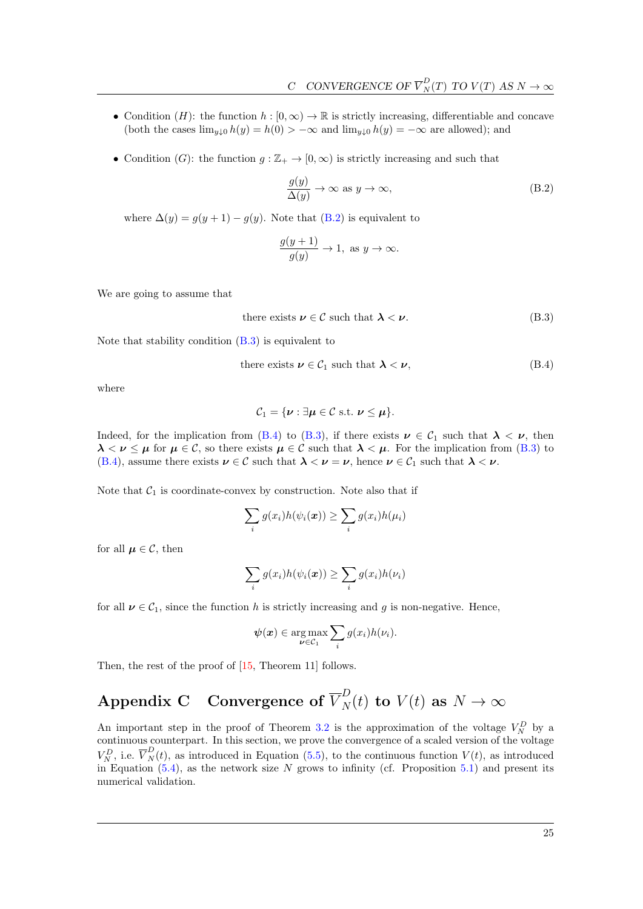- Condition $(H)$: the function $h : [0, \infty) \to \mathbb{R}$ is strictly increasing, differentiable and concave (both the cases $\lim_{y \downarrow 0} h(y) = h(0) > -\infty$ and $\lim_{y \downarrow 0} h(y) = -\infty$ are allowed); and

- Condition $(G)$: the function $g : \mathbb{Z}_+ \to [0, \infty)$ is strictly increasing and such that

$$\frac{g(y)}{\Delta(y)} \to \infty \text{ as } y \to \infty, \tag{B.2}$$

where $\Delta(y) = g(y + 1) - g(y)$. Note that (B.2) is equivalent to

$$\frac{g(y + 1)}{g(y)} \to 1, \text{ as } y \to \infty.$$

We are going to assume that

$$\text{there exists } \boldsymbol{\nu} \in \mathcal{C} \text{ such that } \boldsymbol{\lambda} < \boldsymbol{\nu}. \tag{B.3}$$

Note that stability condition (B.3) is equivalent to

$$\text{there exists } \boldsymbol{\nu} \in \mathcal{C}_1 \text{ such that } \boldsymbol{\lambda} < \boldsymbol{\nu}, \tag{B.4}$$

where

$$\mathcal{C}_1 = \{\boldsymbol{\nu} : \exists \boldsymbol{\mu} \in \mathcal{C} \text{ s.t. } \boldsymbol{\nu} \leq \boldsymbol{\mu}\}.$$

Indeed, for the implication from (B.4) to (B.3), if there exists $\boldsymbol{\nu} \in \mathcal{C}_1$ such that $\boldsymbol{\lambda} < \boldsymbol{\nu}$, then $\boldsymbol{\lambda} < \boldsymbol{\nu} \leq \boldsymbol{\mu}$ for $\boldsymbol{\mu} \in \mathcal{C}$, so there exists $\boldsymbol{\mu} \in \mathcal{C}$ such that $\boldsymbol{\lambda} < \boldsymbol{\mu}$. For the implication from (B.3) to (B.4), assume there exists $\boldsymbol{\nu} \in \mathcal{C}$ such that $\boldsymbol{\lambda} < \boldsymbol{\nu} = \boldsymbol{\nu}$, hence $\boldsymbol{\nu} \in \mathcal{C}_1$ such that $\boldsymbol{\lambda} < \boldsymbol{\nu}$.

Note that $\mathcal{C}_1$ is coordinate-convex by construction. Note also that if

$$\sum_i g(x_i) h(\psi_i(\boldsymbol{x})) \geq \sum_i g(x_i) h(\mu_i)$$

for all $\boldsymbol{\mu} \in \mathcal{C}$, then

$$\sum_i g(x_i) h(\psi_i(\boldsymbol{x})) \geq \sum_i g(x_i) h(\nu_i)$$

for all $\boldsymbol{\nu} \in \mathcal{C}_1$, since the function $h$ is strictly increasing and $g$ is non-negative. Hence,

$$\boldsymbol{\psi}(\boldsymbol{x}) \in \arg\max_{\boldsymbol{\nu} \in \mathcal{C}_1} \sum_i g(x_i) h(\nu_i).$$

Then, the rest of the proof of [15, Theorem 11] follows.

# Appendix C Convergence of $\overline{V}_N^D(t)$ to $V(t)$ as $N \to \infty$

An important step in the proof of Theorem 3.2 is the approximation of the voltage $V_N^D$ by a continuous counterpart. In this section, we prove the convergence of a scaled version of the voltage $V_N^D$, i.e. $\overline{V}_N^D(t)$, as introduced in Equation (5.5), to the continuous function $V(t)$, as introduced in Equation (5.4), as the network size $N$ grows to infinity (cf. Proposition 5.1) and present its numerical validation.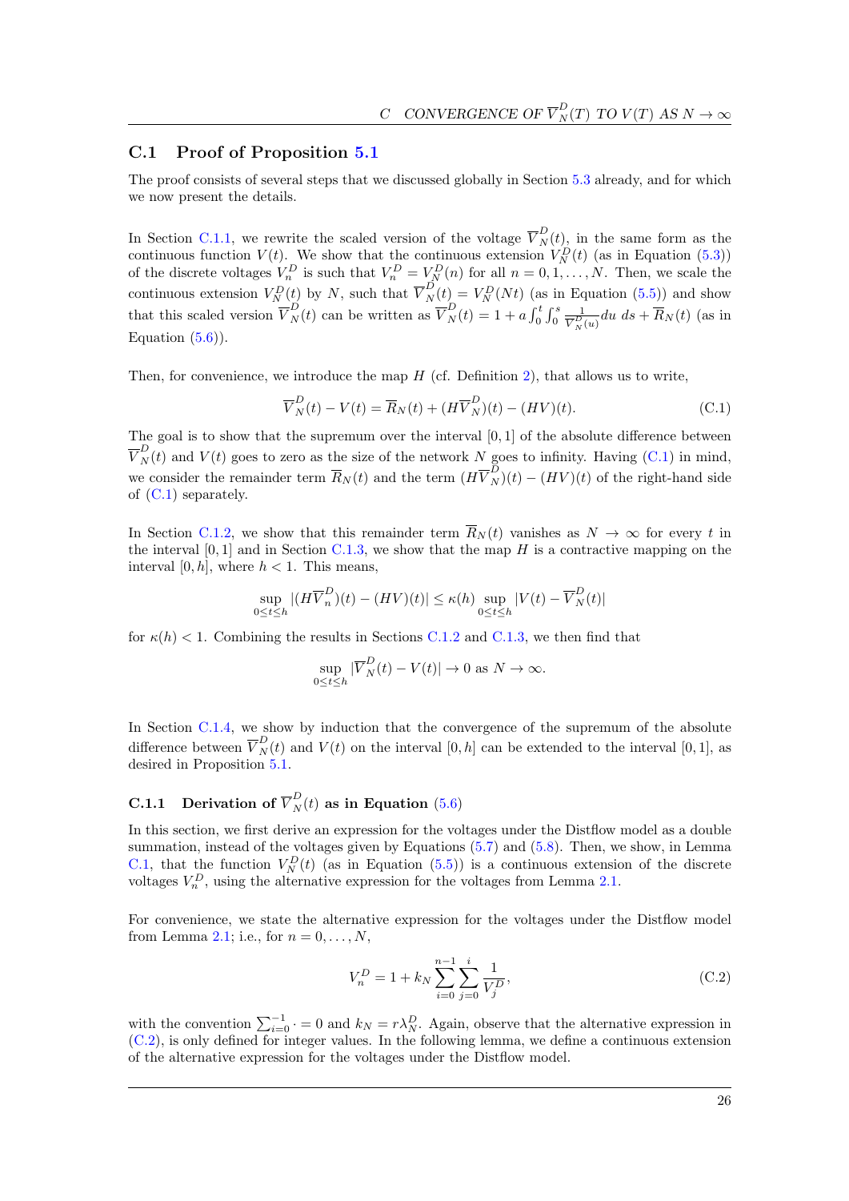## C.1 Proof of Proposition 5.1

The proof consists of several steps that we discussed globally in Section 5.3 already, and for which we now present the details.

In Section C.1.1, we rewrite the scaled version of the voltage $\overline{V}_N^D(t)$, in the same form as the continuous function $V(t)$. We show that the continuous extension $V_N^D(t)$ (as in Equation (5.3)) of the discrete voltages $V_n^D$ is such that $V_n^D = V_N^D(n)$ for all $n = 0, 1, \ldots, N$. Then, we scale the continuous extension $V_N^D(t)$ by $N$, such that $\overline{V}_N^D(t) = V_N^D(Nt)$ (as in Equation (5.5)) and show that this scaled version $\overline{V}_N^D(t)$ can be written as $\overline{V}_N^D(t) = 1 + a \int_0^t \int_0^s \frac{1}{\overline{V}_N^D(u)} du \, ds + \overline{R}_N(t)$ (as in Equation (5.6)).

Then, for convenience, we introduce the map $H$ (cf. Definition 2), that allows us to write,

$$\overline{V}_N^D(t) - V(t) = \overline{R}_N(t) + (H\overline{V}_N^D)(t) - (HV)(t). \tag{C.1}$$

The goal is to show that the supremum over the interval $[0, 1]$ of the absolute difference between $\overline{V}_N^D(t)$ and $V(t)$ goes to zero as the size of the network $N$ goes to infinity. Having (C.1) in mind, we consider the remainder term $\overline{R}_N(t)$ and the term $(H\overline{V}_N^D)(t) - (HV)(t)$ of the right-hand side of (C.1) separately.

In Section C.1.2, we show that this remainder term $\overline{R}_N(t)$ vanishes as $N \to \infty$ for every $t$ in the interval $[0, 1]$ and in Section C.1.3, we show that the map $H$ is a contractive mapping on the interval $[0, h]$, where $h < 1$. This means,

$$\sup_{0 \le t \le h} |(H\overline{V}_n^D)(t) - (HV)(t)| \le \kappa(h) \sup_{0 \le t \le h} |V(t) - \overline{V}_N^D(t)|$$

for $\kappa(h) < 1$. Combining the results in Sections C.1.2 and C.1.3, we then find that

$$\sup_{0 \le t \le h} |\overline{V}_N^D(t) - V(t)| \to 0 \text{ as } N \to \infty.$$

In Section C.1.4, we show by induction that the convergence of the supremum of the absolute difference between $\overline{V}_N^D(t)$ and $V(t)$ on the interval $[0, h]$ can be extended to the interval $[0, 1]$, as desired in Proposition 5.1.

### C.1.1 Derivation of $\overline{V}_N^D(t)$ as in Equation (5.6)

In this section, we first derive an expression for the voltages under the Distflow model as a double summation, instead of the voltages given by Equations (5.7) and (5.8). Then, we show, in Lemma C.1, that the function $V_N^D(t)$ (as in Equation (5.5)) is a continuous extension of the discrete voltages $V_n^D$, using the alternative expression for the voltages from Lemma 2.1.

For convenience, we state the alternative expression for the voltages under the Distflow model from Lemma 2.1; i.e., for $n = 0, \ldots, N$,

$$V_n^D = 1 + k_N \sum_{i=0}^{n-1} \sum_{j=0}^{i} \frac{1}{V_j^D}, \tag{C.2}$$

with the convention $\sum_{i=0}^{-1} \cdot = 0$ and $k_N = r\lambda_N^D$. Again, observe that the alternative expression in (C.2), is only defined for integer values. In the following lemma, we define a continuous extension of the alternative expression for the voltages under the Distflow model.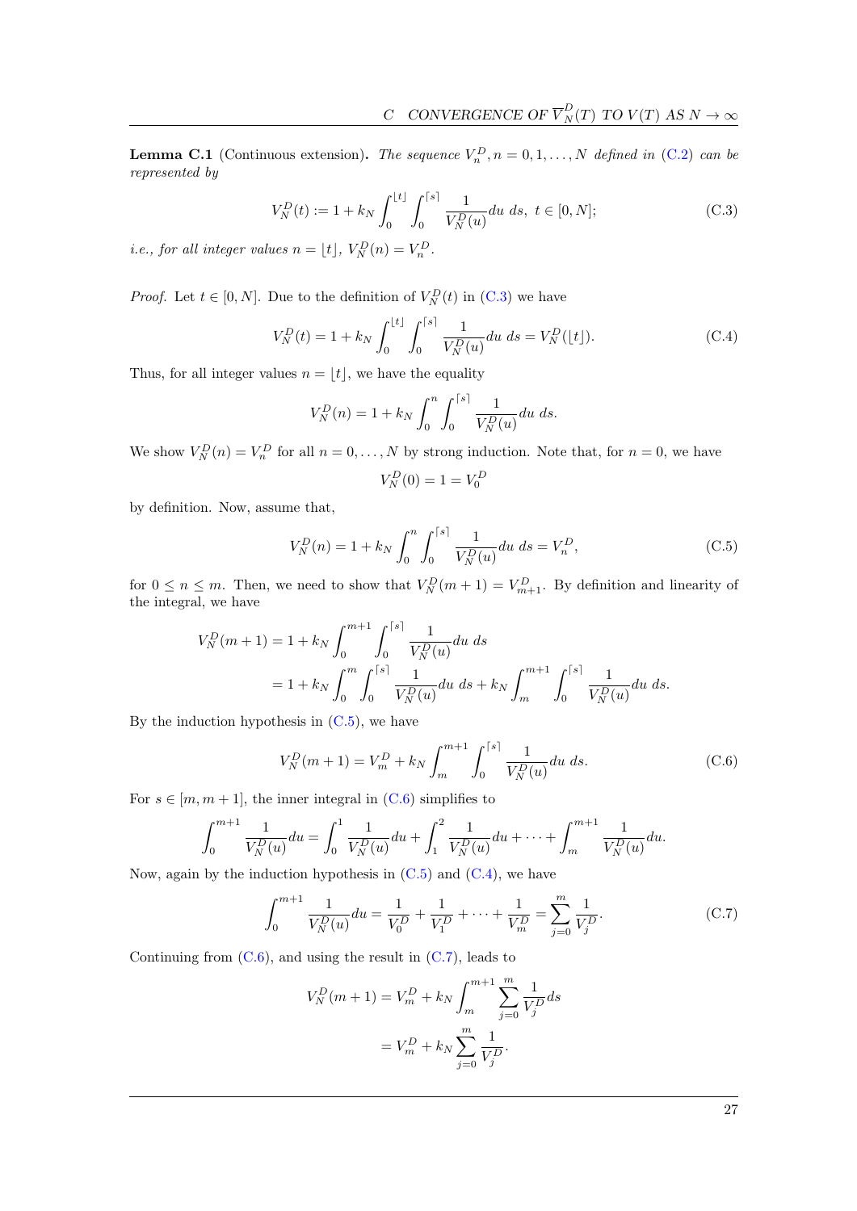**Lemma C.1** (Continuous extension)**.** *The sequence $V_n^D, n = 0, 1, \ldots, N$ defined in (C.2) can be represented by*

$$V_N^D(t) := 1 + k_N \int_0^{\lfloor t \rfloor} \int_0^{\lceil s \rceil} \frac{1}{V_N^D(u)} du \; ds, \;\; t \in [0, N]; \tag{C.3}$$

*i.e., for all integer values $n = \lfloor t \rfloor$, $V_N^D(n) = V_n^D$.*

*Proof.* Let $t \in [0, N]$. Due to the definition of $V_N^D(t)$ in (C.3) we have

$$V_N^D(t) = 1 + k_N \int_0^{\lfloor t \rfloor} \int_0^{\lceil s \rceil} \frac{1}{V_N^D(u)} du \; ds = V_N^D(\lfloor t \rfloor). \tag{C.4}$$

Thus, for all integer values $n = \lfloor t \rfloor$, we have the equality

$$V_N^D(n) = 1 + k_N \int_0^{n} \int_0^{\lceil s \rceil} \frac{1}{V_N^D(u)} du \; ds.$$

We show $V_N^D(n) = V_n^D$ for all $n = 0, \ldots, N$ by strong induction. Note that, for $n = 0$, we have

$$V_N^D(0) = 1 = V_0^D$$

by definition. Now, assume that,

$$V_N^D(n) = 1 + k_N \int_0^{n} \int_0^{\lceil s \rceil} \frac{1}{V_N^D(u)} du \; ds = V_n^D, \tag{C.5}$$

for $0 \leq n \leq m$. Then, we need to show that $V_N^D(m+1) = V_{m+1}^D$. By definition and linearity of the integral, we have

$$\begin{aligned}
V_N^D(m+1) &= 1 + k_N \int_0^{m+1} \int_0^{\lceil s \rceil} \frac{1}{V_N^D(u)} du \; ds \\
&= 1 + k_N \int_0^{m} \int_0^{\lceil s \rceil} \frac{1}{V_N^D(u)} du \; ds + k_N \int_m^{m+1} \int_0^{\lceil s \rceil} \frac{1}{V_N^D(u)} du \; ds.
\end{aligned}$$

By the induction hypothesis in (C.5), we have

$$V_N^D(m+1) = V_m^D + k_N \int_m^{m+1} \int_0^{\lceil s \rceil} \frac{1}{V_N^D(u)} du \; ds. \tag{C.6}$$

For $s \in [m, m+1]$, the inner integral in (C.6) simplifies to

$$\int_0^{m+1} \frac{1}{V_N^D(u)} du = \int_0^{1} \frac{1}{V_N^D(u)} du + \int_1^{2} \frac{1}{V_N^D(u)} du + \cdots + \int_m^{m+1} \frac{1}{V_N^D(u)} du.$$

Now, again by the induction hypothesis in (C.5) and (C.4), we have

$$\int_0^{m+1} \frac{1}{V_N^D(u)} du = \frac{1}{V_0^D} + \frac{1}{V_1^D} + \cdots + \frac{1}{V_m^D} = \sum_{j=0}^{m} \frac{1}{V_j^D}. \tag{C.7}$$

Continuing from (C.6), and using the result in (C.7), leads to

$$\begin{aligned}
V_N^D(m+1) &= V_m^D + k_N \int_m^{m+1} \sum_{j=0}^{m} \frac{1}{V_j^D} ds \\
&= V_m^D + k_N \sum_{j=0}^{m} \frac{1}{V_j^D}.
\end{aligned}$$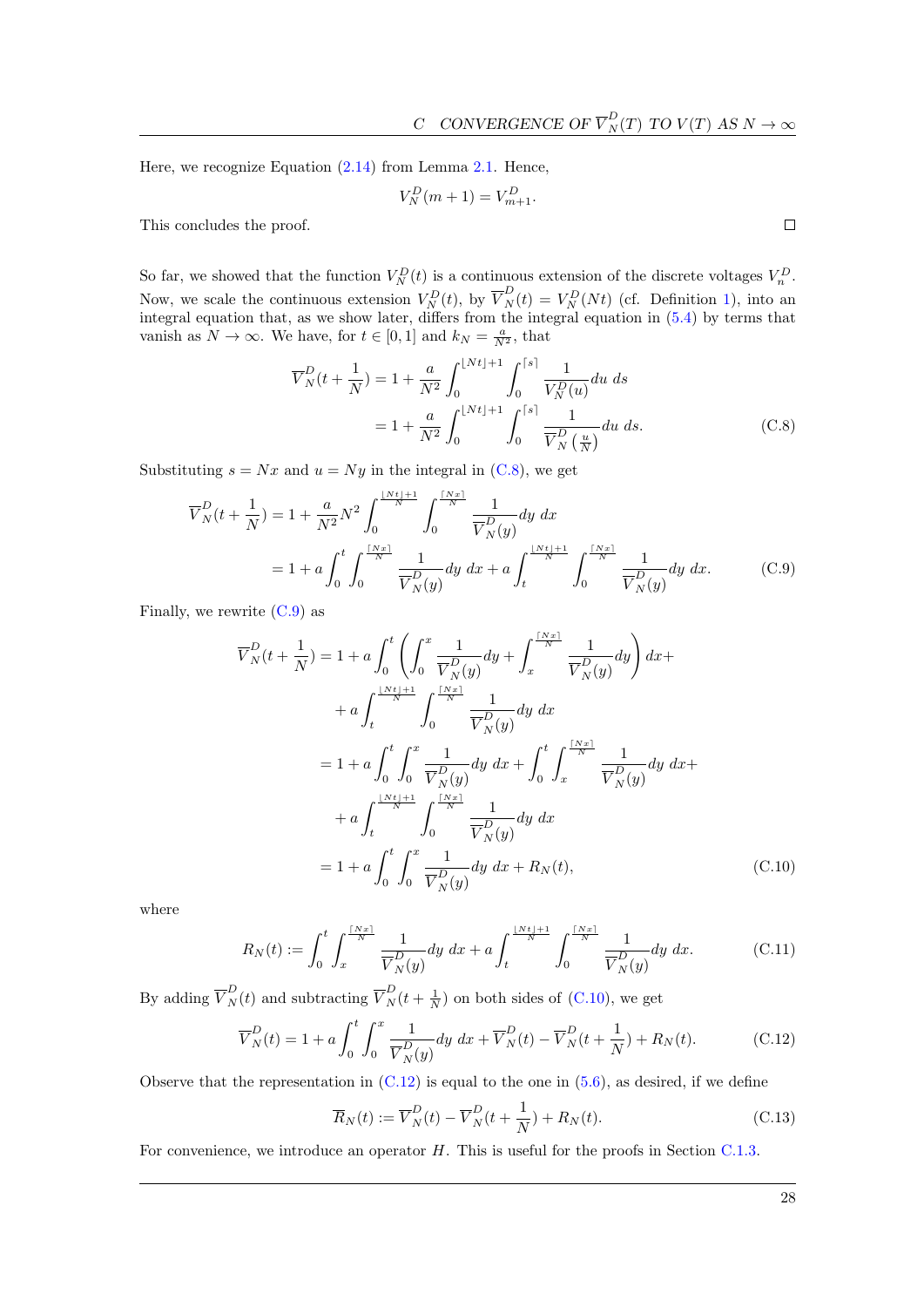Here, we recognize Equation (2.14) from Lemma 2.1. Hence,

$$V_N^D(m+1) = V_{m+1}^D.$$

This concludes the proof. $\square$

So far, we showed that the function $V_N^D(t)$ is a continuous extension of the discrete voltages $V_n^D$. Now, we scale the continuous extension $V_N^D(t)$, by $\overline{V}_N^D(t) = V_N^D(Nt)$ (cf. Definition 1), into an integral equation that, as we show later, differs from the integral equation in (5.4) by terms that vanish as $N \to \infty$. We have, for $t \in [0,1]$ and $k_N = \frac{a}{N^2}$, that

$$\begin{aligned}
\overline{V}_N^D(t + \frac{1}{N}) &= 1 + \frac{a}{N^2} \int_0^{\lfloor Nt \rfloor + 1} \int_0^{\lceil s \rceil} \frac{1}{V_N^D(u)} du\ ds \\
&= 1 + \frac{a}{N^2} \int_0^{\lfloor Nt \rfloor + 1} \int_0^{\lceil s \rceil} \frac{1}{\overline{V}_N^D\left(\frac{u}{N}\right)} du\ ds.
\end{aligned} \tag{C.8}$$

Substituting $s = Nx$ and $u = Ny$ in the integral in (C.8), we get

$$\begin{aligned}
\overline{V}_N^D(t + \frac{1}{N}) &= 1 + \frac{a}{N^2} N^2 \int_0^{\frac{\lfloor Nt \rfloor + 1}{N}} \int_0^{\frac{\lceil Nx \rceil}{N}} \frac{1}{\overline{V}_N^D(y)} dy\ dx \\
&= 1 + a \int_0^t \int_0^{\frac{\lceil Nx \rceil}{N}} \frac{1}{\overline{V}_N^D(y)} dy\ dx + a \int_t^{\frac{\lfloor Nt \rfloor + 1}{N}} \int_0^{\frac{\lceil Nx \rceil}{N}} \frac{1}{\overline{V}_N^D(y)} dy\ dx.
\end{aligned} \tag{C.9}$$

Finally, we rewrite (C.9) as

$$\begin{aligned}
\overline{V}_N^D(t + \frac{1}{N}) &= 1 + a \int_0^t \left( \int_0^x \frac{1}{\overline{V}_N^D(y)} dy + \int_x^{\frac{\lceil Nx \rceil}{N}} \frac{1}{\overline{V}_N^D(y)} dy \right) dx + \\
&\quad + a \int_t^{\frac{\lfloor Nt \rfloor + 1}{N}} \int_0^{\frac{\lceil Nx \rceil}{N}} \frac{1}{\overline{V}_N^D(y)} dy\ dx \\
&= 1 + a \int_0^t \int_0^x \frac{1}{\overline{V}_N^D(y)} dy\ dx + \int_0^t \int_x^{\frac{\lceil Nx \rceil}{N}} \frac{1}{\overline{V}_N^D(y)} dy\ dx + \\
&\quad + a \int_t^{\frac{\lfloor Nt \rfloor + 1}{N}} \int_0^{\frac{\lceil Nx \rceil}{N}} \frac{1}{\overline{V}_N^D(y)} dy\ dx \\
&= 1 + a \int_0^t \int_0^x \frac{1}{\overline{V}_N^D(y)} dy\ dx + R_N(t),
\end{aligned} \tag{C.10}$$

where

$$R_N(t) := \int_0^t \int_x^{\frac{\lceil Nx \rceil}{N}} \frac{1}{\overline{V}_N^D(y)} dy\ dx + a \int_t^{\frac{\lfloor Nt \rfloor + 1}{N}} \int_0^{\frac{\lceil Nx \rceil}{N}} \frac{1}{\overline{V}_N^D(y)} dy\ dx. \tag{C.11}$$

By adding $\overline{V}_N^D(t)$ and subtracting $\overline{V}_N^D(t + \frac{1}{N})$ on both sides of (C.10), we get

$$\overline{V}_N^D(t) = 1 + a \int_0^t \int_0^x \frac{1}{\overline{V}_N^D(y)} dy\ dx + \overline{V}_N^D(t) - \overline{V}_N^D(t + \frac{1}{N}) + R_N(t). \tag{C.12}$$

Observe that the representation in (C.12) is equal to the one in (5.6), as desired, if we define

$$\overline{R}_N(t) := \overline{V}_N^D(t) - \overline{V}_N^D(t + \frac{1}{N}) + R_N(t). \tag{C.13}$$

For convenience, we introduce an operator $H$. This is useful for the proofs in Section C.1.3.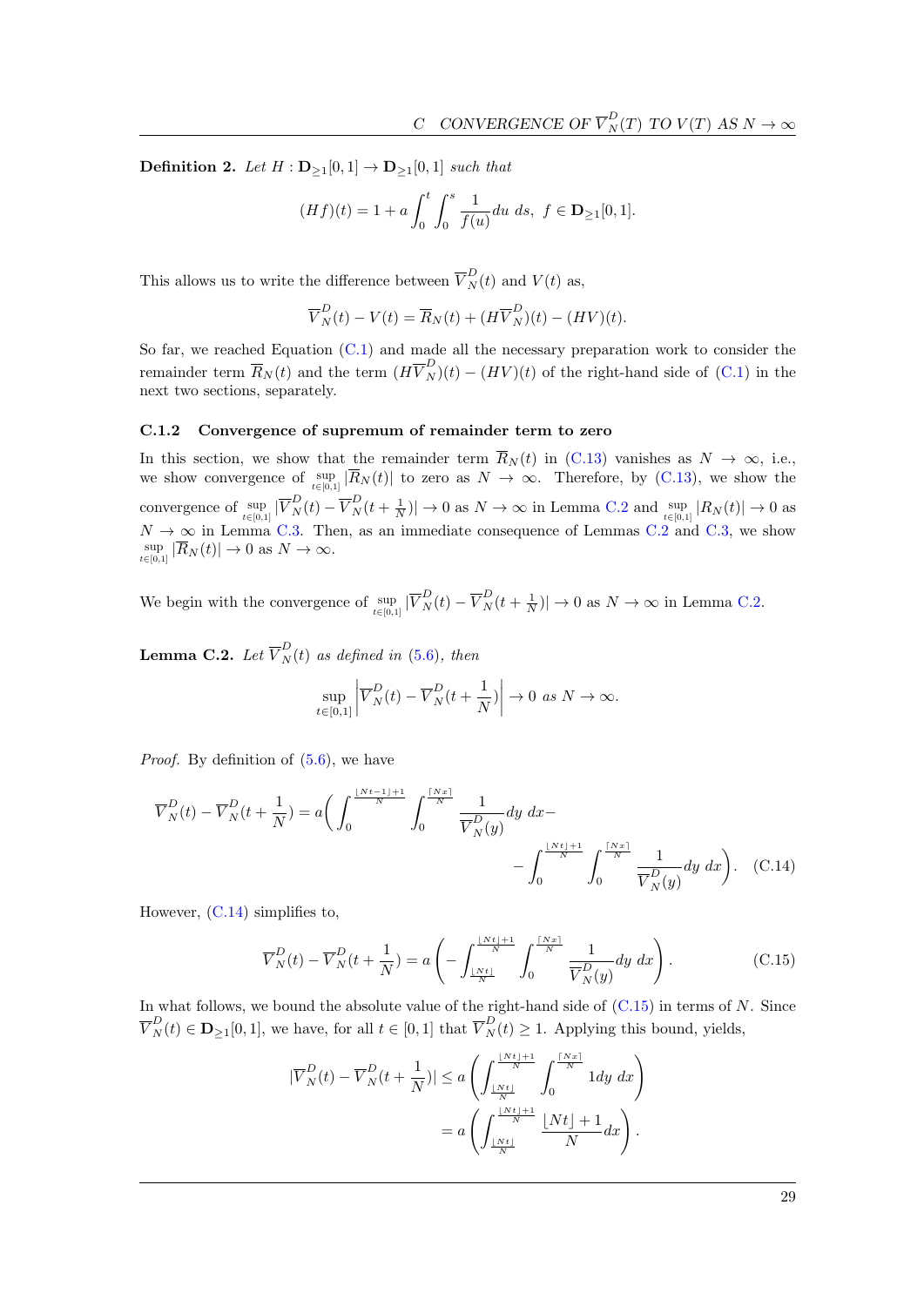**Definition 2.** *Let $H : \mathbf{D}_{\geq 1}[0,1] \to \mathbf{D}_{\geq 1}[0,1]$ such that*

$$(Hf)(t) = 1 + a\int_0^t \int_0^s \frac{1}{f(u)} du \ ds, \ f \in \mathbf{D}_{\geq 1}[0,1].$$

This allows us to write the difference between $\overline{V}_N^D(t)$ and $V(t)$ as,

$$\overline{V}_N^D(t) - V(t) = \overline{R}_N(t) + (H\overline{V}_N^D)(t) - (HV)(t).$$

So far, we reached Equation (C.1) and made all the necessary preparation work to consider the remainder term $\overline{R}_N(t)$ and the term $(H\overline{V}_N^D)(t) - (HV)(t)$ of the right-hand side of (C.1) in the next two sections, separately.

### C.1.2 Convergence of supremum of remainder term to zero

In this section, we show that the remainder term $\overline{R}_N(t)$ in (C.13) vanishes as $N \to \infty$, i.e., we show convergence of $\sup_{t\in[0,1]} |\overline{R}_N(t)|$ to zero as $N \to \infty$. Therefore, by (C.13), we show the convergence of $\sup_{t\in[0,1]} |\overline{V}_N^D(t) - \overline{V}_N^D(t+\frac{1}{N})| \to 0$ as $N \to \infty$ in Lemma C.2 and $\sup_{t\in[0,1]} |R_N(t)| \to 0$ as $N \to \infty$ in Lemma C.3. Then, as an immediate consequence of Lemmas C.2 and C.3, we show $\sup_{t\in[0,1]} |\overline{R}_N(t)| \to 0$ as $N \to \infty$.

We begin with the convergence of $\sup_{t\in[0,1]} |\overline{V}_N^D(t) - \overline{V}_N^D(t+\frac{1}{N})| \to 0$ as $N \to \infty$ in Lemma C.2.

**Lemma C.2.** *Let $\overline{V}_N^D(t)$ as defined in (5.6), then*

$$\sup_{t\in[0,1]} \left|\overline{V}_N^D(t) - \overline{V}_N^D(t+\frac{1}{N})\right| \to 0 \text{ as } N \to \infty.$$

*Proof.* By definition of (5.6), we have

$$\overline{V}_N^D(t) - \overline{V}_N^D(t+\frac{1}{N}) = a\bigg(\int_0^{\frac{\lfloor Nt-1\rfloor+1}{N}} \int_0^{\frac{\lceil Nx\rceil}{N}} \frac{1}{\overline{V}_N^D(y)} dy \ dx - \\ - \int_0^{\frac{\lfloor Nt\rfloor+1}{N}} \int_0^{\frac{\lceil Nx\rceil}{N}} \frac{1}{\overline{V}_N^D(y)} dy \ dx\bigg). \quad \text{(C.14)}$$

However, (C.14) simplifies to,

$$\overline{V}_N^D(t) - \overline{V}_N^D(t+\frac{1}{N}) = a\left(-\int_{\frac{\lfloor Nt\rfloor}{N}}^{\frac{\lfloor Nt\rfloor+1}{N}} \int_0^{\frac{\lceil Nx\rceil}{N}} \frac{1}{\overline{V}_N^D(y)} dy \ dx\right). \quad \text{(C.15)}$$

In what follows, we bound the absolute value of the right-hand side of (C.15) in terms of $N$. Since $\overline{V}_N^D(t) \in \mathbf{D}_{\geq 1}[0,1]$, we have, for all $t \in [0,1]$ that $\overline{V}_N^D(t) \geq 1$. Applying this bound, yields,

$$\begin{aligned}
|\overline{V}_N^D(t) - \overline{V}_N^D(t+\frac{1}{N})| &\leq a\left(\int_{\frac{\lfloor Nt\rfloor}{N}}^{\frac{\lfloor Nt\rfloor+1}{N}} \int_0^{\frac{\lceil Nx\rceil}{N}} 1 dy \ dx\right) \\
&= a\left(\int_{\frac{\lfloor Nt\rfloor}{N}}^{\frac{\lfloor Nt\rfloor+1}{N}} \frac{\lfloor Nt\rfloor+1}{N} dx\right).
\end{aligned}$$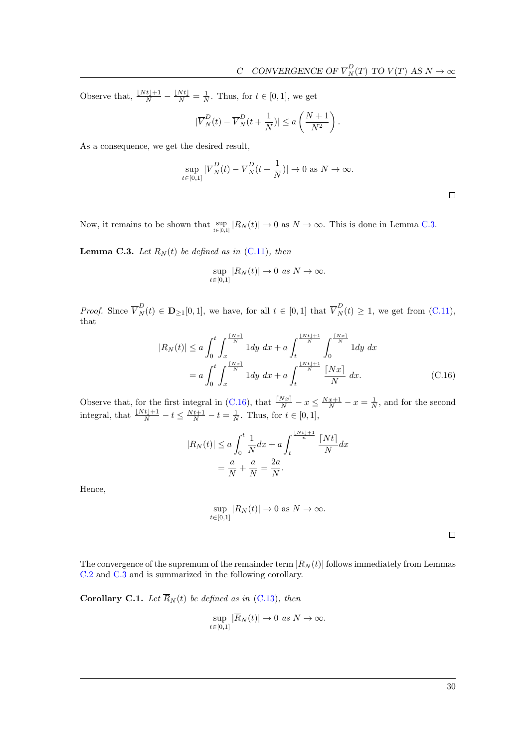Observe that, $\frac{\lfloor Nt \rfloor + 1}{N} - \frac{\lfloor Nt \rfloor}{N} = \frac{1}{N}$. Thus, for $t \in [0,1]$, we get

$$|\overline{V}_N^D(t) - \overline{V}_N^D(t + \frac{1}{N})| \leq a \left( \frac{N+1}{N^2} \right).$$

As a consequence, we get the desired result,

$$\sup_{t \in [0,1]} |\overline{V}_N^D(t) - \overline{V}_N^D(t + \frac{1}{N})| \to 0 \text{ as } N \to \infty.$$

□

Now, it remains to be shown that $\sup_{t \in [0,1]} |R_N(t)| \to 0$ as $N \to \infty$. This is done in Lemma C.3.

**Lemma C.3.** *Let $R_N(t)$ be defined as in (C.11), then*

$$\sup_{t \in [0,1]} |R_N(t)| \to 0 \text{ as } N \to \infty.$$

*Proof.* Since $\overline{V}_N^D(t) \in \mathbf{D}_{\geq 1}[0,1]$, we have, for all $t \in [0,1]$ that $\overline{V}_N^D(t) \geq 1$, we get from (C.11), that

$$\begin{aligned} |R_N(t)| &\leq a \int_0^t \int_x^{\frac{\lceil Nx \rceil}{N}} 1 dy \; dx + a \int_t^{\frac{\lfloor Nt \rfloor + 1}{N}} \int_0^{\frac{\lceil Nx \rceil}{N}} 1 dy \; dx \\ &= a \int_0^t \int_x^{\frac{\lceil Nx \rceil}{N}} 1 dy \; dx + a \int_t^{\frac{\lfloor Nt \rfloor + 1}{N}} \frac{\lceil Nx \rceil}{N} \; dx. \end{aligned} \tag{C.16}$$

Observe that, for the first integral in (C.16), that $\frac{\lceil Nx \rceil}{N} - x \leq \frac{Nx+1}{N} - x = \frac{1}{N}$, and for the second integral, that $\frac{\lfloor Nt \rfloor + 1}{N} - t \leq \frac{Nt+1}{N} - t = \frac{1}{N}$. Thus, for $t \in [0,1]$,

$$\begin{aligned} |R_N(t)| &\leq a \int_0^t \frac{1}{N} dx + a \int_t^{\frac{\lfloor Nt \rfloor + 1}{n}} \frac{\lceil Nt \rceil}{N} dx \\ &= \frac{a}{N} + \frac{a}{N} = \frac{2a}{N}. \end{aligned}$$

Hence,

$$\sup_{t \in [0,1]} |R_N(t)| \to 0 \text{ as } N \to \infty.$$

□

The convergence of the supremum of the remainder term $|\overline{R}_N(t)|$ follows immediately from Lemmas C.2 and C.3 and is summarized in the following corollary.

**Corollary C.1.** *Let $\overline{R}_N(t)$ be defined as in (C.13), then*

$$\sup_{t \in [0,1]} |\overline{R}_N(t)| \to 0 \text{ as } N \to \infty.$$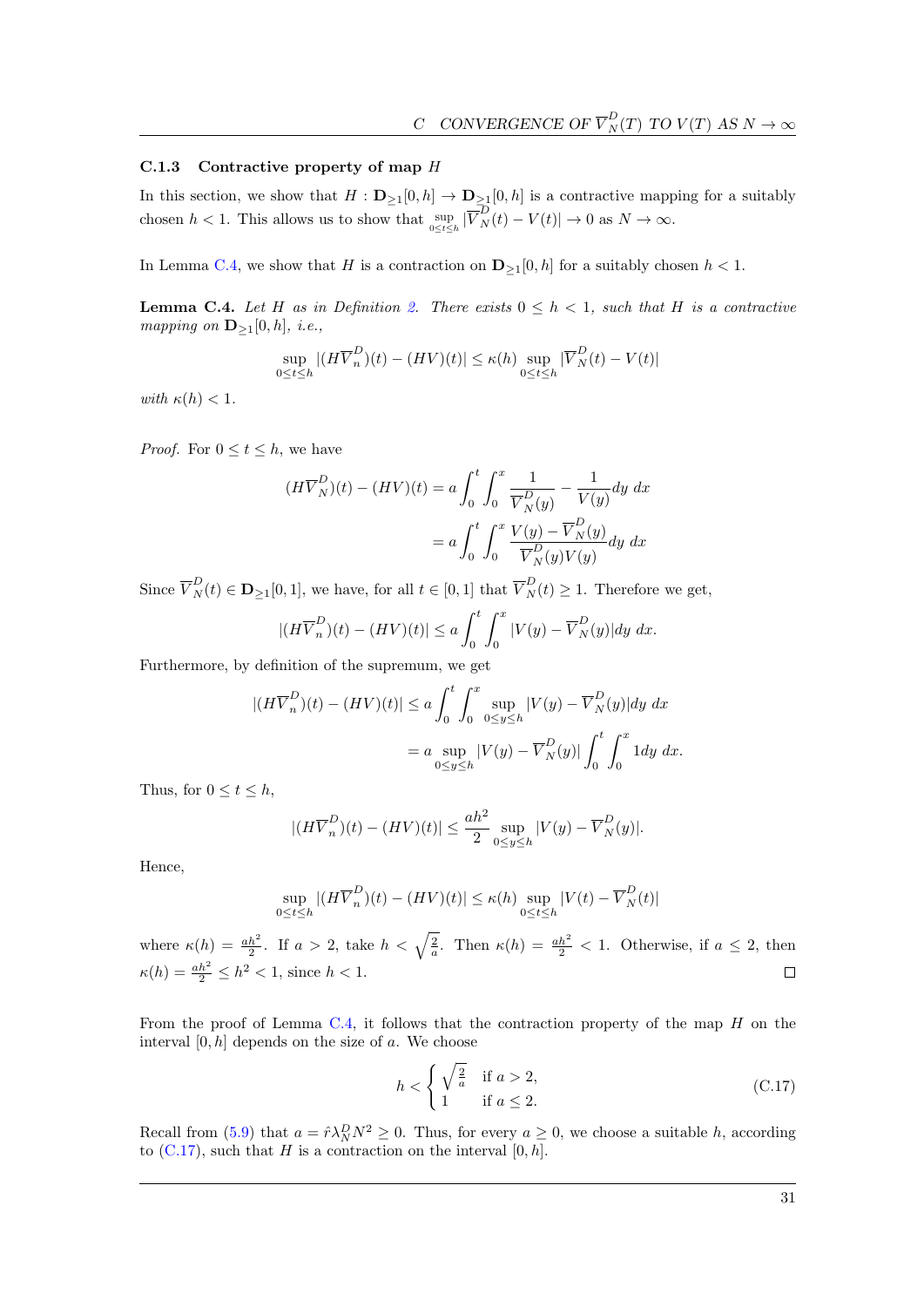### C.1.3 Contractive property of map $H$

In this section, we show that $H : \mathbf{D}_{\geq 1}[0,h] \to \mathbf{D}_{\geq 1}[0,h]$ is a contractive mapping for a suitably chosen $h < 1$. This allows us to show that $\sup_{0\leq t\leq h} |\overline{V}_N^D(t) - V(t)| \to 0$ as $N \to \infty$.

In Lemma C.4, we show that $H$ is a contraction on $\mathbf{D}_{\geq 1}[0,h]$ for a suitably chosen $h < 1$.

**Lemma C.4.** *Let $H$ as in Definition 2. There exists $0 \leq h < 1$, such that $H$ is a contractive mapping on $\mathbf{D}_{\geq 1}[0,h]$, i.e.,*

$$\sup_{0\leq t\leq h} |(H\overline{V}_n^D)(t) - (HV)(t)| \leq \kappa(h) \sup_{0\leq t\leq h} |\overline{V}_N^D(t) - V(t)|$$

*with $\kappa(h) < 1$.*

*Proof.* For $0 \leq t \leq h$, we have

$$\begin{aligned}
(H\overline{V}_N^D)(t) - (HV)(t) &= a \int_0^t \int_0^x \frac{1}{\overline{V}_N^D(y)} - \frac{1}{V(y)} dy\ dx \\
&= a \int_0^t \int_0^x \frac{V(y) - \overline{V}_N^D(y)}{\overline{V}_N^D(y)V(y)} dy\ dx
\end{aligned}$$

Since $\overline{V}_N^D(t) \in \mathbf{D}_{\geq 1}[0,1]$, we have, for all $t \in [0,1]$ that $\overline{V}_N^D(t) \geq 1$. Therefore we get,

$$|(H\overline{V}_n^D)(t) - (HV)(t)| \leq a \int_0^t \int_0^x |V(y) - \overline{V}_N^D(y)| dy\ dx.$$

Furthermore, by definition of the supremum, we get

$$\begin{aligned}
|(H\overline{V}_n^D)(t) - (HV)(t)| &\leq a \int_0^t \int_0^x \sup_{0\leq y\leq h} |V(y) - \overline{V}_N^D(y)| dy\ dx \\
&= a \sup_{0\leq y\leq h} |V(y) - \overline{V}_N^D(y)| \int_0^t \int_0^x 1 dy\ dx.
\end{aligned}$$

Thus, for $0 \leq t \leq h$,

$$|(H\overline{V}_n^D)(t) - (HV)(t)| \leq \frac{ah^2}{2} \sup_{0\leq y\leq h} |V(y) - \overline{V}_N^D(y)|.$$

Hence,

$$\sup_{0\leq t\leq h} |(H\overline{V}_n^D)(t) - (HV)(t)| \leq \kappa(h) \sup_{0\leq t\leq h} |V(t) - \overline{V}_N^D(t)|$$

where $\kappa(h) = \frac{ah^2}{2}$. If $a > 2$, take $h < \sqrt{\frac{2}{a}}$. Then $\kappa(h) = \frac{ah^2}{2} < 1$. Otherwise, if $a \leq 2$, then $\kappa(h) = \frac{ah^2}{2} \leq h^2 < 1$, since $h < 1$. ☐

From the proof of Lemma C.4, it follows that the contraction property of the map $H$ on the interval $[0,h]$ depends on the size of $a$. We choose

$$h < \begin{cases} \sqrt{\frac{2}{a}} & \text{if } a > 2, \\ 1 & \text{if } a \leq 2. \end{cases} \tag{C.17}$$

Recall from (5.9) that $a = \hat{r}\lambda_N^D N^2 \geq 0$. Thus, for every $a \geq 0$, we choose a suitable $h$, according to (C.17), such that $H$ is a contraction on the interval $[0,h]$.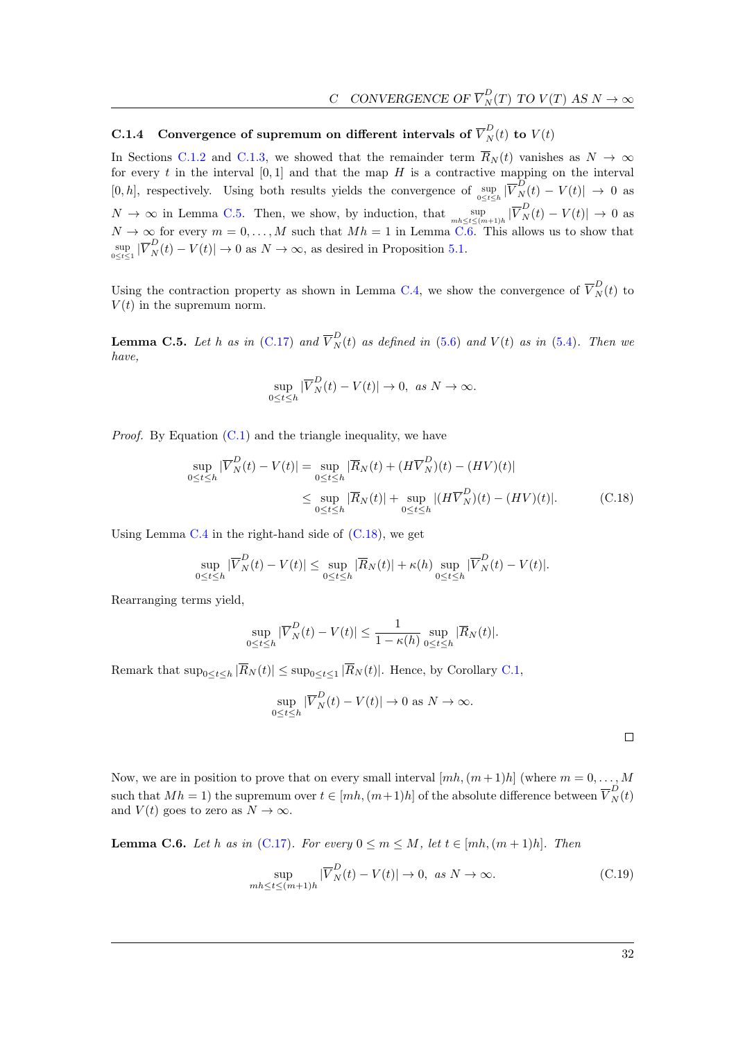### C.1.4 Convergence of supremum on different intervals of $\overline{V}_N^D(t)$ to $V(t)$

In Sections C.1.2 and C.1.3, we showed that the remainder term $\overline{R}_N(t)$ vanishes as $N \to \infty$ for every $t$ in the interval $[0,1]$ and that the map $H$ is a contractive mapping on the interval $[0,h]$, respectively. Using both results yields the convergence of $\sup_{0\le t\le h} |\overline{V}_N^D(t) - V(t)| \to 0$ as $N \to \infty$ in Lemma C.5. Then, we show, by induction, that $\sup_{mh\le t\le (m+1)h} |\overline{V}_N^D(t) - V(t)| \to 0$ as $N \to \infty$ for every $m = 0,\dots,M$ such that $Mh = 1$ in Lemma C.6. This allows us to show that $\sup_{0\le t\le 1} |\overline{V}_N^D(t) - V(t)| \to 0$ as $N \to \infty$, as desired in Proposition 5.1.

Using the contraction property as shown in Lemma C.4, we show the convergence of $\overline{V}_N^D(t)$ to $V(t)$ in the supremum norm.

**Lemma C.5.** *Let $h$ as in (C.17) and $\overline{V}_N^D(t)$ as defined in (5.6) and $V(t)$ as in (5.4). Then we have,*

$$\sup_{0\le t\le h} |\overline{V}_N^D(t) - V(t)| \to 0, \ \text{ as } N \to \infty.$$

*Proof.* By Equation (C.1) and the triangle inequality, we have

$$\begin{aligned}\sup_{0\le t\le h} |\overline{V}_N^D(t) - V(t)| &= \sup_{0\le t\le h} |\overline{R}_N(t) + (H\overline{V}_N^D)(t) - (HV)(t)| \\ &\le \sup_{0\le t\le h} |\overline{R}_N(t)| + \sup_{0\le t\le h} |(H\overline{V}_N^D)(t) - (HV)(t)|. \qquad \text{(C.18)}\end{aligned}$$

Using Lemma C.4 in the right-hand side of (C.18), we get

$$\sup_{0\le t\le h} |\overline{V}_N^D(t) - V(t)| \le \sup_{0\le t\le h} |\overline{R}_N(t)| + \kappa(h) \sup_{0\le t\le h} |\overline{V}_N^D(t) - V(t)|.$$

Rearranging terms yield,

$$\sup_{0\le t\le h} |\overline{V}_N^D(t) - V(t)| \le \frac{1}{1-\kappa(h)} \sup_{0\le t\le h} |\overline{R}_N(t)|.$$

Remark that $\sup_{0\le t\le h} |\overline{R}_N(t)| \le \sup_{0\le t\le 1} |\overline{R}_N(t)|$. Hence, by Corollary C.1,

$$\sup_{0\le t\le h} |\overline{V}_N^D(t) - V(t)| \to 0 \text{ as } N \to \infty.$$

□

Now, we are in position to prove that on every small interval $[mh,(m+1)h]$ (where $m = 0,\dots,M$ such that $Mh = 1$) the supremum over $t \in [mh,(m+1)h]$ of the absolute difference between $\overline{V}_N^D(t)$ and $V(t)$ goes to zero as $N \to \infty$.

**Lemma C.6.** *Let $h$ as in (C.17). For every $0 \le m \le M$, let $t \in [mh,(m+1)h]$. Then*

$$\sup_{mh\le t\le (m+1)h} |\overline{V}_N^D(t) - V(t)| \to 0, \ \text{ as } N \to \infty. \qquad \text{(C.19)}$$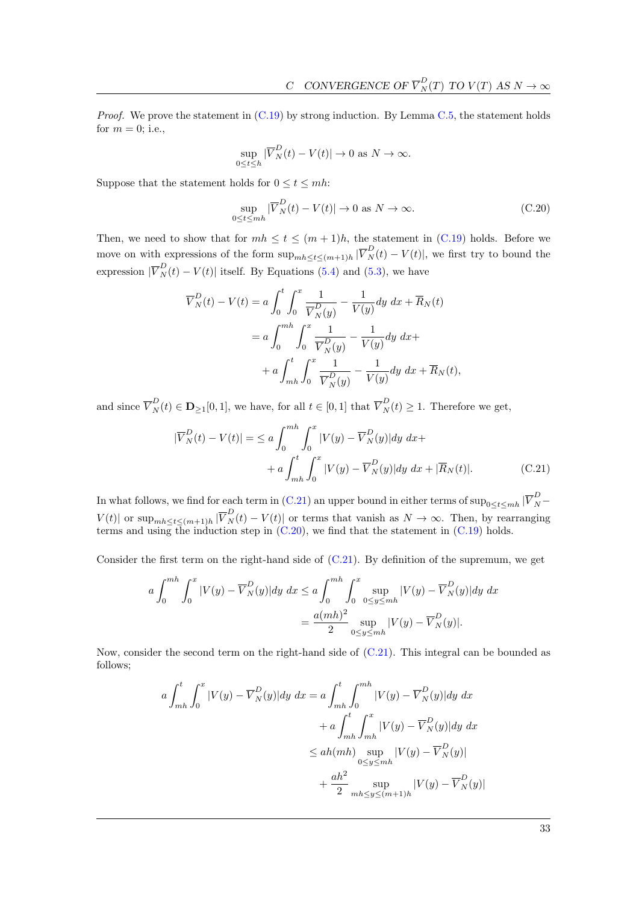*Proof.* We prove the statement in (C.19) by strong induction. By Lemma C.5, the statement holds for $m = 0$; i.e.,

$$\sup_{0 \le t \le h} |\overline{V}_N^D(t) - V(t)| \to 0 \text{ as } N \to \infty.$$

Suppose that the statement holds for $0 \le t \le mh$:

$$\sup_{0 \le t \le mh} |\overline{V}_N^D(t) - V(t)| \to 0 \text{ as } N \to \infty. \tag{C.20}$$

Then, we need to show that for $mh \le t \le (m+1)h$, the statement in (C.19) holds. Before we move on with expressions of the form $\sup_{mh \le t \le (m+1)h} |\overline{V}_N^D(t) - V(t)|$, we first try to bound the expression $|\overline{V}_N^D(t) - V(t)|$ itself. By Equations (5.4) and (5.3), we have

$$\begin{aligned}
\overline{V}_N^D(t) - V(t) &= a \int_0^t \int_0^x \frac{1}{\overline{V}_N^D(y)} - \frac{1}{V(y)} dy \; dx + \overline{R}_N(t) \\
&= a \int_0^{mh} \int_0^x \frac{1}{\overline{V}_N^D(y)} - \frac{1}{V(y)} dy \; dx + \\
&\quad + a \int_{mh}^t \int_0^x \frac{1}{\overline{V}_N^D(y)} - \frac{1}{V(y)} dy \; dx + \overline{R}_N(t),
\end{aligned}$$

and since $\overline{V}_N^D(t) \in \mathbf{D}_{\ge 1}[0,1]$, we have, for all $t \in [0,1]$ that $\overline{V}_N^D(t) \ge 1$. Therefore we get,

$$\begin{aligned}
|\overline{V}_N^D(t) - V(t)| = &\le a \int_0^{mh} \int_0^x |V(y) - \overline{V}_N^D(y)| dy \; dx + \\
&+ a \int_{mh}^t \int_0^x |V(y) - \overline{V}_N^D(y)| dy \; dx + |\overline{R}_N(t)|.
\end{aligned} \tag{C.21}$$

In what follows, we find for each term in (C.21) an upper bound in either terms of $\sup_{0 \le t \le mh} |\overline{V}_N^D - V(t)|$ or $\sup_{mh \le t \le (m+1)h} |\overline{V}_N^D(t) - V(t)|$ or terms that vanish as $N \to \infty$. Then, by rearranging terms and using the induction step in (C.20), we find that the statement in (C.19) holds.

Consider the first term on the right-hand side of (C.21). By definition of the supremum, we get

$$\begin{aligned}
a \int_0^{mh} \int_0^x |V(y) - \overline{V}_N^D(y)| dy \; dx &\le a \int_0^{mh} \int_0^x \sup_{0 \le y \le mh} |V(y) - \overline{V}_N^D(y)| dy \; dx \\
&= \frac{a(mh)^2}{2} \sup_{0 \le y \le mh} |V(y) - \overline{V}_N^D(y)|.
\end{aligned}$$

Now, consider the second term on the right-hand side of (C.21). This integral can be bounded as follows;

$$\begin{aligned}
a \int_{mh}^t \int_0^x |V(y) - \overline{V}_N^D(y)| dy \; dx &= a \int_{mh}^t \int_0^{mh} |V(y) - \overline{V}_N^D(y)| dy \; dx \\
&\quad + a \int_{mh}^t \int_{mh}^x |V(y) - \overline{V}_N^D(y)| dy \; dx \\
&\le ah(mh) \sup_{0 \le y \le mh} |V(y) - \overline{V}_N^D(y)| \\
&\quad + \frac{ah^2}{2} \sup_{mh \le y \le (m+1)h} |V(y) - \overline{V}_N^D(y)|
\end{aligned}$$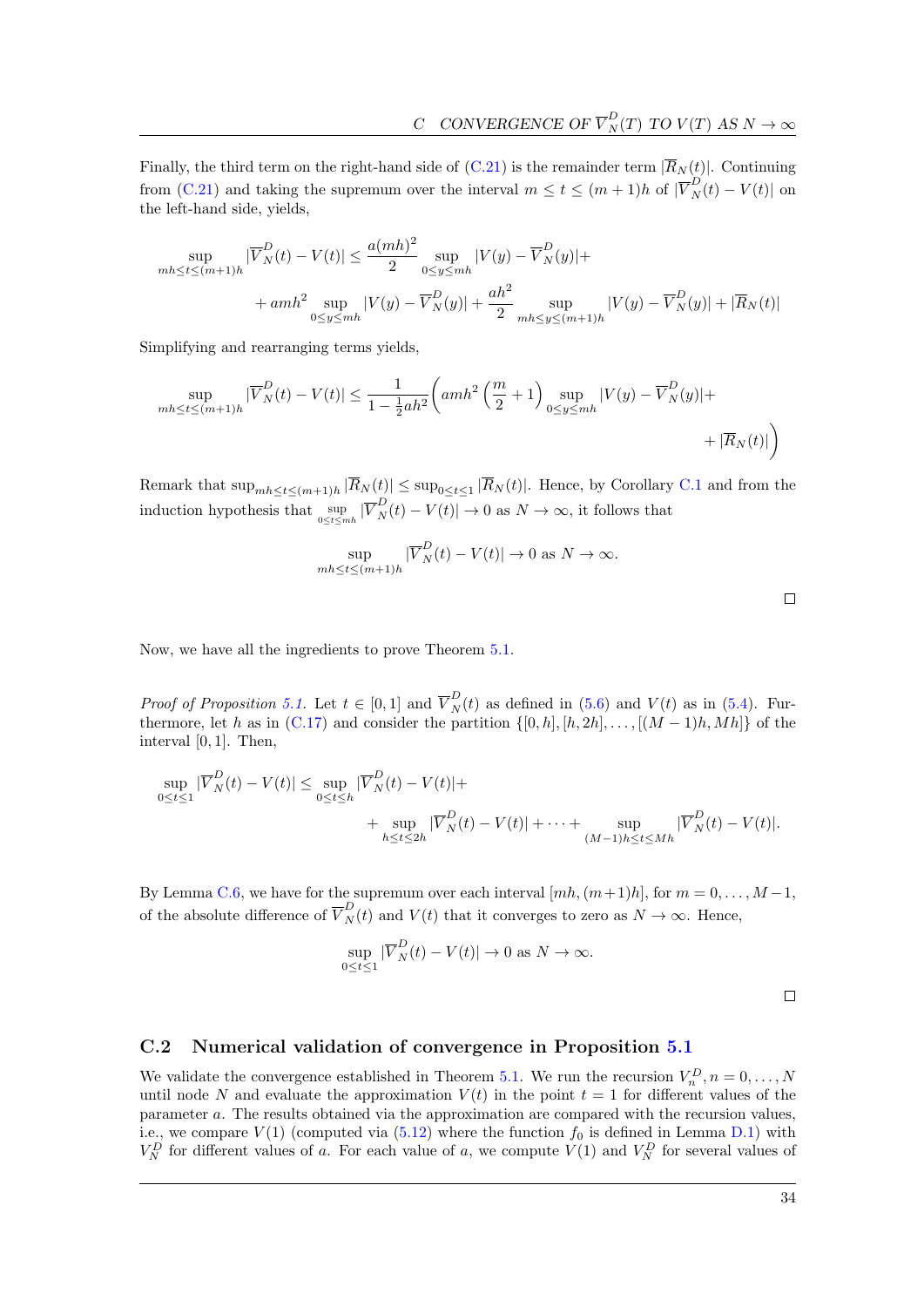Finally, the third term on the right-hand side of (C.21) is the remainder term $|\overline{R}_N(t)|$. Continuing from (C.21) and taking the supremum over the interval $m \leq t \leq (m+1)h$ of $|\overline{V}_N^D(t) - V(t)|$ on the left-hand side, yields,

$$\sup_{mh \leq t \leq (m+1)h} |\overline{V}_N^D(t) - V(t)| \leq \frac{a(mh)^2}{2} \sup_{0 \leq y \leq mh} |V(y) - \overline{V}_N^D(y)| + \\ + amh^2 \sup_{0 \leq y \leq mh} |V(y) - \overline{V}_N^D(y)| + \frac{ah^2}{2} \sup_{mh \leq y \leq (m+1)h} |V(y) - \overline{V}_N^D(y)| + |\overline{R}_N(t)|$$

Simplifying and rearranging terms yields,

$$\sup_{mh \leq t \leq (m+1)h} |\overline{V}_N^D(t) - V(t)| \leq \frac{1}{1 - \frac{1}{2}ah^2} \bigg( amh^2 \left(\frac{m}{2} + 1\right) \sup_{0 \leq y \leq mh} |V(y) - \overline{V}_N^D(y)| + \\ + |\overline{R}_N(t)| \bigg)$$

Remark that $\sup_{mh \leq t \leq (m+1)h} |\overline{R}_N(t)| \leq \sup_{0 \leq t \leq 1} |\overline{R}_N(t)|$. Hence, by Corollary C.1 and from the induction hypothesis that $\sup_{0 \leq t \leq mh} |\overline{V}_N^D(t) - V(t)| \to 0$ as $N \to \infty$, it follows that

$$\sup_{mh \leq t \leq (m+1)h} |\overline{V}_N^D(t) - V(t)| \to 0 \text{ as } N \to \infty.$$

□

Now, we have all the ingredients to prove Theorem 5.1.

*Proof of Proposition 5.1.* Let $t \in [0,1]$ and $\overline{V}_N^D(t)$ as defined in (5.6) and $V(t)$ as in (5.4). Furthermore, let $h$ as in (C.17) and consider the partition $\{[0,h], [h, 2h], \dots, [(M-1)h, Mh]\}$ of the interval $[0,1]$. Then,

$$\sup_{0 \leq t \leq 1} |\overline{V}_N^D(t) - V(t)| \leq \sup_{0 \leq t \leq h} |\overline{V}_N^D(t) - V(t)| + \\ + \sup_{h \leq t \leq 2h} |\overline{V}_N^D(t) - V(t)| + \cdots + \sup_{(M-1)h \leq t \leq Mh} |\overline{V}_N^D(t) - V(t)|.$$

By Lemma C.6, we have for the supremum over each interval $[mh, (m+1)h]$, for $m = 0, \dots, M-1$, of the absolute difference of $\overline{V}_N^D(t)$ and $V(t)$ that it converges to zero as $N \to \infty$. Hence,

$$\sup_{0 \leq t \leq 1} |\overline{V}_N^D(t) - V(t)| \to 0 \text{ as } N \to \infty.$$

□

## C.2 Numerical validation of convergence in Proposition 5.1

We validate the convergence established in Theorem 5.1. We run the recursion $V_n^D, n = 0, \dots, N$ until node $N$ and evaluate the approximation $V(t)$ in the point $t = 1$ for different values of the parameter $a$. The results obtained via the approximation are compared with the recursion values, i.e., we compare $V(1)$ (computed via (5.12) where the function $f_0$ is defined in Lemma D.1) with $V_N^D$ for different values of $a$. For each value of $a$, we compute $V(1)$ and $V_N^D$ for several values of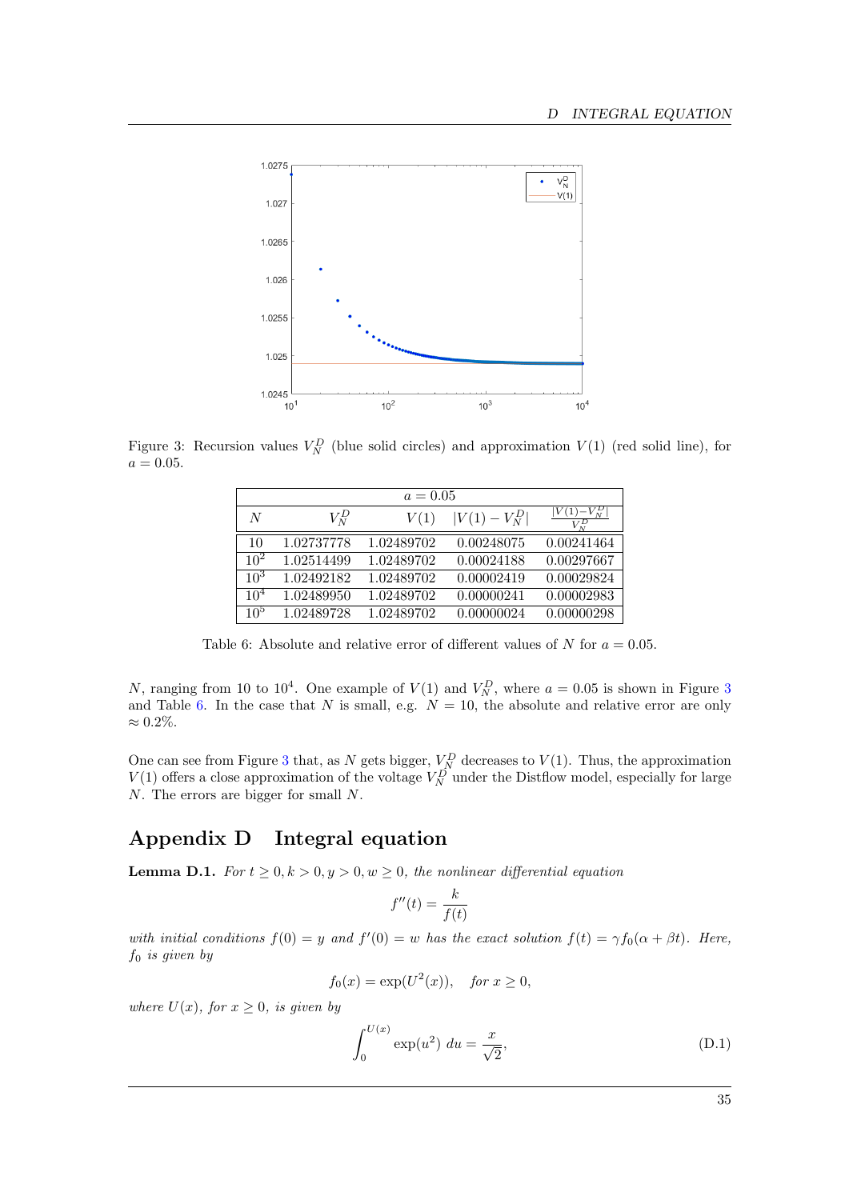Figure 3: Recursion values $V_N^D$ (blue solid circles) and approximation $V(1)$ (red solid line), for $a = 0.05$.

| $a = 0.05$ | | | | |
|---|---|---|---|---|
| $N$ | $V_N^D$ | $V(1)$ | $\lvert V(1) - V_N^D \rvert$ | $\frac{\lvert V(1)-V_N^D \rvert}{V_N^D}$ |
| 10 | 1.02737778 | 1.02489702 | 0.00248075 | 0.00241464 |
| $10^2$ | 1.02514499 | 1.02489702 | 0.00024188 | 0.00297667 |
| $10^3$ | 1.02492182 | 1.02489702 | 0.00002419 | 0.00029824 |
| $10^4$ | 1.02489950 | 1.02489702 | 0.00000241 | 0.00002983 |
| $10^5$ | 1.02489728 | 1.02489702 | 0.00000024 | 0.00000298 |

Table 6: Absolute and relative error of different values of $N$ for $a = 0.05$.

$N$, ranging from 10 to $10^4$. One example of $V(1)$ and $V_N^D$, where $a = 0.05$ is shown in Figure 3 and Table 6. In the case that $N$ is small, e.g. $N = 10$, the absolute and relative error are only $\approx 0.2\%$.

One can see from Figure 3 that, as $N$ gets bigger, $V_N^D$ decreases to $V(1)$. Thus, the approximation $V(1)$ offers a close approximation of the voltage $V_N^D$ under the Distflow model, especially for large $N$. The errors are bigger for small $N$.

# Appendix D Integral equation

**Lemma D.1.** *For $t \geq 0, k > 0, y > 0, w \geq 0$, the nonlinear differential equation*

$$f''(t) = \frac{k}{f(t)}$$

*with initial conditions $f(0) = y$ and $f'(0) = w$ has the exact solution $f(t) = \gamma f_0(\alpha + \beta t)$. Here, $f_0$ is given by*

$$f_0(x) = \exp(U^2(x)), \quad \text{for } x \geq 0,$$

*where $U(x)$, for $x \geq 0$, is given by*

$$\int_0^{U(x)} \exp(u^2)\, du = \frac{x}{\sqrt{2}}, \tag{D.1}$$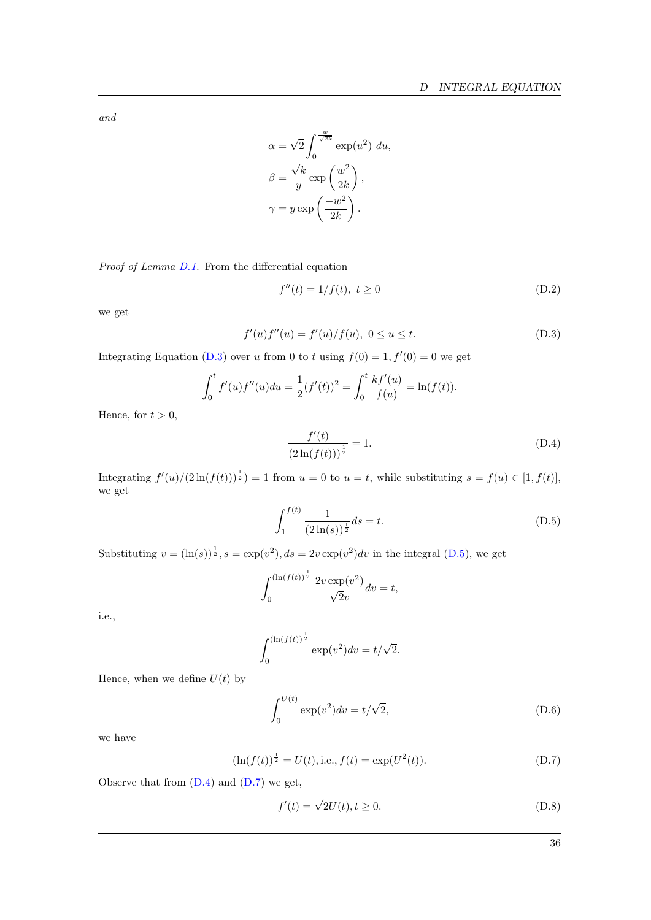*and*

$$\alpha = \sqrt{2}\int_0^{\frac{w}{\sqrt{2k}}} \exp(u^2)\ du,$$
$$\beta = \frac{\sqrt{k}}{y}\exp\left(\frac{w^2}{2k}\right),$$
$$\gamma = y\exp\left(\frac{-w^2}{2k}\right).$$

*Proof of Lemma D.1.* From the differential equation

$$f''(t) = 1/f(t),\ t \geq 0 \tag{D.2}$$

we get

$$f'(u)f''(u) = f'(u)/f(u),\ 0 \leq u \leq t. \tag{D.3}$$

Integrating Equation (D.3) over $u$ from 0 to $t$ using $f(0) = 1, f'(0) = 0$ we get

$$\int_0^t f'(u)f''(u)du = \frac{1}{2}(f'(t))^2 = \int_0^t \frac{kf'(u)}{f(u)} = \ln(f(t)).$$

Hence, for $t > 0$,

$$\frac{f'(t)}{(2\ln(f(t)))^{\frac{1}{2}}} = 1. \tag{D.4}$$

Integrating $f'(u)/(2\ln(f(t)))^{\frac{1}{2}}) = 1$ from $u = 0$ to $u = t$, while substituting $s = f(u) \in [1, f(t)]$, we get

$$\int_1^{f(t)} \frac{1}{(2\ln(s))^{\frac{1}{2}}}ds = t. \tag{D.5}$$

Substituting $v = (\ln(s))^{\frac{1}{2}}, s = \exp(v^2), ds = 2v\exp(v^2)dv$ in the integral (D.5), we get

$$\int_0^{(\ln(f(t))^{\frac{1}{2}}} \frac{2v\exp(v^2)}{\sqrt{2}v}dv = t,$$

i.e.,

$$\int_0^{(\ln(f(t))^{\frac{1}{2}}} \exp(v^2)dv = t/\sqrt{2}.$$

Hence, when we define $U(t)$ by

$$\int_0^{U(t)} \exp(v^2)dv = t/\sqrt{2}, \tag{D.6}$$

we have

$$(\ln(f(t))^{\frac{1}{2}} = U(t), \text{i.e.}, f(t) = \exp(U^2(t)). \tag{D.7}$$

Observe that from (D.4) and (D.7) we get,

$$f'(t) = \sqrt{2}U(t), t \geq 0. \tag{D.8}$$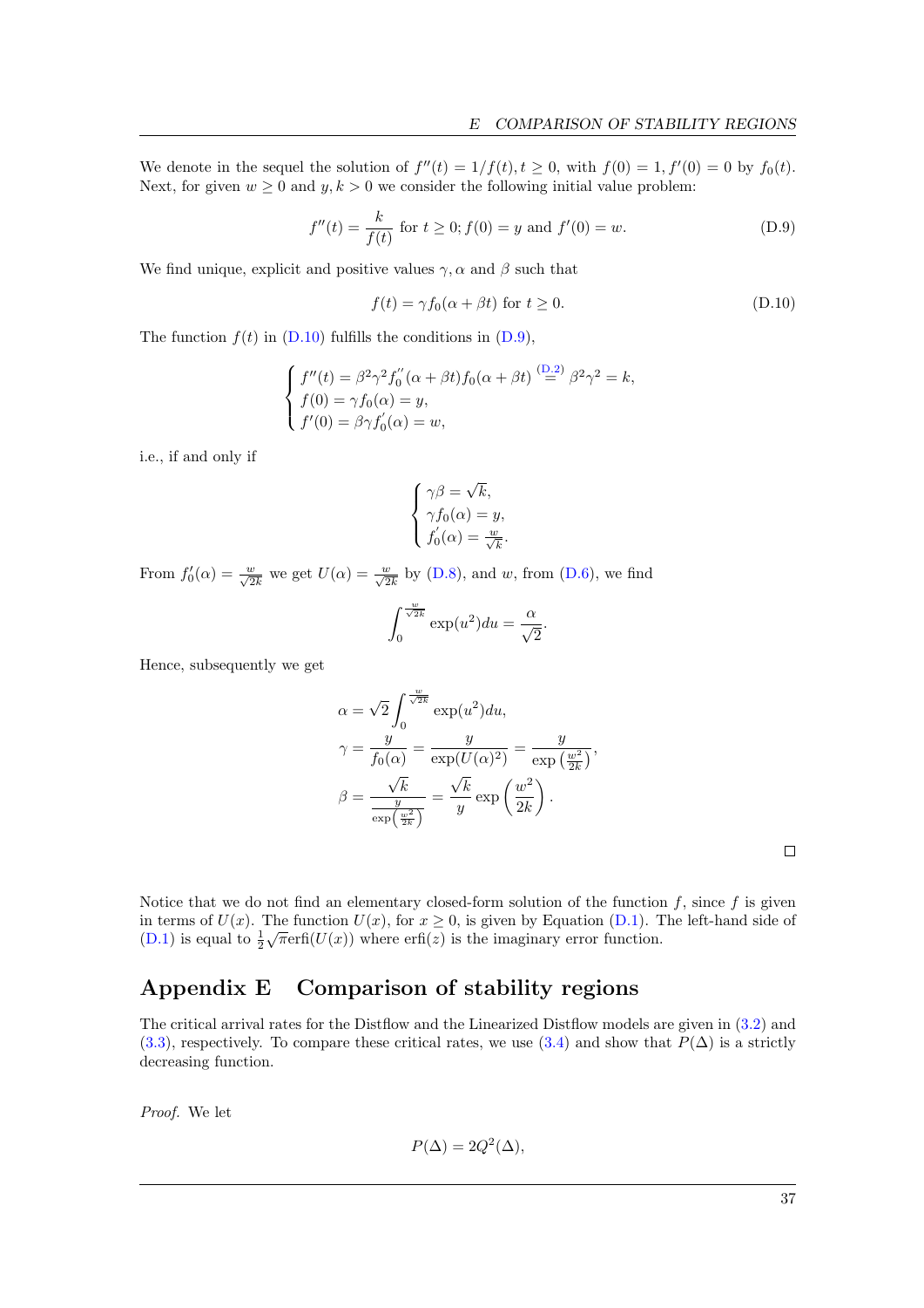We denote in the sequel the solution of $f''(t) = 1/f(t), t \geq 0$, with $f(0) = 1, f'(0) = 0$ by $f_0(t)$. Next, for given $w \geq 0$ and $y, k > 0$ we consider the following initial value problem:

$$f''(t) = \frac{k}{f(t)} \text{ for } t \geq 0; f(0) = y \text{ and } f'(0) = w. \tag{D.9}$$

We find unique, explicit and positive values $\gamma, \alpha$ and $\beta$ such that

$$f(t) = \gamma f_0(\alpha + \beta t) \text{ for } t \geq 0. \tag{D.10}$$

The function $f(t)$ in (D.10) fulfills the conditions in (D.9),

$$\begin{cases} f''(t) = \beta^2 \gamma^2 f_0''(\alpha + \beta t) f_0(\alpha + \beta t) \stackrel{\text{(D.2)}}{=} \beta^2 \gamma^2 = k, \\ f(0) = \gamma f_0(\alpha) = y, \\ f'(0) = \beta \gamma f_0'(\alpha) = w, \end{cases}$$

i.e., if and only if

$$\begin{cases} \gamma\beta = \sqrt{k}, \\ \gamma f_0(\alpha) = y, \\ f_0'(\alpha) = \frac{w}{\sqrt{k}}. \end{cases}$$

From $f_0'(\alpha) = \frac{w}{\sqrt{2k}}$ we get $U(\alpha) = \frac{w}{\sqrt{2k}}$ by (D.8), and $w$, from (D.6), we find

$$\int_0^{\frac{w}{\sqrt{2k}}} \exp(u^2) du = \frac{\alpha}{\sqrt{2}}.$$

Hence, subsequently we get

$$\begin{aligned}
\alpha &= \sqrt{2} \int_0^{\frac{w}{\sqrt{2k}}} \exp(u^2) du, \\
\gamma &= \frac{y}{f_0(\alpha)} = \frac{y}{\exp(U(\alpha)^2)} = \frac{y}{\exp\left(\frac{w^2}{2k}\right)}, \\
\beta &= \frac{\sqrt{k}}{\frac{y}{\exp\left(\frac{w^2}{2k}\right)}} = \frac{\sqrt{k}}{y} \exp\left(\frac{w^2}{2k}\right).
\end{aligned}$$

□

Notice that we do not find an elementary closed-form solution of the function $f$, since $f$ is given in terms of $U(x)$. The function $U(x)$, for $x \geq 0$, is given by Equation (D.1). The left-hand side of (D.1) is equal to $\frac{1}{2}\sqrt{\pi}\text{erfi}(U(x))$ where $\text{erfi}(z)$ is the imaginary error function.

# Appendix E Comparison of stability regions

The critical arrival rates for the Distflow and the Linearized Distflow models are given in (3.2) and (3.3), respectively. To compare these critical rates, we use (3.4) and show that $P(\Delta)$ is a strictly decreasing function.

*Proof.* We let

$$P(\Delta) = 2Q^2(\Delta),$$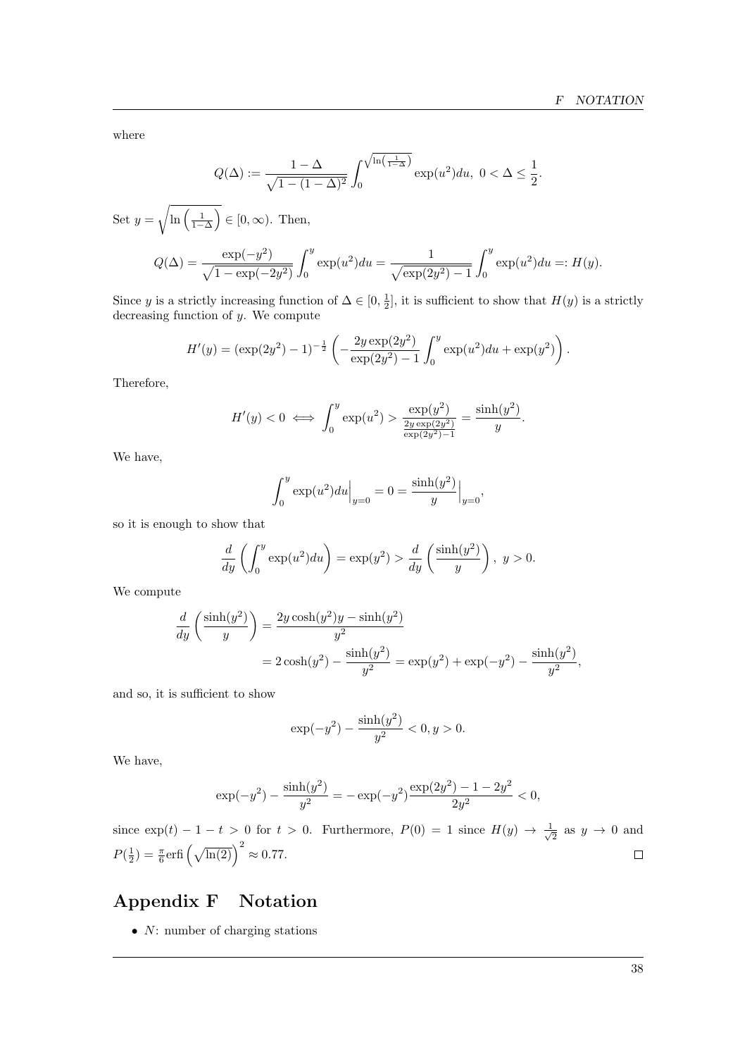where

$$Q(\Delta) := \frac{1-\Delta}{\sqrt{1-(1-\Delta)^2}} \int_0^{\sqrt{\ln\left(\frac{1}{1-\Delta}\right)}} \exp(u^2)du, \; 0 < \Delta \leq \frac{1}{2}.$$

Set $y = \sqrt{\ln\left(\frac{1}{1-\Delta}\right)} \in [0, \infty)$. Then,

$$Q(\Delta) = \frac{\exp(-y^2)}{\sqrt{1-\exp(-2y^2)}} \int_0^y \exp(u^2)du = \frac{1}{\sqrt{\exp(2y^2)-1}} \int_0^y \exp(u^2)du =: H(y).$$

Since $y$ is a strictly increasing function of $\Delta \in [0, \frac{1}{2}]$, it is sufficient to show that $H(y)$ is a strictly decreasing function of $y$. We compute

$$H'(y) = (\exp(2y^2)-1)^{-\frac{1}{2}} \left( -\frac{2y\exp(2y^2)}{\exp(2y^2)-1} \int_0^y \exp(u^2)du + \exp(y^2) \right).$$

Therefore,

$$H'(y) < 0 \iff \int_0^y \exp(u^2) > \frac{\exp(y^2)}{\frac{2y\exp(2y^2)}{\exp(2y^2)-1}} = \frac{\sinh(y^2)}{y}.$$

We have,

$$\int_0^y \exp(u^2)du\Big|_{y=0} = 0 = \frac{\sinh(y^2)}{y}\Big|_{y=0},$$

so it is enough to show that

$$\frac{d}{dy}\left(\int_0^y \exp(u^2)du\right) = \exp(y^2) > \frac{d}{dy}\left(\frac{\sinh(y^2)}{y}\right), \; y > 0.$$

We compute

$$\begin{aligned}
\frac{d}{dy}\left(\frac{\sinh(y^2)}{y}\right) &= \frac{2y\cosh(y^2)y - \sinh(y^2)}{y^2} \\
&= 2\cosh(y^2) - \frac{\sinh(y^2)}{y^2} = \exp(y^2) + \exp(-y^2) - \frac{\sinh(y^2)}{y^2},
\end{aligned}$$

and so, it is sufficient to show

$$\exp(-y^2) - \frac{\sinh(y^2)}{y^2} < 0, y > 0.$$

We have,

$$\exp(-y^2) - \frac{\sinh(y^2)}{y^2} = -\exp(-y^2)\frac{\exp(2y^2) - 1 - 2y^2}{2y^2} < 0,$$

since $\exp(t) - 1 - t > 0$ for $t > 0$. Furthermore, $P(0) = 1$ since $H(y) \to \frac{1}{\sqrt{2}}$ as $y \to 0$ and $P(\frac{1}{2}) = \frac{\pi}{6}\text{erfi}\left(\sqrt{\ln(2)}\right)^2 \approx 0.77$. □

# Appendix F Notation

- $N$: number of charging stations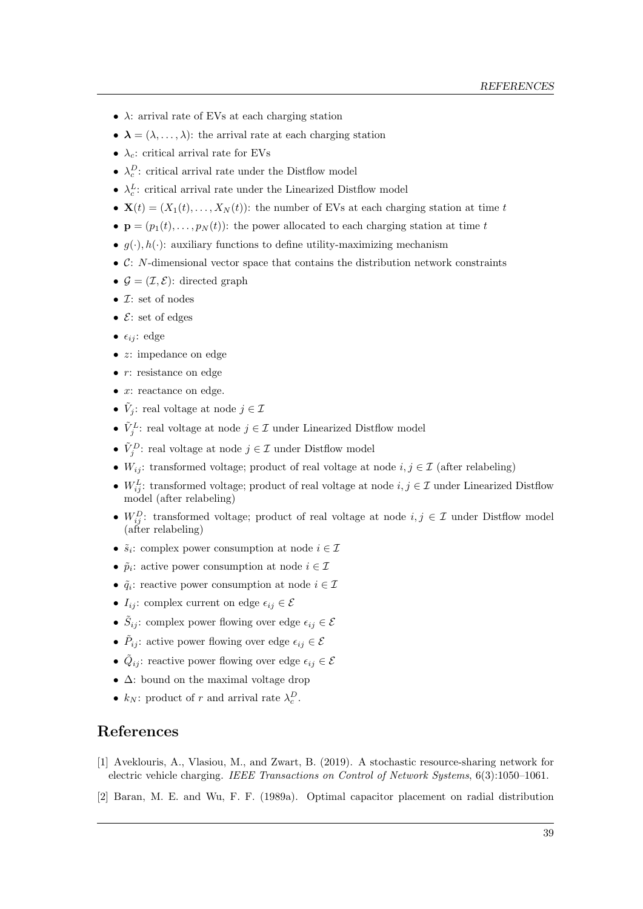- $\lambda$: arrival rate of EVs at each charging station
- $\boldsymbol{\lambda} = (\lambda, \ldots, \lambda)$: the arrival rate at each charging station
- $\lambda_c$: critical arrival rate for EVs
- $\lambda_c^D$: critical arrival rate under the Distflow model
- $\lambda_c^L$: critical arrival rate under the Linearized Distflow model
- $\mathbf{X}(t) = (X_1(t), \ldots, X_N(t))$: the number of EVs at each charging station at time $t$
- $\mathbf{p} = (p_1(t), \ldots, p_N(t))$: the power allocated to each charging station at time $t$
- $g(\cdot), h(\cdot)$: auxiliary functions to define utility-maximizing mechanism
- $\mathcal{C}$: $N$-dimensional vector space that contains the distribution network constraints
- $\mathcal{G} = (\mathcal{I}, \mathcal{E})$: directed graph
- $\mathcal{I}$: set of nodes
- $\mathcal{E}$: set of edges
- $\epsilon_{ij}$: edge
- $z$: impedance on edge
- $r$: resistance on edge
- $x$: reactance on edge.
- $\tilde{V}_j$: real voltage at node $j \in \mathcal{I}$
- $\tilde{V}_j^L$: real voltage at node $j \in \mathcal{I}$ under Linearized Distflow model
- $\tilde{V}_j^D$: real voltage at node $j \in \mathcal{I}$ under Distflow model
- $W_{ij}$: transformed voltage; product of real voltage at node $i, j \in \mathcal{I}$ (after relabeling)
- $W_{ij}^L$: transformed voltage; product of real voltage at node $i, j \in \mathcal{I}$ under Linearized Distflow model (after relabeling)
- $W_{ij}^D$: transformed voltage; product of real voltage at node $i, j \in \mathcal{I}$ under Distflow model (after relabeling)
- $\tilde{s}_i$: complex power consumption at node $i \in \mathcal{I}$
- $\tilde{p}_i$: active power consumption at node $i \in \mathcal{I}$
- $\tilde{q}_i$: reactive power consumption at node $i \in \mathcal{I}$
- $I_{ij}$: complex current on edge $\epsilon_{ij} \in \mathcal{E}$
- $\tilde{S}_{ij}$: complex power flowing over edge $\epsilon_{ij} \in \mathcal{E}$
- $\tilde{P}_{ij}$: active power flowing over edge $\epsilon_{ij} \in \mathcal{E}$
- $\tilde{Q}_{ij}$: reactive power flowing over edge $\epsilon_{ij} \in \mathcal{E}$
- $\Delta$: bound on the maximal voltage drop
- $k_N$: product of $r$ and arrival rate $\lambda_c^D$.

# References

[1] Aveklouris, A., Vlasiou, M., and Zwart, B. (2019). A stochastic resource-sharing network for electric vehicle charging. *IEEE Transactions on Control of Network Systems*, 6(3):1050–1061.

[2] Baran, M. E. and Wu, F. F. (1989a). Optimal capacitor placement on radial distribution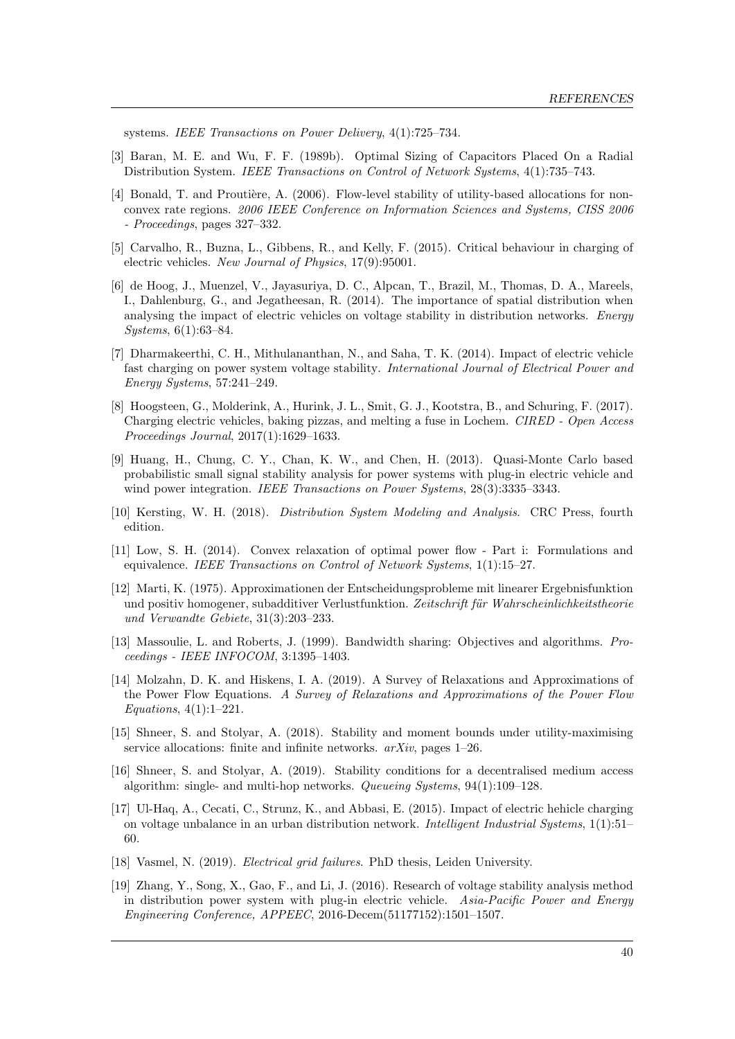systems. *IEEE Transactions on Power Delivery*, 4(1):725–734.

[3] Baran, M. E. and Wu, F. F. (1989b). Optimal Sizing of Capacitors Placed On a Radial Distribution System. *IEEE Transactions on Control of Network Systems*, 4(1):735–743.

[4] Bonald, T. and Proutière, A. (2006). Flow-level stability of utility-based allocations for non-convex rate regions. *2006 IEEE Conference on Information Sciences and Systems, CISS 2006 - Proceedings*, pages 327–332.

[5] Carvalho, R., Buzna, L., Gibbens, R., and Kelly, F. (2015). Critical behaviour in charging of electric vehicles. *New Journal of Physics*, 17(9):95001.

[6] de Hoog, J., Muenzel, V., Jayasuriya, D. C., Alpcan, T., Brazil, M., Thomas, D. A., Mareels, I., Dahlenburg, G., and Jegatheesan, R. (2014). The importance of spatial distribution when analysing the impact of electric vehicles on voltage stability in distribution networks. *Energy Systems*, 6(1):63–84.

[7] Dharmakeerthi, C. H., Mithulananthan, N., and Saha, T. K. (2014). Impact of electric vehicle fast charging on power system voltage stability. *International Journal of Electrical Power and Energy Systems*, 57:241–249.

[8] Hoogsteen, G., Molderink, A., Hurink, J. L., Smit, G. J., Kootstra, B., and Schuring, F. (2017). Charging electric vehicles, baking pizzas, and melting a fuse in Lochem. *CIRED - Open Access Proceedings Journal*, 2017(1):1629–1633.

[9] Huang, H., Chung, C. Y., Chan, K. W., and Chen, H. (2013). Quasi-Monte Carlo based probabilistic small signal stability analysis for power systems with plug-in electric vehicle and wind power integration. *IEEE Transactions on Power Systems*, 28(3):3335–3343.

[10] Kersting, W. H. (2018). *Distribution System Modeling and Analysis*. CRC Press, fourth edition.

[11] Low, S. H. (2014). Convex relaxation of optimal power flow - Part i: Formulations and equivalence. *IEEE Transactions on Control of Network Systems*, 1(1):15–27.

[12] Marti, K. (1975). Approximationen der Entscheidungsprobleme mit linearer Ergebnisfunktion und positiv homogener, subadditiver Verlustfunktion. *Zeitschrift für Wahrscheinlichkeitstheorie und Verwandte Gebiete*, 31(3):203–233.

[13] Massoulie, L. and Roberts, J. (1999). Bandwidth sharing: Objectives and algorithms. *Proceedings - IEEE INFOCOM*, 3:1395–1403.

[14] Molzahn, D. K. and Hiskens, I. A. (2019). A Survey of Relaxations and Approximations of the Power Flow Equations. *A Survey of Relaxations and Approximations of the Power Flow Equations*, 4(1):1–221.

[15] Shneer, S. and Stolyar, A. (2018). Stability and moment bounds under utility-maximising service allocations: finite and infinite networks. *arXiv*, pages 1–26.

[16] Shneer, S. and Stolyar, A. (2019). Stability conditions for a decentralised medium access algorithm: single- and multi-hop networks. *Queueing Systems*, 94(1):109–128.

[17] Ul-Haq, A., Cecati, C., Strunz, K., and Abbasi, E. (2015). Impact of electric hehicle charging on voltage unbalance in an urban distribution network. *Intelligent Industrial Systems*, 1(1):51–60.

[18] Vasmel, N. (2019). *Electrical grid failures*. PhD thesis, Leiden University.

[19] Zhang, Y., Song, X., Gao, F., and Li, J. (2016). Research of voltage stability analysis method in distribution power system with plug-in electric vehicle. *Asia-Pacific Power and Energy Engineering Conference, APPEEC*, 2016-Decem(51177152):1501–1507.